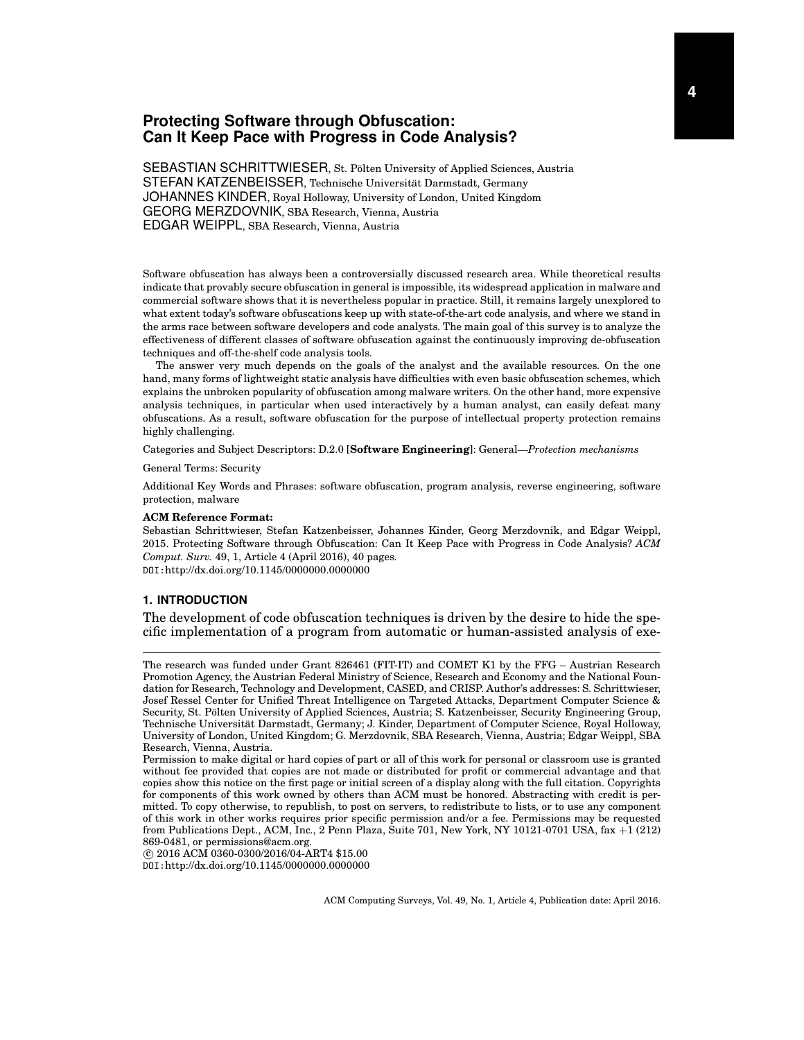# Protecting Software through Obfuscation: Can It Keep Pace with Progress in Code Analysis?

SEBASTIAN SCHRITTWIESER, St. Pölten University of Applied Sciences, Austria
STEFAN KATZENBEISSER, Technische Universität Darmstadt, Germany
JOHANNES KINDER, Royal Holloway, University of London, United Kingdom
GEORG MERZDOVNIK, SBA Research, Vienna, Austria
EDGAR WEIPPL, SBA Research, Vienna, Austria

Software obfuscation has always been a controversially discussed research area. While theoretical results indicate that provably secure obfuscation in general is impossible, its widespread application in malware and commercial software shows that it is nevertheless popular in practice. Still, it remains largely unexplored to what extent today's software obfuscations keep up with state-of-the-art code analysis, and where we stand in the arms race between software developers and code analysts. The main goal of this survey is to analyze the effectiveness of different classes of software obfuscation against the continuously improving de-obfuscation techniques and off-the-shelf code analysis tools.

The answer very much depends on the goals of the analyst and the available resources. On the one hand, many forms of lightweight static analysis have difficulties with even basic obfuscation schemes, which explains the unbroken popularity of obfuscation among malware writers. On the other hand, more expensive analysis techniques, in particular when used interactively by a human analyst, can easily defeat many obfuscations. As a result, software obfuscation for the purpose of intellectual property protection remains highly challenging.

Categories and Subject Descriptors: D.2.0 [**Software Engineering**]: General—*Protection mechanisms*

General Terms: Security

Additional Key Words and Phrases: software obfuscation, program analysis, reverse engineering, software protection, malware

**ACM Reference Format:**
Sebastian Schrittwieser, Stefan Katzenbeisser, Johannes Kinder, Georg Merzdovnik, and Edgar Weippl, 2015. Protecting Software through Obfuscation: Can It Keep Pace with Progress in Code Analysis? *ACM Comput. Surv.* 49, 1, Article 4 (April 2016), 40 pages.
DOI:http://dx.doi.org/10.1145/0000000.0000000

## 1. INTRODUCTION

The development of code obfuscation techniques is driven by the desire to hide the specific implementation of a program from automatic or human-assisted analysis of exe-

---

The research was funded under Grant 826461 (FIT-IT) and COMET K1 by the FFG – Austrian Research Promotion Agency, the Austrian Federal Ministry of Science, Research and Economy and the National Foundation for Research, Technology and Development, CASED, and CRISP. Author's addresses: S. Schrittwieser, Josef Ressel Center for Unified Threat Intelligence on Targeted Attacks, Department Computer Science & Security, St. Pölten University of Applied Sciences, Austria; S. Katzenbeisser, Security Engineering Group, Technische Universität Darmstadt, Germany; J. Kinder, Department of Computer Science, Royal Holloway, University of London, United Kingdom; G. Merzdovnik, SBA Research, Vienna, Austria; Edgar Weippl, SBA Research, Vienna, Austria.

Permission to make digital or hard copies of part or all of this work for personal or classroom use is granted without fee provided that copies are not made or distributed for profit or commercial advantage and that copies show this notice on the first page or initial screen of a display along with the full citation. Copyrights for components of this work owned by others than ACM must be honored. Abstracting with credit is permitted. To copy otherwise, to republish, to post on servers, to redistribute to lists, or to use any component of this work in other works requires prior specific permission and/or a fee. Permissions may be requested from Publications Dept., ACM, Inc., 2 Penn Plaza, Suite 701, New York, NY 10121-0701 USA, fax +1 (212) 869-0481, or permissions@acm.org.

© 2016 ACM 0360-0300/2016/04-ART4 $15.00
DOI:http://dx.doi.org/10.1145/0000000.0000000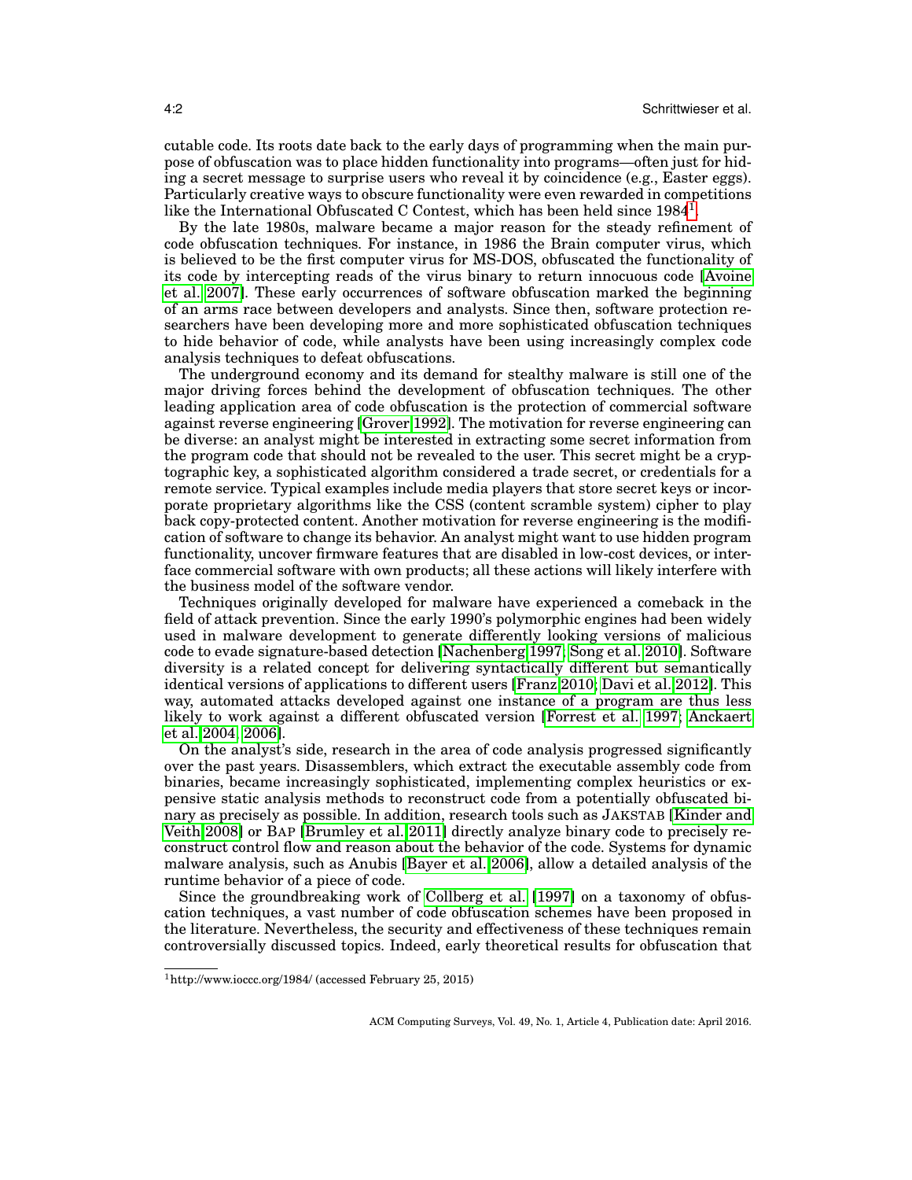cutable code. Its roots date back to the early days of programming when the main purpose of obfuscation was to place hidden functionality into programs—often just for hiding a secret message to surprise users who reveal it by coincidence (e.g., Easter eggs). Particularly creative ways to obscure functionality were even rewarded in competitions like the International Obfuscated C Contest, which has been held since 1984[1].

By the late 1980s, malware became a major reason for the steady refinement of code obfuscation techniques. For instance, in 1986 the Brain computer virus, which is believed to be the first computer virus for MS-DOS, obfuscated the functionality of its code by intercepting reads of the virus binary to return innocuous code [Avoine et al. 2007]. These early occurrences of software obfuscation marked the beginning of an arms race between developers and analysts. Since then, software protection researchers have been developing more and more sophisticated obfuscation techniques to hide behavior of code, while analysts have been using increasingly complex code analysis techniques to defeat obfuscations.

The underground economy and its demand for stealthy malware is still one of the major driving forces behind the development of obfuscation techniques. The other leading application area of code obfuscation is the protection of commercial software against reverse engineering [Grover 1992]. The motivation for reverse engineering can be diverse: an analyst might be interested in extracting some secret information from the program code that should not be revealed to the user. This secret might be a cryptographic key, a sophisticated algorithm considered a trade secret, or credentials for a remote service. Typical examples include media players that store secret keys or incorporate proprietary algorithms like the CSS (content scramble system) cipher to play back copy-protected content. Another motivation for reverse engineering is the modification of software to change its behavior. An analyst might want to use hidden program functionality, uncover firmware features that are disabled in low-cost devices, or interface commercial software with own products; all these actions will likely interfere with the business model of the software vendor.

Techniques originally developed for malware have experienced a comeback in the field of attack prevention. Since the early 1990's polymorphic engines had been widely used in malware development to generate differently looking versions of malicious code to evade signature-based detection [Nachenberg 1997; Song et al. 2010]. Software diversity is a related concept for delivering syntactically different but semantically identical versions of applications to different users [Franz 2010; Davi et al. 2012]. This way, automated attacks developed against one instance of a program are thus less likely to work against a different obfuscated version [Forrest et al. 1997; Anckaert et al. 2004, 2006].

On the analyst's side, research in the area of code analysis progressed significantly over the past years. Disassemblers, which extract the executable assembly code from binaries, became increasingly sophisticated, implementing complex heuristics or expensive static analysis methods to reconstruct code from a potentially obfuscated binary as precisely as possible. In addition, research tools such as JAKSTAB [Kinder and Veith 2008] or BAP [Brumley et al. 2011] directly analyze binary code to precisely reconstruct control flow and reason about the behavior of the code. Systems for dynamic malware analysis, such as Anubis [Bayer et al. 2006], allow a detailed analysis of the runtime behavior of a piece of code.

Since the groundbreaking work of Collberg et al. [1997] on a taxonomy of obfuscation techniques, a vast number of code obfuscation schemes have been proposed in the literature. Nevertheless, the security and effectiveness of these techniques remain controversially discussed topics. Indeed, early theoretical results for obfuscation that

[1] http://www.ioccc.org/1984/ (accessed February 25, 2015)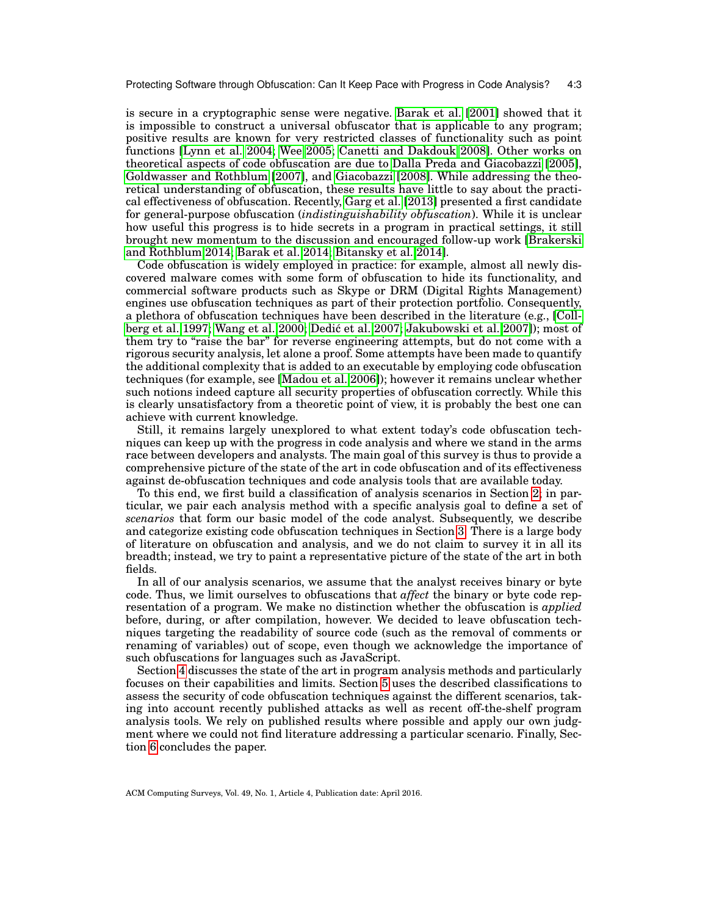is secure in a cryptographic sense were negative. Barak et al. [2001] showed that it is impossible to construct a universal obfuscator that is applicable to any program; positive results are known for very restricted classes of functionality such as point functions [Lynn et al. 2004; Wee 2005; Canetti and Dakdouk 2008]. Other works on theoretical aspects of code obfuscation are due to Dalla Preda and Giacobazzi [2005], Goldwasser and Rothblum [2007], and Giacobazzi [2008]. While addressing the theoretical understanding of obfuscation, these results have little to say about the practical effectiveness of obfuscation. Recently, Garg et al. [2013] presented a first candidate for general-purpose obfuscation (*indistinguishability obfuscation*). While it is unclear how useful this progress is to hide secrets in a program in practical settings, it still brought new momentum to the discussion and encouraged follow-up work [Brakerski and Rothblum 2014; Barak et al. 2014; Bitansky et al. 2014].

Code obfuscation is widely employed in practice: for example, almost all newly discovered malware comes with some form of obfuscation to hide its functionality, and commercial software products such as Skype or DRM (Digital Rights Management) engines use obfuscation techniques as part of their protection portfolio. Consequently, a plethora of obfuscation techniques have been described in the literature (e.g., [Collberg et al. 1997; Wang et al. 2000; Dedić et al. 2007; Jakubowski et al. 2007]); most of them try to "raise the bar" for reverse engineering attempts, but do not come with a rigorous security analysis, let alone a proof. Some attempts have been made to quantify the additional complexity that is added to an executable by employing code obfuscation techniques (for example, see [Madou et al. 2006]); however it remains unclear whether such notions indeed capture all security properties of obfuscation correctly. While this is clearly unsatisfactory from a theoretic point of view, it is probably the best one can achieve with current knowledge.

Still, it remains largely unexplored to what extent today's code obfuscation techniques can keep up with the progress in code analysis and where we stand in the arms race between developers and analysts. The main goal of this survey is thus to provide a comprehensive picture of the state of the art in code obfuscation and of its effectiveness against de-obfuscation techniques and code analysis tools that are available today.

To this end, we first build a classification of analysis scenarios in Section 2; in particular, we pair each analysis method with a specific analysis goal to define a set of *scenarios* that form our basic model of the code analyst. Subsequently, we describe and categorize existing code obfuscation techniques in Section 3. There is a large body of literature on obfuscation and analysis, and we do not claim to survey it in all its breadth; instead, we try to paint a representative picture of the state of the art in both fields.

In all of our analysis scenarios, we assume that the analyst receives binary or byte code. Thus, we limit ourselves to obfuscations that *affect* the binary or byte code representation of a program. We make no distinction whether the obfuscation is *applied* before, during, or after compilation, however. We decided to leave obfuscation techniques targeting the readability of source code (such as the removal of comments or renaming of variables) out of scope, even though we acknowledge the importance of such obfuscations for languages such as JavaScript.

Section 4 discusses the state of the art in program analysis methods and particularly focuses on their capabilities and limits. Section 5 uses the described classifications to assess the security of code obfuscation techniques against the different scenarios, taking into account recently published attacks as well as recent off-the-shelf program analysis tools. We rely on published results where possible and apply our own judgment where we could not find literature addressing a particular scenario. Finally, Section 6 concludes the paper.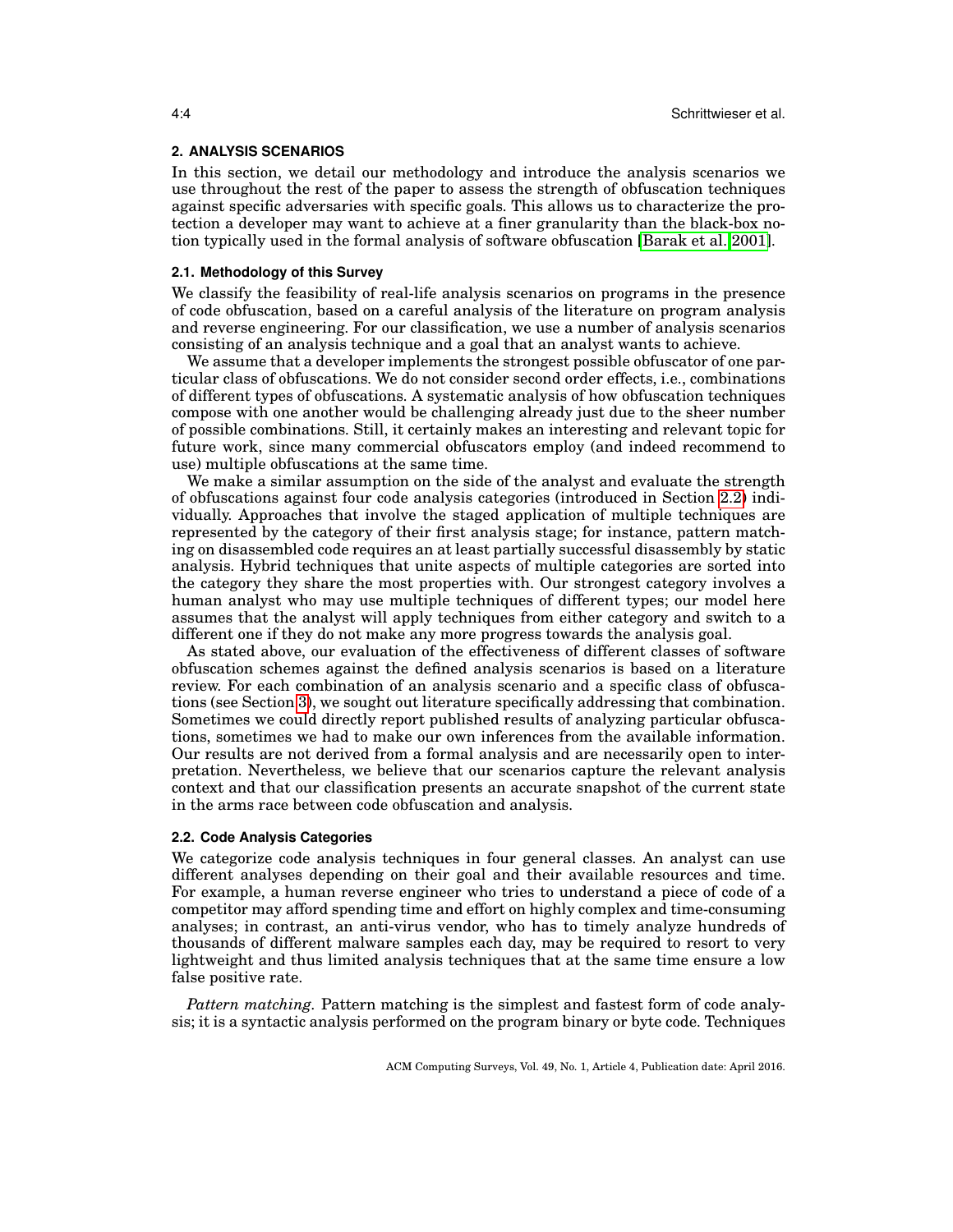## 2. ANALYSIS SCENARIOS

In this section, we detail our methodology and introduce the analysis scenarios we use throughout the rest of the paper to assess the strength of obfuscation techniques against specific adversaries with specific goals. This allows us to characterize the protection a developer may want to achieve at a finer granularity than the black-box notion typically used in the formal analysis of software obfuscation [Barak et al. 2001].

### 2.1. Methodology of this Survey

We classify the feasibility of real-life analysis scenarios on programs in the presence of code obfuscation, based on a careful analysis of the literature on program analysis and reverse engineering. For our classification, we use a number of analysis scenarios consisting of an analysis technique and a goal that an analyst wants to achieve.

We assume that a developer implements the strongest possible obfuscator of one particular class of obfuscations. We do not consider second order effects, i.e., combinations of different types of obfuscations. A systematic analysis of how obfuscation techniques compose with one another would be challenging already just due to the sheer number of possible combinations. Still, it certainly makes an interesting and relevant topic for future work, since many commercial obfuscators employ (and indeed recommend to use) multiple obfuscations at the same time.

We make a similar assumption on the side of the analyst and evaluate the strength of obfuscations against four code analysis categories (introduced in Section 2.2) individually. Approaches that involve the staged application of multiple techniques are represented by the category of their first analysis stage; for instance, pattern matching on disassembled code requires an at least partially successful disassembly by static analysis. Hybrid techniques that unite aspects of multiple categories are sorted into the category they share the most properties with. Our strongest category involves a human analyst who may use multiple techniques of different types; our model here assumes that the analyst will apply techniques from either category and switch to a different one if they do not make any more progress towards the analysis goal.

As stated above, our evaluation of the effectiveness of different classes of software obfuscation schemes against the defined analysis scenarios is based on a literature review. For each combination of an analysis scenario and a specific class of obfuscations (see Section 3), we sought out literature specifically addressing that combination. Sometimes we could directly report published results of analyzing particular obfuscations, sometimes we had to make our own inferences from the available information. Our results are not derived from a formal analysis and are necessarily open to interpretation. Nevertheless, we believe that our scenarios capture the relevant analysis context and that our classification presents an accurate snapshot of the current state in the arms race between code obfuscation and analysis.

### 2.2. Code Analysis Categories

We categorize code analysis techniques in four general classes. An analyst can use different analyses depending on their goal and their available resources and time. For example, a human reverse engineer who tries to understand a piece of code of a competitor may afford spending time and effort on highly complex and time-consuming analyses; in contrast, an anti-virus vendor, who has to timely analyze hundreds of thousands of different malware samples each day, may be required to resort to very lightweight and thus limited analysis techniques that at the same time ensure a low false positive rate.

*Pattern matching.* Pattern matching is the simplest and fastest form of code analysis; it is a syntactic analysis performed on the program binary or byte code. Techniques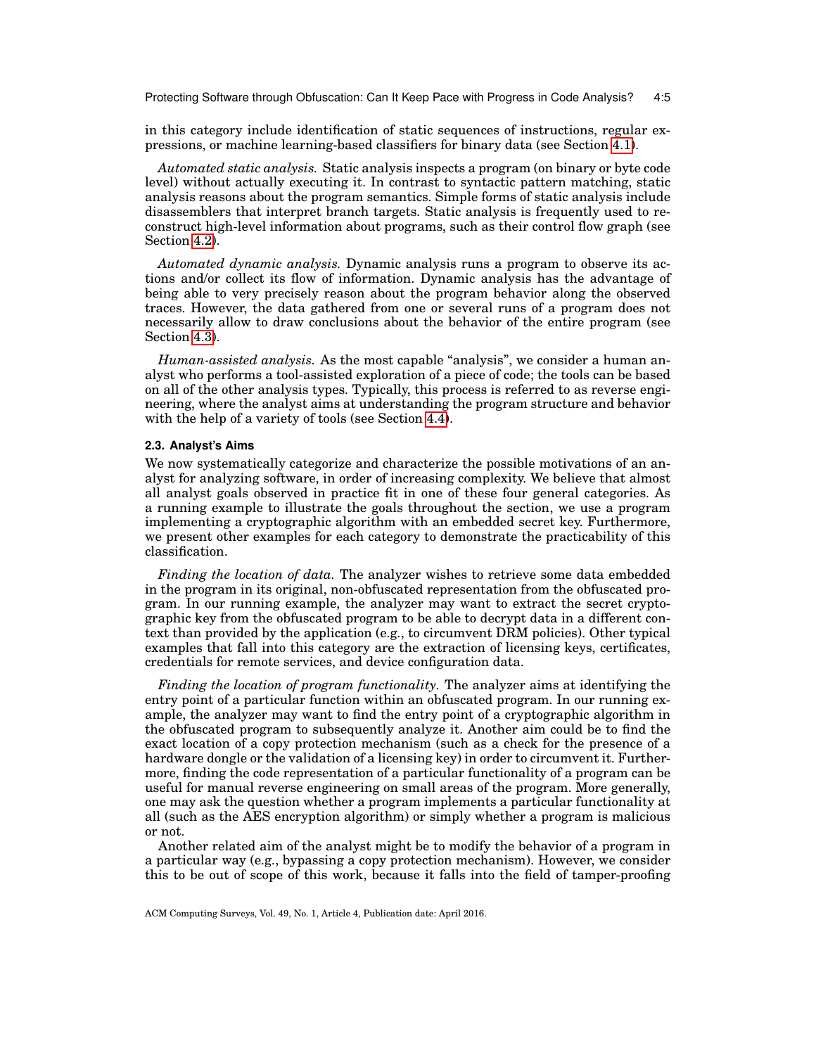in this category include identification of static sequences of instructions, regular expressions, or machine learning-based classifiers for binary data (see Section 4.1).

*Automated static analysis.* Static analysis inspects a program (on binary or byte code level) without actually executing it. In contrast to syntactic pattern matching, static analysis reasons about the program semantics. Simple forms of static analysis include disassemblers that interpret branch targets. Static analysis is frequently used to reconstruct high-level information about programs, such as their control flow graph (see Section 4.2).

*Automated dynamic analysis.* Dynamic analysis runs a program to observe its actions and/or collect its flow of information. Dynamic analysis has the advantage of being able to very precisely reason about the program behavior along the observed traces. However, the data gathered from one or several runs of a program does not necessarily allow to draw conclusions about the behavior of the entire program (see Section 4.3).

*Human-assisted analysis.* As the most capable "analysis", we consider a human analyst who performs a tool-assisted exploration of a piece of code; the tools can be based on all of the other analysis types. Typically, this process is referred to as reverse engineering, where the analyst aims at understanding the program structure and behavior with the help of a variety of tools (see Section 4.4).

### 2.3. Analyst's Aims

We now systematically categorize and characterize the possible motivations of an analyst for analyzing software, in order of increasing complexity. We believe that almost all analyst goals observed in practice fit in one of these four general categories. As a running example to illustrate the goals throughout the section, we use a program implementing a cryptographic algorithm with an embedded secret key. Furthermore, we present other examples for each category to demonstrate the practicability of this classification.

*Finding the location of data.* The analyzer wishes to retrieve some data embedded in the program in its original, non-obfuscated representation from the obfuscated program. In our running example, the analyzer may want to extract the secret cryptographic key from the obfuscated program to be able to decrypt data in a different context than provided by the application (e.g., to circumvent DRM policies). Other typical examples that fall into this category are the extraction of licensing keys, certificates, credentials for remote services, and device configuration data.

*Finding the location of program functionality.* The analyzer aims at identifying the entry point of a particular function within an obfuscated program. In our running example, the analyzer may want to find the entry point of a cryptographic algorithm in the obfuscated program to subsequently analyze it. Another aim could be to find the exact location of a copy protection mechanism (such as a check for the presence of a hardware dongle or the validation of a licensing key) in order to circumvent it. Furthermore, finding the code representation of a particular functionality of a program can be useful for manual reverse engineering on small areas of the program. More generally, one may ask the question whether a program implements a particular functionality at all (such as the AES encryption algorithm) or simply whether a program is malicious or not.

Another related aim of the analyst might be to modify the behavior of a program in a particular way (e.g., bypassing a copy protection mechanism). However, we consider this to be out of scope of this work, because it falls into the field of tamper-proofing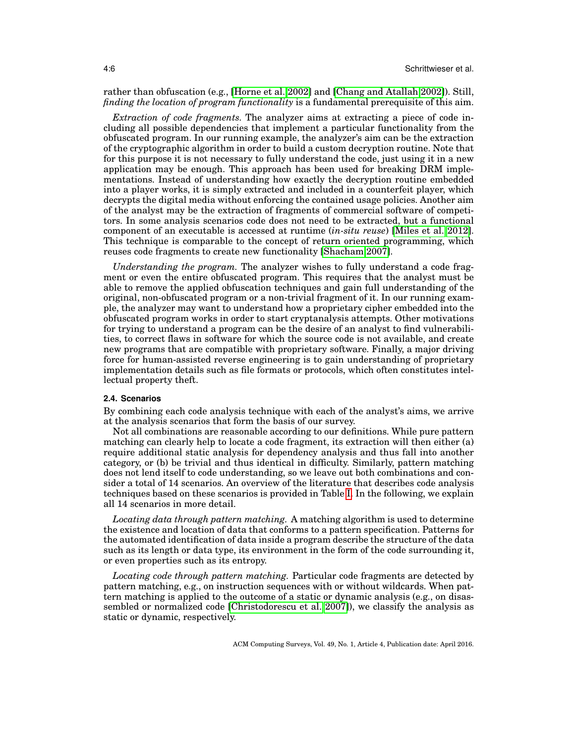rather than obfuscation (e.g., [Horne et al. 2002] and [Chang and Atallah 2002]). Still, *finding the location of program functionality* is a fundamental prerequisite of this aim.

*Extraction of code fragments.* The analyzer aims at extracting a piece of code including all possible dependencies that implement a particular functionality from the obfuscated program. In our running example, the analyzer's aim can be the extraction of the cryptographic algorithm in order to build a custom decryption routine. Note that for this purpose it is not necessary to fully understand the code, just using it in a new application may be enough. This approach has been used for breaking DRM implementations. Instead of understanding how exactly the decryption routine embedded into a player works, it is simply extracted and included in a counterfeit player, which decrypts the digital media without enforcing the contained usage policies. Another aim of the analyst may be the extraction of fragments of commercial software of competitors. In some analysis scenarios code does not need to be extracted, but a functional component of an executable is accessed at runtime (*in-situ reuse*) [Miles et al. 2012]. This technique is comparable to the concept of return oriented programming, which reuses code fragments to create new functionality [Shacham 2007].

*Understanding the program.* The analyzer wishes to fully understand a code fragment or even the entire obfuscated program. This requires that the analyst must be able to remove the applied obfuscation techniques and gain full understanding of the original, non-obfuscated program or a non-trivial fragment of it. In our running example, the analyzer may want to understand how a proprietary cipher embedded into the obfuscated program works in order to start cryptanalysis attempts. Other motivations for trying to understand a program can be the desire of an analyst to find vulnerabilities, to correct flaws in software for which the source code is not available, and create new programs that are compatible with proprietary software. Finally, a major driving force for human-assisted reverse engineering is to gain understanding of proprietary implementation details such as file formats or protocols, which often constitutes intellectual property theft.

### 2.4. Scenarios

By combining each code analysis technique with each of the analyst's aims, we arrive at the analysis scenarios that form the basis of our survey.

Not all combinations are reasonable according to our definitions. While pure pattern matching can clearly help to locate a code fragment, its extraction will then either (a) require additional static analysis for dependency analysis and thus fall into another category, or (b) be trivial and thus identical in difficulty. Similarly, pattern matching does not lend itself to code understanding, so we leave out both combinations and consider a total of 14 scenarios. An overview of the literature that describes code analysis techniques based on these scenarios is provided in Table I. In the following, we explain all 14 scenarios in more detail.

*Locating data through pattern matching.* A matching algorithm is used to determine the existence and location of data that conforms to a pattern specification. Patterns for the automated identification of data inside a program describe the structure of the data such as its length or data type, its environment in the form of the code surrounding it, or even properties such as its entropy.

*Locating code through pattern matching.* Particular code fragments are detected by pattern matching, e.g., on instruction sequences with or without wildcards. When pattern matching is applied to the outcome of a static or dynamic analysis (e.g., on disassembled or normalized code [Christodorescu et al. 2007]), we classify the analysis as static or dynamic, respectively.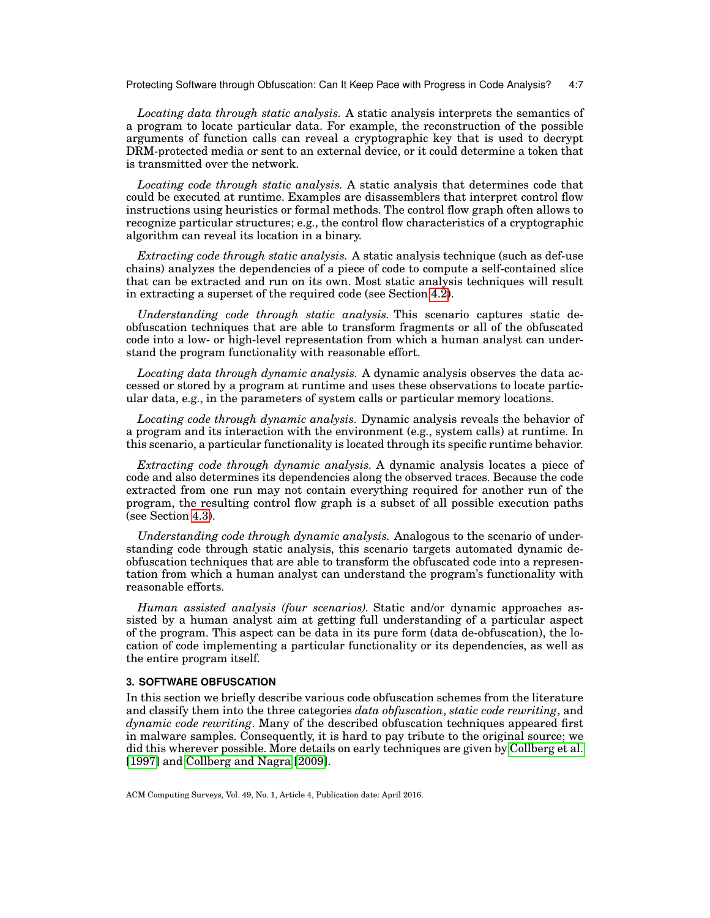*Locating data through static analysis.* A static analysis interprets the semantics of a program to locate particular data. For example, the reconstruction of the possible arguments of function calls can reveal a cryptographic key that is used to decrypt DRM-protected media or sent to an external device, or it could determine a token that is transmitted over the network.

*Locating code through static analysis.* A static analysis that determines code that could be executed at runtime. Examples are disassemblers that interpret control flow instructions using heuristics or formal methods. The control flow graph often allows to recognize particular structures; e.g., the control flow characteristics of a cryptographic algorithm can reveal its location in a binary.

*Extracting code through static analysis.* A static analysis technique (such as def-use chains) analyzes the dependencies of a piece of code to compute a self-contained slice that can be extracted and run on its own. Most static analysis techniques will result in extracting a superset of the required code (see Section 4.2).

*Understanding code through static analysis.* This scenario captures static de-obfuscation techniques that are able to transform fragments or all of the obfuscated code into a low- or high-level representation from which a human analyst can understand the program functionality with reasonable effort.

*Locating data through dynamic analysis.* A dynamic analysis observes the data accessed or stored by a program at runtime and uses these observations to locate particular data, e.g., in the parameters of system calls or particular memory locations.

*Locating code through dynamic analysis.* Dynamic analysis reveals the behavior of a program and its interaction with the environment (e.g., system calls) at runtime. In this scenario, a particular functionality is located through its specific runtime behavior.

*Extracting code through dynamic analysis.* A dynamic analysis locates a piece of code and also determines its dependencies along the observed traces. Because the code extracted from one run may not contain everything required for another run of the program, the resulting control flow graph is a subset of all possible execution paths (see Section 4.3).

*Understanding code through dynamic analysis.* Analogous to the scenario of understanding code through static analysis, this scenario targets automated dynamic de-obfuscation techniques that are able to transform the obfuscated code into a representation from which a human analyst can understand the program's functionality with reasonable efforts.

*Human assisted analysis (four scenarios).* Static and/or dynamic approaches assisted by a human analyst aim at getting full understanding of a particular aspect of the program. This aspect can be data in its pure form (data de-obfuscation), the location of code implementing a particular functionality or its dependencies, as well as the entire program itself.

## 3. SOFTWARE OBFUSCATION

In this section we briefly describe various code obfuscation schemes from the literature and classify them into the three categories *data obfuscation*, *static code rewriting*, and *dynamic code rewriting*. Many of the described obfuscation techniques appeared first in malware samples. Consequently, it is hard to pay tribute to the original source; we did this wherever possible. More details on early techniques are given by Collberg et al. [1997] and Collberg and Nagra [2009].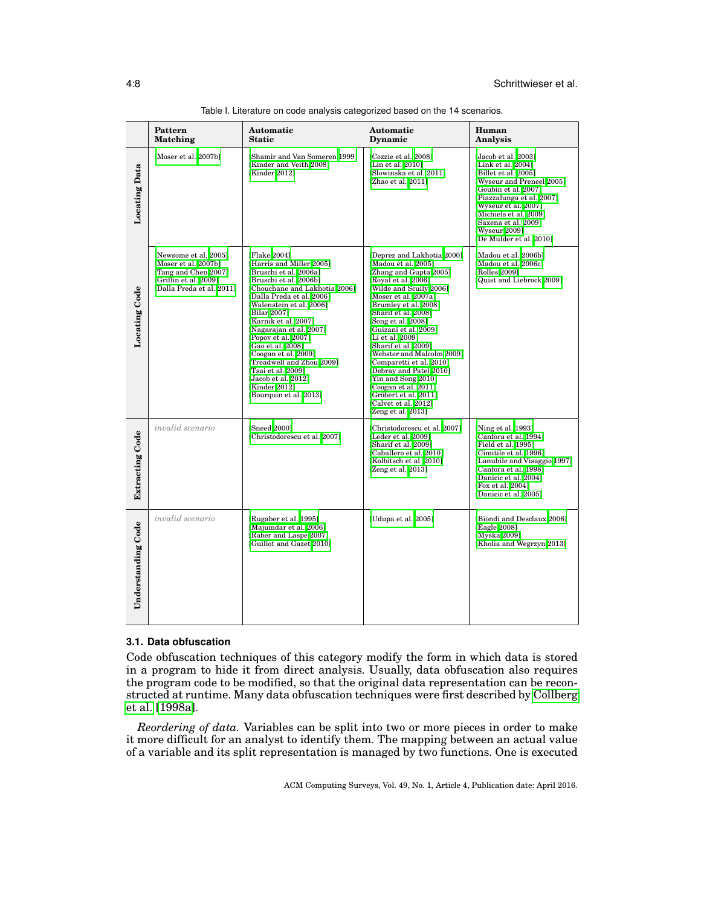Table I. Literature on code analysis categorized based on the 14 scenarios.

| | Pattern Matching | Automatic Static | Automatic Dynamic | Human Analysis |
|---|---|---|---|---|
| **Locating Data** | [Moser et al. 2007b] | [Shamir and Van Someren 1999]<br>[Kinder and Veith 2008]<br>[Kinder 2012] | [Cozzie et al. 2008]<br>[Lin et al. 2010]<br>[Slowinska et al. 2011]<br>[Zhao et al. 2011] | [Jacob et al. 2003]<br>[Link et al. 2004]<br>[Billet et al. 2005]<br>[Wyseur and Preneel 2005]<br>[Goubin et al. 2007]<br>[Piazzalunga et al. 2007]<br>[Wyseur et al. 2007]<br>[Michiels et al. 2009]<br>[Saxena et al. 2009]<br>[Wyseur 2009]<br>[De Mulder et al. 2010] |
| **Locating Code** | [Newsome et al. 2005]<br>[Moser et al. 2007b]<br>[Tang and Chen 2007]<br>[Griffin et al. 2009]<br>[Dalla Preda et al. 2011] | [Flake 2004]<br>[Harris and Miller 2005]<br>[Bruschi et al. 2006a]<br>[Bruschi et al. 2006b]<br>[Chouchane and Lakhotia 2006]<br>[Dalla Preda et al. 2006]<br>[Walenstein et al. 2006]<br>[Bilar 2007]<br>[Karnik et al. 2007]<br>[Nagarajan et al. 2007]<br>[Popov et al. 2007]<br>[Gao et al. 2008]<br>[Coogan et al. 2009]<br>[Treadwell and Zhou 2009]<br>[Tsai et al. 2009]<br>[Jacob et al. 2012]<br>[Kinder 2012]<br>[Bourquin et al. 2013] | [Deprez and Lakhotia 2000]<br>[Madou et al. 2005]<br>[Zhang and Gupta 2005]<br>[Royal et al. 2006]<br>[Wilde and Scully 2006]<br>[Moser et al. 2007a]<br>[Brumley et al. 2008]<br>[Sharif et al. 2008]<br>[Song et al. 2008]<br>[Guizani et al. 2009]<br>[Li et al. 2009]<br>[Sharif et al. 2009]<br>[Webster and Malcolm 2009]<br>[Comparetti et al. 2010]<br>[Debray and Patel 2010]<br>[Yin and Song 2010]<br>[Coogan et al. 2011]<br>[Gröbert et al. 2011]<br>[Calvet et al. 2012]<br>[Zeng et al. 2013] | [Madou et al. 2006b]<br>[Madou et al. 2006c]<br>[Rolles 2009]<br>[Quist and Liebrock 2009] |
| **Extracting Code** | *invalid scenario* | [Sneed 2000]<br>[Christodorescu et al. 2007] | [Christodorescu et al. 2007]<br>[Leder et al. 2009]<br>[Sharif et al. 2009]<br>[Caballero et al. 2010]<br>[Kolbitsch et al. 2010]<br>[Zeng et al. 2013] | [Ning et al. 1993]<br>[Canfora et al. 1994]<br>[Field et al. 1995]<br>[Cimitile et al. 1996]<br>[Lanubile and Visaggio 1997]<br>[Canfora et al. 1998]<br>[Danicic et al. 2004]<br>[Fox et al. 2004]<br>[Danicic et al. 2005] |
| **Understanding Code** | *invalid scenario* | [Rugaber et al. 1995]<br>[Majumdar et al. 2006]<br>[Raber and Laspe 2007]<br>[Guillot and Gazet 2010] | [Udupa et al. 2005] | [Biondi and Desclaux 2006]<br>[Eagle 2008]<br>[Myska 2009]<br>[Kholia and Wegrzyn 2013] |

### 3.1. Data obfuscation

Code obfuscation techniques of this category modify the form in which data is stored in a program to hide it from direct analysis. Usually, data obfuscation also requires the program code to be modified, so that the original data representation can be reconstructed at runtime. Many data obfuscation techniques were first described by Collberg et al. [1998a].

*Reordering of data.* Variables can be split into two or more pieces in order to make it more difficult for an analyst to identify them. The mapping between an actual value of a variable and its split representation is managed by two functions. One is executed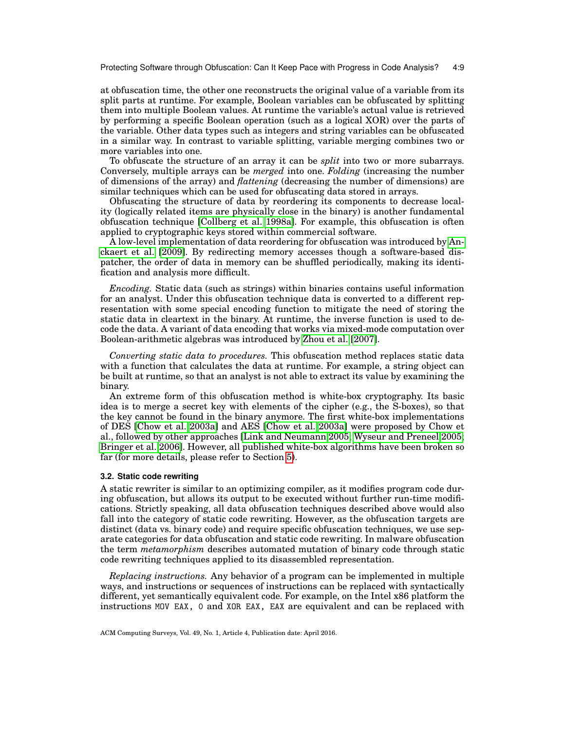at obfuscation time, the other one reconstructs the original value of a variable from its split parts at runtime. For example, Boolean variables can be obfuscated by splitting them into multiple Boolean values. At runtime the variable's actual value is retrieved by performing a specific Boolean operation (such as a logical XOR) over the parts of the variable. Other data types such as integers and string variables can be obfuscated in a similar way. In contrast to variable splitting, variable merging combines two or more variables into one.

To obfuscate the structure of an array it can be *split* into two or more subarrays. Conversely, multiple arrays can be *merged* into one. *Folding* (increasing the number of dimensions of the array) and *flattening* (decreasing the number of dimensions) are similar techniques which can be used for obfuscating data stored in arrays.

Obfuscating the structure of data by reordering its components to decrease locality (logically related items are physically close in the binary) is another fundamental obfuscation technique [Collberg et al. 1998a]. For example, this obfuscation is often applied to cryptographic keys stored within commercial software.

A low-level implementation of data reordering for obfuscation was introduced by Anckaert et al. [2009]. By redirecting memory accesses though a software-based dispatcher, the order of data in memory can be shuffled periodically, making its identification and analysis more difficult.

*Encoding.* Static data (such as strings) within binaries contains useful information for an analyst. Under this obfuscation technique data is converted to a different representation with some special encoding function to mitigate the need of storing the static data in cleartext in the binary. At runtime, the inverse function is used to decode the data. A variant of data encoding that works via mixed-mode computation over Boolean-arithmetic algebras was introduced by Zhou et al. [2007].

*Converting static data to procedures.* This obfuscation method replaces static data with a function that calculates the data at runtime. For example, a string object can be built at runtime, so that an analyst is not able to extract its value by examining the binary.

An extreme form of this obfuscation method is white-box cryptography. Its basic idea is to merge a secret key with elements of the cipher (e.g., the S-boxes), so that the key cannot be found in the binary anymore. The first white-box implementations of DES [Chow et al. 2003a] and AES [Chow et al. 2003a] were proposed by Chow et al., followed by other approaches [Link and Neumann 2005; Wyseur and Preneel 2005; Bringer et al. 2006]. However, all published white-box algorithms have been broken so far (for more details, please refer to Section 5).

### 3.2. Static code rewriting

A static rewriter is similar to an optimizing compiler, as it modifies program code during obfuscation, but allows its output to be executed without further run-time modifications. Strictly speaking, all data obfuscation techniques described above would also fall into the category of static code rewriting. However, as the obfuscation targets are distinct (data vs. binary code) and require specific obfuscation techniques, we use separate categories for data obfuscation and static code rewriting. In malware obfuscation the term *metamorphism* describes automated mutation of binary code through static code rewriting techniques applied to its disassembled representation.

*Replacing instructions.* Any behavior of a program can be implemented in multiple ways, and instructions or sequences of instructions can be replaced with syntactically different, yet semantically equivalent code. For example, on the Intel x86 platform the instructions `MOV EAX, 0` and `XOR EAX, EAX` are equivalent and can be replaced with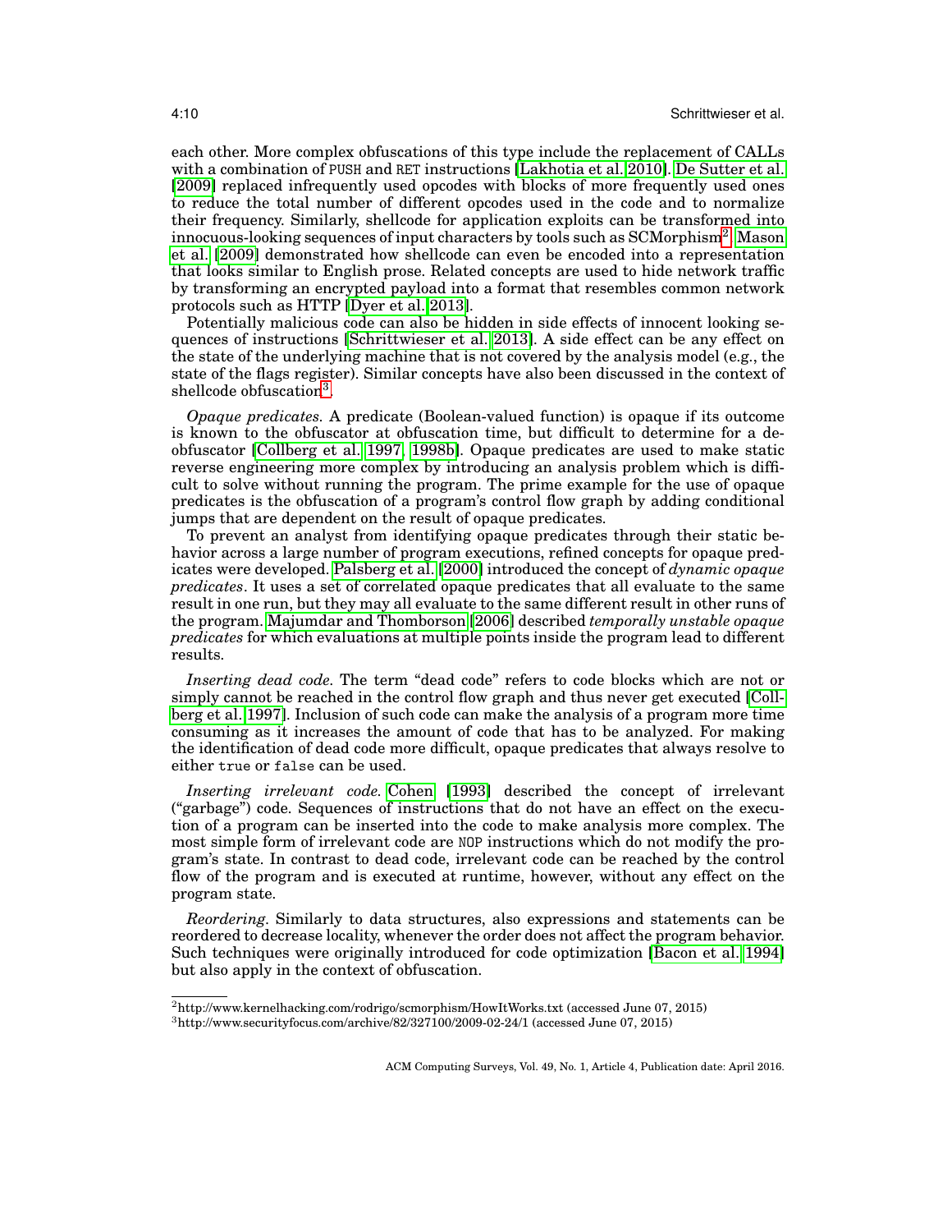each other. More complex obfuscations of this type include the replacement of CALLs with a combination of PUSH and RET instructions [Lakhotia et al. 2010]. De Sutter et al. [2009] replaced infrequently used opcodes with blocks of more frequently used ones to reduce the total number of different opcodes used in the code and to normalize their frequency. Similarly, shellcode for application exploits can be transformed into innocuous-looking sequences of input characters by tools such as SCMorphism[2]. Mason et al. [2009] demonstrated how shellcode can even be encoded into a representation that looks similar to English prose. Related concepts are used to hide network traffic by transforming an encrypted payload into a format that resembles common network protocols such as HTTP [Dyer et al. 2013].

Potentially malicious code can also be hidden in side effects of innocent looking sequences of instructions [Schrittwieser et al. 2013]. A side effect can be any effect on the state of the underlying machine that is not covered by the analysis model (e.g., the state of the flags register). Similar concepts have also been discussed in the context of shellcode obfuscation[3].

*Opaque predicates.* A predicate (Boolean-valued function) is opaque if its outcome is known to the obfuscator at obfuscation time, but difficult to determine for a deobfuscator [Collberg et al. 1997, 1998b]. Opaque predicates are used to make static reverse engineering more complex by introducing an analysis problem which is difficult to solve without running the program. The prime example for the use of opaque predicates is the obfuscation of a program's control flow graph by adding conditional jumps that are dependent on the result of opaque predicates.

To prevent an analyst from identifying opaque predicates through their static behavior across a large number of program executions, refined concepts for opaque predicates were developed. Palsberg et al. [2000] introduced the concept of *dynamic opaque predicates*. It uses a set of correlated opaque predicates that all evaluate to the same result in one run, but they may all evaluate to the same different result in other runs of the program. Majumdar and Thomborson [2006] described *temporally unstable opaque predicates* for which evaluations at multiple points inside the program lead to different results.

*Inserting dead code.* The term "dead code" refers to code blocks which are not or simply cannot be reached in the control flow graph and thus never get executed [Collberg et al. 1997]. Inclusion of such code can make the analysis of a program more time consuming as it increases the amount of code that has to be analyzed. For making the identification of dead code more difficult, opaque predicates that always resolve to either true or false can be used.

*Inserting irrelevant code.* Cohen [1993] described the concept of irrelevant ("garbage") code. Sequences of instructions that do not have an effect on the execution of a program can be inserted into the code to make analysis more complex. The most simple form of irrelevant code are NOP instructions which do not modify the program's state. In contrast to dead code, irrelevant code can be reached by the control flow of the program and is executed at runtime, however, without any effect on the program state.

*Reordering.* Similarly to data structures, also expressions and statements can be reordered to decrease locality, whenever the order does not affect the program behavior. Such techniques were originally introduced for code optimization [Bacon et al. 1994] but also apply in the context of obfuscation.

---

[2] http://www.kernelhacking.com/rodrigo/scmorphism/HowItWorks.txt (accessed June 07, 2015)

[3] http://www.securityfocus.com/archive/82/327100/2009-02-24/1 (accessed June 07, 2015)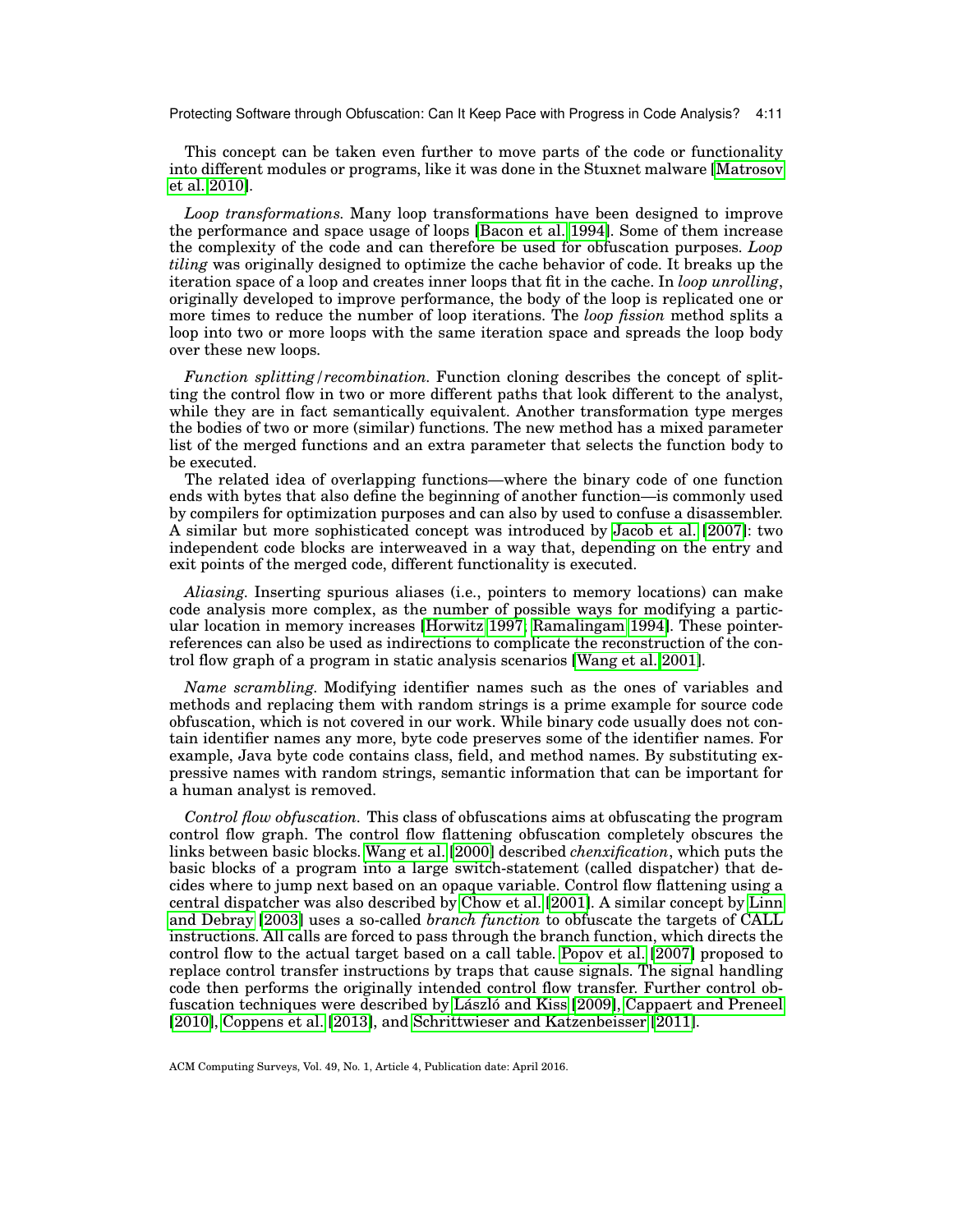This concept can be taken even further to move parts of the code or functionality into different modules or programs, like it was done in the Stuxnet malware [Matrosov et al. 2010].

*Loop transformations.* Many loop transformations have been designed to improve the performance and space usage of loops [Bacon et al. 1994]. Some of them increase the complexity of the code and can therefore be used for obfuscation purposes. *Loop tiling* was originally designed to optimize the cache behavior of code. It breaks up the iteration space of a loop and creates inner loops that fit in the cache. In *loop unrolling*, originally developed to improve performance, the body of the loop is replicated one or more times to reduce the number of loop iterations. The *loop fission* method splits a loop into two or more loops with the same iteration space and spreads the loop body over these new loops.

*Function splitting/recombination.* Function cloning describes the concept of splitting the control flow in two or more different paths that look different to the analyst, while they are in fact semantically equivalent. Another transformation type merges the bodies of two or more (similar) functions. The new method has a mixed parameter list of the merged functions and an extra parameter that selects the function body to be executed.

The related idea of overlapping functions—where the binary code of one function ends with bytes that also define the beginning of another function—is commonly used by compilers for optimization purposes and can also by used to confuse a disassembler. A similar but more sophisticated concept was introduced by Jacob et al. [2007]: two independent code blocks are interweaved in a way that, depending on the entry and exit points of the merged code, different functionality is executed.

*Aliasing.* Inserting spurious aliases (i.e., pointers to memory locations) can make code analysis more complex, as the number of possible ways for modifying a particular location in memory increases [Horwitz 1997; Ramalingam 1994]. These pointer-references can also be used as indirections to complicate the reconstruction of the control flow graph of a program in static analysis scenarios [Wang et al. 2001].

*Name scrambling.* Modifying identifier names such as the ones of variables and methods and replacing them with random strings is a prime example for source code obfuscation, which is not covered in our work. While binary code usually does not contain identifier names any more, byte code preserves some of the identifier names. For example, Java byte code contains class, field, and method names. By substituting expressive names with random strings, semantic information that can be important for a human analyst is removed.

*Control flow obfuscation.* This class of obfuscations aims at obfuscating the program control flow graph. The control flow flattening obfuscation completely obscures the links between basic blocks. Wang et al. [2000] described *chenxification*, which puts the basic blocks of a program into a large switch-statement (called dispatcher) that decides where to jump next based on an opaque variable. Control flow flattening using a central dispatcher was also described by Chow et al. [2001]. A similar concept by Linn and Debray [2003] uses a so-called *branch function* to obfuscate the targets of CALL instructions. All calls are forced to pass through the branch function, which directs the control flow to the actual target based on a call table. Popov et al. [2007] proposed to replace control transfer instructions by traps that cause signals. The signal handling code then performs the originally intended control flow transfer. Further control obfuscation techniques were described by László and Kiss [2009], Cappaert and Preneel [2010], Coppens et al. [2013], and Schrittwieser and Katzenbeisser [2011].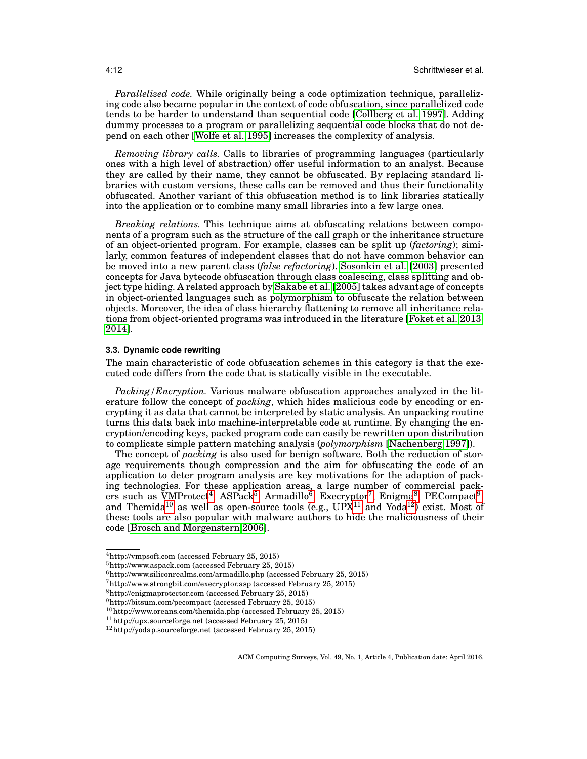*Parallelized code.* While originally being a code optimization technique, parallelizing code also became popular in the context of code obfuscation, since parallelized code tends to be harder to understand than sequential code [Collberg et al. 1997]. Adding dummy processes to a program or parallelizing sequential code blocks that do not depend on each other [Wolfe et al. 1995] increases the complexity of analysis.

*Removing library calls.* Calls to libraries of programming languages (particularly ones with a high level of abstraction) offer useful information to an analyst. Because they are called by their name, they cannot be obfuscated. By replacing standard libraries with custom versions, these calls can be removed and thus their functionality obfuscated. Another variant of this obfuscation method is to link libraries statically into the application or to combine many small libraries into a few large ones.

*Breaking relations.* This technique aims at obfuscating relations between components of a program such as the structure of the call graph or the inheritance structure of an object-oriented program. For example, classes can be split up (*factoring*); similarly, common features of independent classes that do not have common behavior can be moved into a new parent class (*false refactoring*). Sosonkin et al. [2003] presented concepts for Java bytecode obfuscation through class coalescing, class splitting and object type hiding. A related approach by Sakabe et al. [2005] takes advantage of concepts in object-oriented languages such as polymorphism to obfuscate the relation between objects. Moreover, the idea of class hierarchy flattening to remove all inheritance relations from object-oriented programs was introduced in the literature [Foket et al. 2013, 2014].

### 3.3. Dynamic code rewriting

The main characteristic of code obfuscation schemes in this category is that the executed code differs from the code that is statically visible in the executable.

*Packing/Encryption.* Various malware obfuscation approaches analyzed in the literature follow the concept of *packing*, which hides malicious code by encoding or encrypting it as data that cannot be interpreted by static analysis. An unpacking routine turns this data back into machine-interpretable code at runtime. By changing the encryption/encoding keys, packed program code can easily be rewritten upon distribution to complicate simple pattern matching analysis (*polymorphism* [Nachenberg 1997]).

The concept of *packing* is also used for benign software. Both the reduction of storage requirements though compression and the aim for obfuscating the code of an application to deter program analysis are key motivations for the adaption of packing technologies. For these application areas, a large number of commercial packers such as VMProtect[4], ASPack[5], Armadillo[6], Execryptor[7], Enigma[8], PECompact[9], and Themida[10] as well as open-source tools (e.g., UPX[11] and Yoda[12]) exist. Most of these tools are also popular with malware authors to hide the maliciousness of their code [Brosch and Morgenstern 2006].

---

[4] http://vmpsoft.com (accessed February 25, 2015)

[5] http://www.aspack.com (accessed February 25, 2015)

[6] http://www.siliconrealms.com/armadillo.php (accessed February 25, 2015)

[7] http://www.strongbit.com/execryptor.asp (accessed February 25, 2015)

[8] http://enigmaprotector.com (accessed February 25, 2015)

[9] http://bitsum.com/pecompact (accessed February 25, 2015)

[10] http://www.oreans.com/themida.php (accessed February 25, 2015)

[11] http://upx.sourceforge.net (accessed February 25, 2015)

[12] http://yodap.sourceforge.net (accessed February 25, 2015)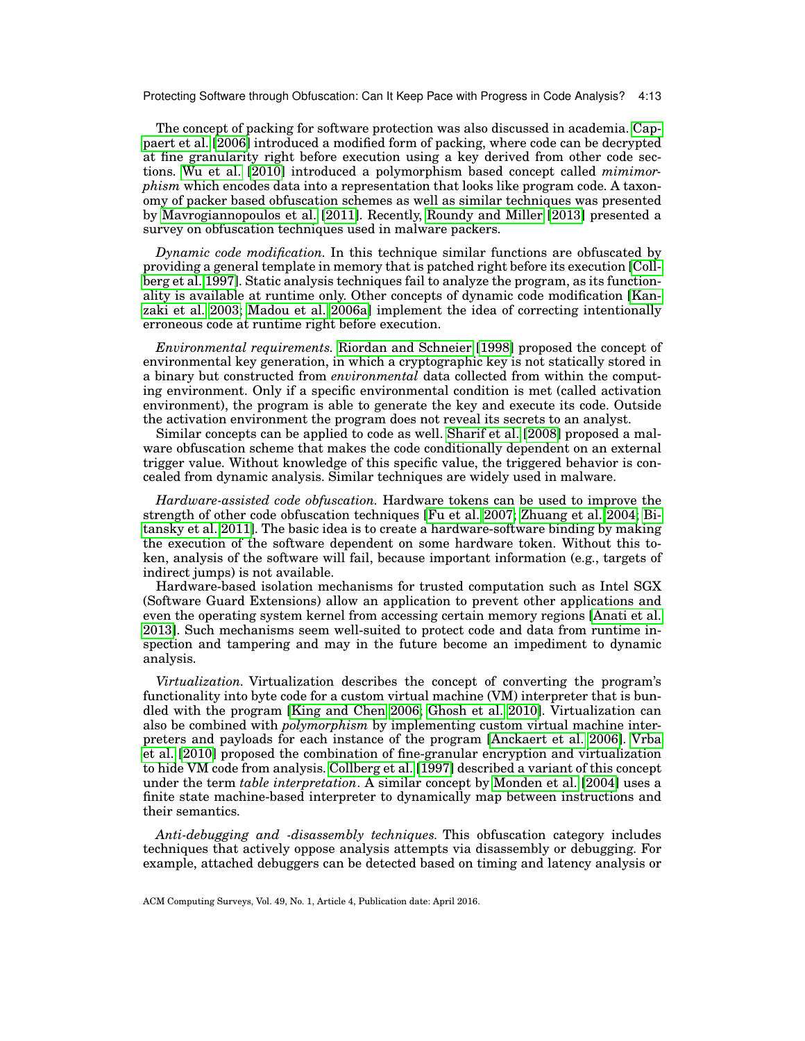The concept of packing for software protection was also discussed in academia. Cappaert et al. [2006] introduced a modified form of packing, where code can be decrypted at fine granularity right before execution using a key derived from other code sections. Wu et al. [2010] introduced a polymorphism based concept called *mimimorphism* which encodes data into a representation that looks like program code. A taxonomy of packer based obfuscation schemes as well as similar techniques was presented by Mavrogiannopoulos et al. [2011]. Recently, Roundy and Miller [2013] presented a survey on obfuscation techniques used in malware packers.

*Dynamic code modification.* In this technique similar functions are obfuscated by providing a general template in memory that is patched right before its execution [Collberg et al. 1997]. Static analysis techniques fail to analyze the program, as its functionality is available at runtime only. Other concepts of dynamic code modification [Kanzaki et al. 2003; Madou et al. 2006a] implement the idea of correcting intentionally erroneous code at runtime right before execution.

*Environmental requirements.* Riordan and Schneier [1998] proposed the concept of environmental key generation, in which a cryptographic key is not statically stored in a binary but constructed from *environmental* data collected from within the computing environment. Only if a specific environmental condition is met (called activation environment), the program is able to generate the key and execute its code. Outside the activation environment the program does not reveal its secrets to an analyst.

Similar concepts can be applied to code as well. Sharif et al. [2008] proposed a malware obfuscation scheme that makes the code conditionally dependent on an external trigger value. Without knowledge of this specific value, the triggered behavior is concealed from dynamic analysis. Similar techniques are widely used in malware.

*Hardware-assisted code obfuscation.* Hardware tokens can be used to improve the strength of other code obfuscation techniques [Fu et al. 2007; Zhuang et al. 2004; Bitansky et al. 2011]. The basic idea is to create a hardware-software binding by making the execution of the software dependent on some hardware token. Without this token, analysis of the software will fail, because important information (e.g., targets of indirect jumps) is not available.

Hardware-based isolation mechanisms for trusted computation such as Intel SGX (Software Guard Extensions) allow an application to prevent other applications and even the operating system kernel from accessing certain memory regions [Anati et al. 2013]. Such mechanisms seem well-suited to protect code and data from runtime inspection and tampering and may in the future become an impediment to dynamic analysis.

*Virtualization.* Virtualization describes the concept of converting the program's functionality into byte code for a custom virtual machine (VM) interpreter that is bundled with the program [King and Chen 2006; Ghosh et al. 2010]. Virtualization can also be combined with *polymorphism* by implementing custom virtual machine interpreters and payloads for each instance of the program [Anckaert et al. 2006]. Vrba et al. [2010] proposed the combination of fine-granular encryption and virtualization to hide VM code from analysis. Collberg et al. [1997] described a variant of this concept under the term *table interpretation*. A similar concept by Monden et al. [2004] uses a finite state machine-based interpreter to dynamically map between instructions and their semantics.

*Anti-debugging and -disassembly techniques.* This obfuscation category includes techniques that actively oppose analysis attempts via disassembly or debugging. For example, attached debuggers can be detected based on timing and latency analysis or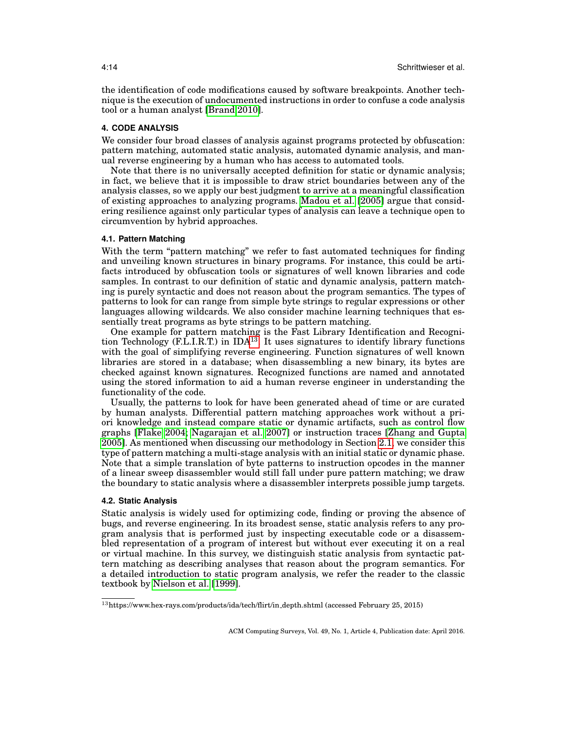the identification of code modifications caused by software breakpoints. Another technique is the execution of undocumented instructions in order to confuse a code analysis tool or a human analyst [Brand 2010].

## 4. CODE ANALYSIS

We consider four broad classes of analysis against programs protected by obfuscation: pattern matching, automated static analysis, automated dynamic analysis, and manual reverse engineering by a human who has access to automated tools.

Note that there is no universally accepted definition for static or dynamic analysis; in fact, we believe that it is impossible to draw strict boundaries between any of the analysis classes, so we apply our best judgment to arrive at a meaningful classification of existing approaches to analyzing programs. Madou et al. [2005] argue that considering resilience against only particular types of analysis can leave a technique open to circumvention by hybrid approaches.

### 4.1. Pattern Matching

With the term "pattern matching" we refer to fast automated techniques for finding and unveiling known structures in binary programs. For instance, this could be artifacts introduced by obfuscation tools or signatures of well known libraries and code samples. In contrast to our definition of static and dynamic analysis, pattern matching is purely syntactic and does not reason about the program semantics. The types of patterns to look for can range from simple byte strings to regular expressions or other languages allowing wildcards. We also consider machine learning techniques that essentially treat programs as byte strings to be pattern matching.

One example for pattern matching is the Fast Library Identification and Recognition Technology (F.L.I.R.T.) in IDA[13]. It uses signatures to identify library functions with the goal of simplifying reverse engineering. Function signatures of well known libraries are stored in a database; when disassembling a new binary, its bytes are checked against known signatures. Recognized functions are named and annotated using the stored information to aid a human reverse engineer in understanding the functionality of the code.

Usually, the patterns to look for have been generated ahead of time or are curated by human analysts. Differential pattern matching approaches work without a priori knowledge and instead compare static or dynamic artifacts, such as control flow graphs [Flake 2004; Nagarajan et al. 2007] or instruction traces [Zhang and Gupta 2005]. As mentioned when discussing our methodology in Section 2.1, we consider this type of pattern matching a multi-stage analysis with an initial static or dynamic phase. Note that a simple translation of byte patterns to instruction opcodes in the manner of a linear sweep disassembler would still fall under pure pattern matching; we draw the boundary to static analysis where a disassembler interprets possible jump targets.

### 4.2. Static Analysis

Static analysis is widely used for optimizing code, finding or proving the absence of bugs, and reverse engineering. In its broadest sense, static analysis refers to any program analysis that is performed just by inspecting executable code or a disassembled representation of a program of interest but without ever executing it on a real or virtual machine. In this survey, we distinguish static analysis from syntactic pattern matching as describing analyses that reason about the program semantics. For a detailed introduction to static program analysis, we refer the reader to the classic textbook by Nielson et al. [1999].

---

[13] https://www.hex-rays.com/products/ida/tech/flirt/in_depth.shtml (accessed February 25, 2015)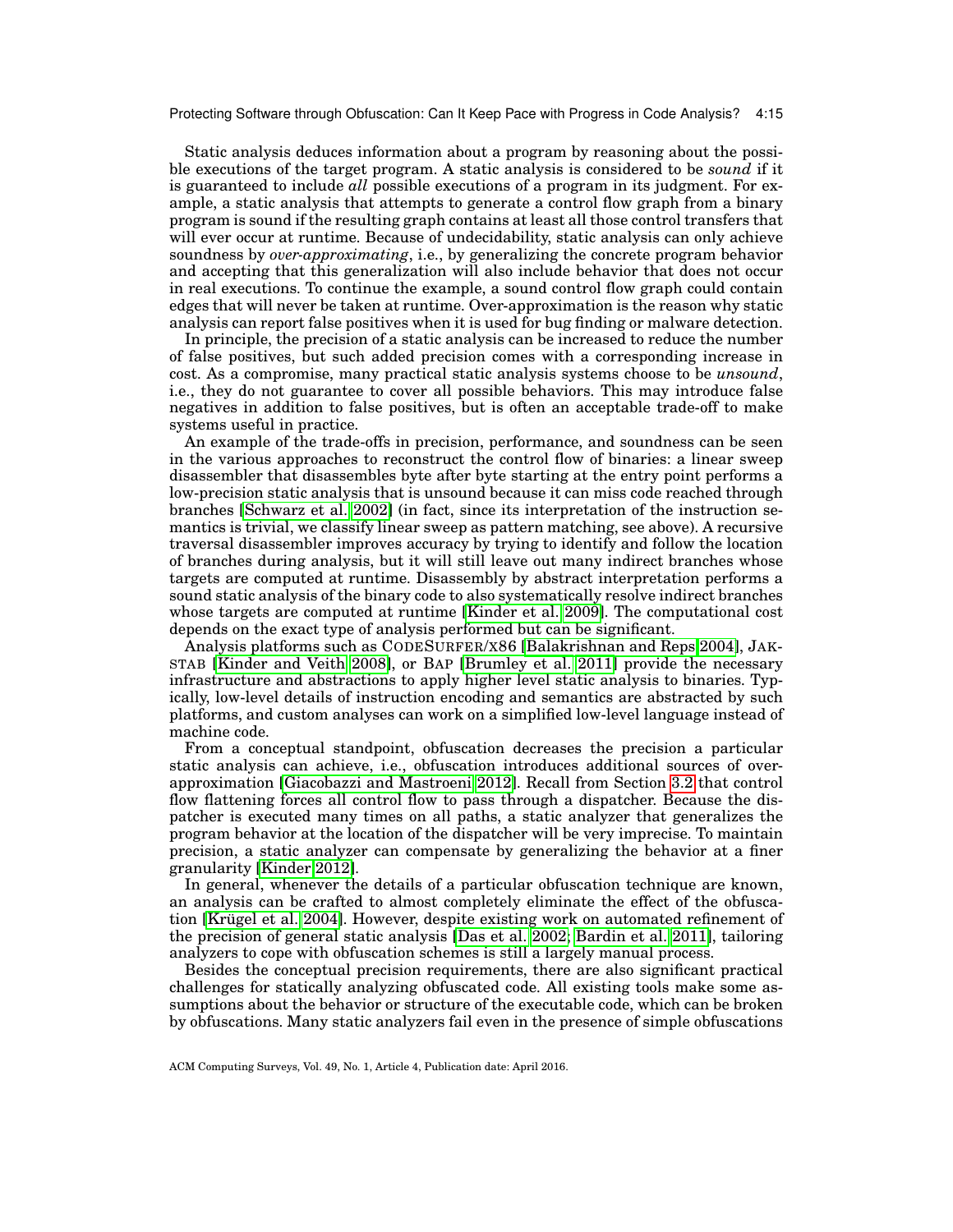Static analysis deduces information about a program by reasoning about the possible executions of the target program. A static analysis is considered to be *sound* if it is guaranteed to include *all* possible executions of a program in its judgment. For example, a static analysis that attempts to generate a control flow graph from a binary program is sound if the resulting graph contains at least all those control transfers that will ever occur at runtime. Because of undecidability, static analysis can only achieve soundness by *over-approximating*, i.e., by generalizing the concrete program behavior and accepting that this generalization will also include behavior that does not occur in real executions. To continue the example, a sound control flow graph could contain edges that will never be taken at runtime. Over-approximation is the reason why static analysis can report false positives when it is used for bug finding or malware detection.

In principle, the precision of a static analysis can be increased to reduce the number of false positives, but such added precision comes with a corresponding increase in cost. As a compromise, many practical static analysis systems choose to be *unsound*, i.e., they do not guarantee to cover all possible behaviors. This may introduce false negatives in addition to false positives, but is often an acceptable trade-off to make systems useful in practice.

An example of the trade-offs in precision, performance, and soundness can be seen in the various approaches to reconstruct the control flow of binaries: a linear sweep disassembler that disassembles byte after byte starting at the entry point performs a low-precision static analysis that is unsound because it can miss code reached through branches [Schwarz et al. 2002] (in fact, since its interpretation of the instruction semantics is trivial, we classify linear sweep as pattern matching, see above). A recursive traversal disassembler improves accuracy by trying to identify and follow the location of branches during analysis, but it will still leave out many indirect branches whose targets are computed at runtime. Disassembly by abstract interpretation performs a sound static analysis of the binary code to also systematically resolve indirect branches whose targets are computed at runtime [Kinder et al. 2009]. The computational cost depends on the exact type of analysis performed but can be significant.

Analysis platforms such as CodeSurfer/x86 [Balakrishnan and Reps 2004], Jakstab [Kinder and Veith 2008], or Bap [Brumley et al. 2011] provide the necessary infrastructure and abstractions to apply higher level static analysis to binaries. Typically, low-level details of instruction encoding and semantics are abstracted by such platforms, and custom analyses can work on a simplified low-level language instead of machine code.

From a conceptual standpoint, obfuscation decreases the precision a particular static analysis can achieve, i.e., obfuscation introduces additional sources of over-approximation [Giacobazzi and Mastroeni 2012]. Recall from Section 3.2 that control flow flattening forces all control flow to pass through a dispatcher. Because the dispatcher is executed many times on all paths, a static analyzer that generalizes the program behavior at the location of the dispatcher will be very imprecise. To maintain precision, a static analyzer can compensate by generalizing the behavior at a finer granularity [Kinder 2012].

In general, whenever the details of a particular obfuscation technique are known, an analysis can be crafted to almost completely eliminate the effect of the obfuscation [Krügel et al. 2004]. However, despite existing work on automated refinement of the precision of general static analysis [Das et al. 2002; Bardin et al. 2011], tailoring analyzers to cope with obfuscation schemes is still a largely manual process.

Besides the conceptual precision requirements, there are also significant practical challenges for statically analyzing obfuscated code. All existing tools make some assumptions about the behavior or structure of the executable code, which can be broken by obfuscations. Many static analyzers fail even in the presence of simple obfuscations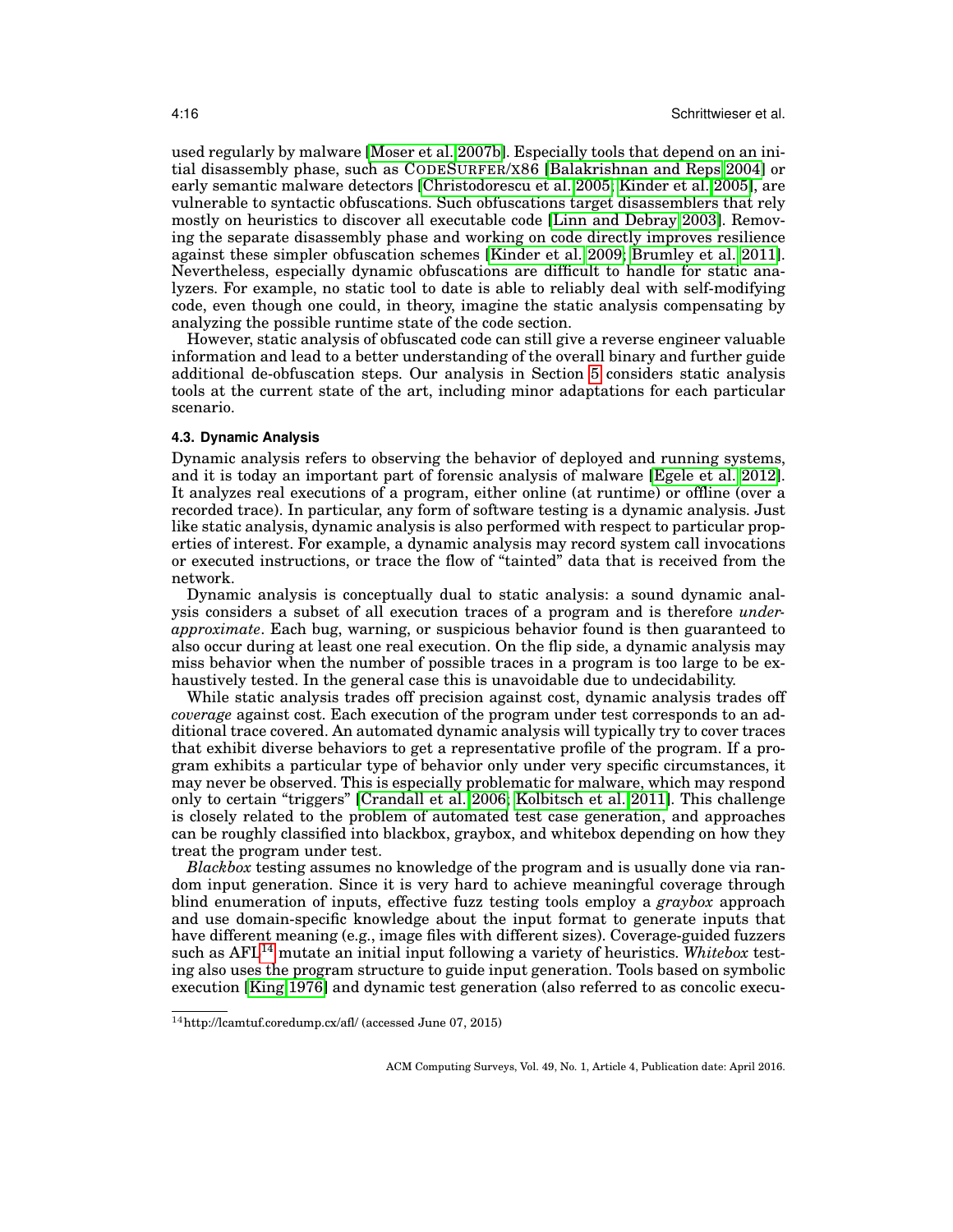used regularly by malware [Moser et al. 2007b]. Especially tools that depend on an initial disassembly phase, such as CodeSurfer/x86 [Balakrishnan and Reps 2004] or early semantic malware detectors [Christodorescu et al. 2005; Kinder et al. 2005], are vulnerable to syntactic obfuscations. Such obfuscations target disassemblers that rely mostly on heuristics to discover all executable code [Linn and Debray 2003]. Removing the separate disassembly phase and working on code directly improves resilience against these simpler obfuscation schemes [Kinder et al. 2009; Brumley et al. 2011]. Nevertheless, especially dynamic obfuscations are difficult to handle for static analyzers. For example, no static tool to date is able to reliably deal with self-modifying code, even though one could, in theory, imagine the static analysis compensating by analyzing the possible runtime state of the code section.

However, static analysis of obfuscated code can still give a reverse engineer valuable information and lead to a better understanding of the overall binary and further guide additional de-obfuscation steps. Our analysis in Section 5 considers static analysis tools at the current state of the art, including minor adaptations for each particular scenario.

### 4.3. Dynamic Analysis

Dynamic analysis refers to observing the behavior of deployed and running systems, and it is today an important part of forensic analysis of malware [Egele et al. 2012]. It analyzes real executions of a program, either online (at runtime) or offline (over a recorded trace). In particular, any form of software testing is a dynamic analysis. Just like static analysis, dynamic analysis is also performed with respect to particular properties of interest. For example, a dynamic analysis may record system call invocations or executed instructions, or trace the flow of "tainted" data that is received from the network.

Dynamic analysis is conceptually dual to static analysis: a sound dynamic analysis considers a subset of all execution traces of a program and is therefore *under-approximate*. Each bug, warning, or suspicious behavior found is then guaranteed to also occur during at least one real execution. On the flip side, a dynamic analysis may miss behavior when the number of possible traces in a program is too large to be exhaustively tested. In the general case this is unavoidable due to undecidability.

While static analysis trades off precision against cost, dynamic analysis trades off *coverage* against cost. Each execution of the program under test corresponds to an additional trace covered. An automated dynamic analysis will typically try to cover traces that exhibit diverse behaviors to get a representative profile of the program. If a program exhibits a particular type of behavior only under very specific circumstances, it may never be observed. This is especially problematic for malware, which may respond only to certain "triggers" [Crandall et al. 2006; Kolbitsch et al. 2011]. This challenge is closely related to the problem of automated test case generation, and approaches can be roughly classified into blackbox, graybox, and whitebox depending on how they treat the program under test.

*Blackbox* testing assumes no knowledge of the program and is usually done via random input generation. Since it is very hard to achieve meaningful coverage through blind enumeration of inputs, effective fuzz testing tools employ a *graybox* approach and use domain-specific knowledge about the input format to generate inputs that have different meaning (e.g., image files with different sizes). Coverage-guided fuzzers such as AFL[14] mutate an initial input following a variety of heuristics. *Whitebox* testing also uses the program structure to guide input generation. Tools based on symbolic execution [King 1976] and dynamic test generation (also referred to as concolic execu-

[14] http://lcamtuf.coredump.cx/afl/ (accessed June 07, 2015)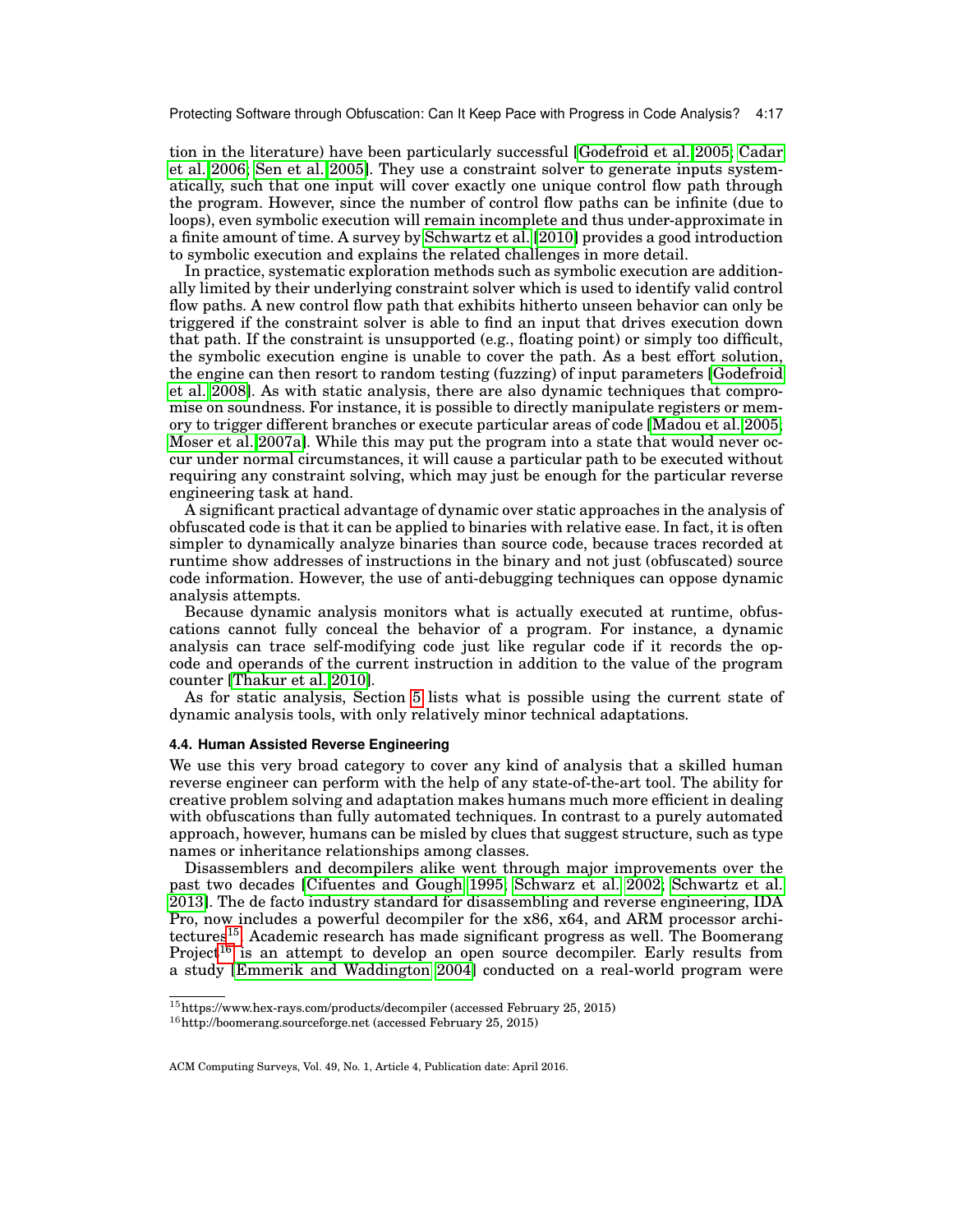tion in the literature) have been particularly successful [Godefroid et al. 2005; Cadar et al. 2006; Sen et al. 2005]. They use a constraint solver to generate inputs systematically, such that one input will cover exactly one unique control flow path through the program. However, since the number of control flow paths can be infinite (due to loops), even symbolic execution will remain incomplete and thus under-approximate in a finite amount of time. A survey by Schwartz et al. [2010] provides a good introduction to symbolic execution and explains the related challenges in more detail.

In practice, systematic exploration methods such as symbolic execution are additionally limited by their underlying constraint solver which is used to identify valid control flow paths. A new control flow path that exhibits hitherto unseen behavior can only be triggered if the constraint solver is able to find an input that drives execution down that path. If the constraint is unsupported (e.g., floating point) or simply too difficult, the symbolic execution engine is unable to cover the path. As a best effort solution, the engine can then resort to random testing (fuzzing) of input parameters [Godefroid et al. 2008]. As with static analysis, there are also dynamic techniques that compromise on soundness. For instance, it is possible to directly manipulate registers or memory to trigger different branches or execute particular areas of code [Madou et al. 2005; Moser et al. 2007a]. While this may put the program into a state that would never occur under normal circumstances, it will cause a particular path to be executed without requiring any constraint solving, which may just be enough for the particular reverse engineering task at hand.

A significant practical advantage of dynamic over static approaches in the analysis of obfuscated code is that it can be applied to binaries with relative ease. In fact, it is often simpler to dynamically analyze binaries than source code, because traces recorded at runtime show addresses of instructions in the binary and not just (obfuscated) source code information. However, the use of anti-debugging techniques can oppose dynamic analysis attempts.

Because dynamic analysis monitors what is actually executed at runtime, obfuscations cannot fully conceal the behavior of a program. For instance, a dynamic analysis can trace self-modifying code just like regular code if it records the opcode and operands of the current instruction in addition to the value of the program counter [Thakur et al. 2010].

As for static analysis, Section 5 lists what is possible using the current state of dynamic analysis tools, with only relatively minor technical adaptations.

### 4.4. Human Assisted Reverse Engineering

We use this very broad category to cover any kind of analysis that a skilled human reverse engineer can perform with the help of any state-of-the-art tool. The ability for creative problem solving and adaptation makes humans much more efficient in dealing with obfuscations than fully automated techniques. In contrast to a purely automated approach, however, humans can be misled by clues that suggest structure, such as type names or inheritance relationships among classes.

Disassemblers and decompilers alike went through major improvements over the past two decades [Cifuentes and Gough 1995; Schwarz et al. 2002; Schwartz et al. 2013]. The de facto industry standard for disassembling and reverse engineering, IDA Pro, now includes a powerful decompiler for the x86, x64, and ARM processor architectures[15]. Academic research has made significant progress as well. The Boomerang Project[16] is an attempt to develop an open source decompiler. Early results from a study [Emmerik and Waddington 2004] conducted on a real-world program were

[15] https://www.hex-rays.com/products/decompiler (accessed February 25, 2015)

[16] http://boomerang.sourceforge.net (accessed February 25, 2015)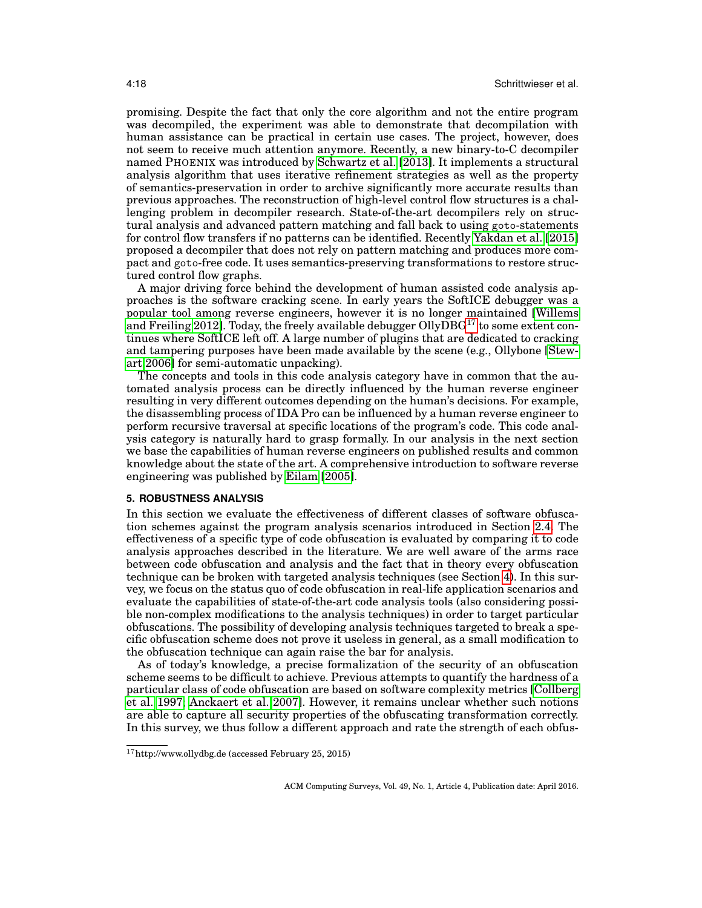promising. Despite the fact that only the core algorithm and not the entire program was decompiled, the experiment was able to demonstrate that decompilation with human assistance can be practical in certain use cases. The project, however, does not seem to receive much attention anymore. Recently, a new binary-to-C decompiler named PHOENIX was introduced by Schwartz et al. [2013]. It implements a structural analysis algorithm that uses iterative refinement strategies as well as the property of semantics-preservation in order to archive significantly more accurate results than previous approaches. The reconstruction of high-level control flow structures is a challenging problem in decompiler research. State-of-the-art decompilers rely on structural analysis and advanced pattern matching and fall back to using goto-statements for control flow transfers if no patterns can be identified. Recently Yakdan et al. [2015] proposed a decompiler that does not rely on pattern matching and produces more compact and goto-free code. It uses semantics-preserving transformations to restore structured control flow graphs.

A major driving force behind the development of human assisted code analysis approaches is the software cracking scene. In early years the SoftICE debugger was a popular tool among reverse engineers, however it is no longer maintained [Willems and Freiling 2012]. Today, the freely available debugger OllyDBG[17] to some extent continues where SoftICE left off. A large number of plugins that are dedicated to cracking and tampering purposes have been made available by the scene (e.g., Ollybone [Stewart 2006] for semi-automatic unpacking).

The concepts and tools in this code analysis category have in common that the automated analysis process can be directly influenced by the human reverse engineer resulting in very different outcomes depending on the human's decisions. For example, the disassembling process of IDA Pro can be influenced by a human reverse engineer to perform recursive traversal at specific locations of the program's code. This code analysis category is naturally hard to grasp formally. In our analysis in the next section we base the capabilities of human reverse engineers on published results and common knowledge about the state of the art. A comprehensive introduction to software reverse engineering was published by Eilam [2005].

## 5. ROBUSTNESS ANALYSIS

In this section we evaluate the effectiveness of different classes of software obfuscation schemes against the program analysis scenarios introduced in Section 2.4. The effectiveness of a specific type of code obfuscation is evaluated by comparing it to code analysis approaches described in the literature. We are well aware of the arms race between code obfuscation and analysis and the fact that in theory every obfuscation technique can be broken with targeted analysis techniques (see Section 4). In this survey, we focus on the status quo of code obfuscation in real-life application scenarios and evaluate the capabilities of state-of-the-art code analysis tools (also considering possible non-complex modifications to the analysis techniques) in order to target particular obfuscations. The possibility of developing analysis techniques targeted to break a specific obfuscation scheme does not prove it useless in general, as a small modification to the obfuscation technique can again raise the bar for analysis.

As of today's knowledge, a precise formalization of the security of an obfuscation scheme seems to be difficult to achieve. Previous attempts to quantify the hardness of a particular class of code obfuscation are based on software complexity metrics [Collberg et al. 1997; Anckaert et al. 2007]. However, it remains unclear whether such notions are able to capture all security properties of the obfuscating transformation correctly. In this survey, we thus follow a different approach and rate the strength of each obfus-

[17] http://www.ollydbg.de (accessed February 25, 2015)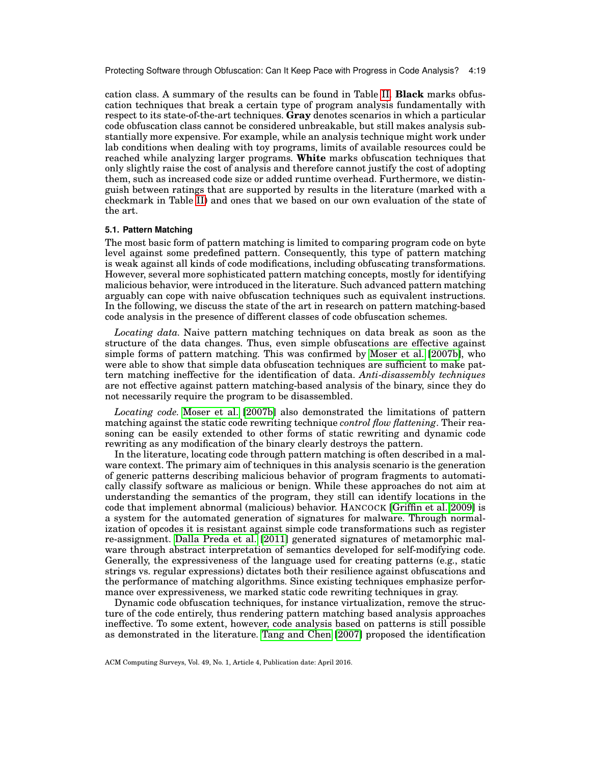cation class. A summary of the results can be found in Table II. **Black** marks obfuscation techniques that break a certain type of program analysis fundamentally with respect to its state-of-the-art techniques. **Gray** denotes scenarios in which a particular code obfuscation class cannot be considered unbreakable, but still makes analysis substantially more expensive. For example, while an analysis technique might work under lab conditions when dealing with toy programs, limits of available resources could be reached while analyzing larger programs. **White** marks obfuscation techniques that only slightly raise the cost of analysis and therefore cannot justify the cost of adopting them, such as increased code size or added runtime overhead. Furthermore, we distinguish between ratings that are supported by results in the literature (marked with a checkmark in Table II) and ones that we based on our own evaluation of the state of the art.

### 5.1. Pattern Matching

The most basic form of pattern matching is limited to comparing program code on byte level against some predefined pattern. Consequently, this type of pattern matching is weak against all kinds of code modifications, including obfuscating transformations. However, several more sophisticated pattern matching concepts, mostly for identifying malicious behavior, were introduced in the literature. Such advanced pattern matching arguably can cope with naive obfuscation techniques such as equivalent instructions. In the following, we discuss the state of the art in research on pattern matching-based code analysis in the presence of different classes of code obfuscation schemes.

*Locating data.* Naive pattern matching techniques on data break as soon as the structure of the data changes. Thus, even simple obfuscations are effective against simple forms of pattern matching. This was confirmed by Moser et al. [2007b], who were able to show that simple data obfuscation techniques are sufficient to make pattern matching ineffective for the identification of data. *Anti-disassembly techniques* are not effective against pattern matching-based analysis of the binary, since they do not necessarily require the program to be disassembled.

*Locating code.* Moser et al. [2007b] also demonstrated the limitations of pattern matching against the static code rewriting technique *control flow flattening*. Their reasoning can be easily extended to other forms of static rewriting and dynamic code rewriting as any modification of the binary clearly destroys the pattern.

In the literature, locating code through pattern matching is often described in a malware context. The primary aim of techniques in this analysis scenario is the generation of generic patterns describing malicious behavior of program fragments to automatically classify software as malicious or benign. While these approaches do not aim at understanding the semantics of the program, they still can identify locations in the code that implement abnormal (malicious) behavior. HANCOCK [Griffin et al. 2009] is a system for the automated generation of signatures for malware. Through normalization of opcodes it is resistant against simple code transformations such as register re-assignment. Dalla Preda et al. [2011] generated signatures of metamorphic malware through abstract interpretation of semantics developed for self-modifying code. Generally, the expressiveness of the language used for creating patterns (e.g., static strings vs. regular expressions) dictates both their resilience against obfuscations and the performance of matching algorithms. Since existing techniques emphasize performance over expressiveness, we marked static code rewriting techniques in gray.

Dynamic code obfuscation techniques, for instance virtualization, remove the structure of the code entirely, thus rendering pattern matching based analysis approaches ineffective. To some extent, however, code analysis based on patterns is still possible as demonstrated in the literature. Tang and Chen [2007] proposed the identification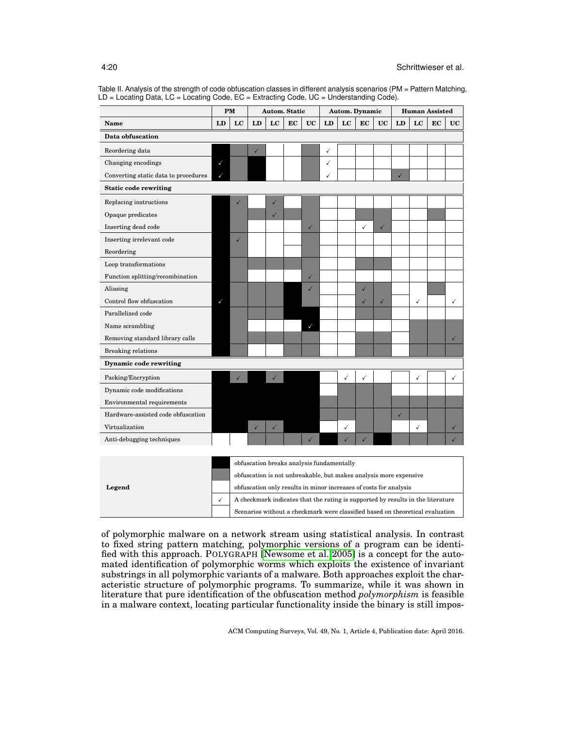Table II. Analysis of the strength of code obfuscation classes in different analysis scenarios (PM = Pattern Matching, LD = Locating Data, LC = Locating Code, EC = Extracting Code, UC = Understanding Code).

| | PM | | Autom. Static | | | | Autom. Dynamic | | | | Human Assisted | | | |
|---|---|---|---|---|---|---|---|---|---|---|---|---|---|---|
| **Name** | **LD** | **LC** | **LD** | **LC** | **EC** | **UC** | **LD** | **LC** | **EC** | **UC** | **LD** | **LC** | **EC** | **UC** |
| **Data obfuscation** | | | | | | | | | | | | | | |
| Reordering data | ■ | ▒ | ✓ | | | ▒ | ✓ | | | | | | | |
| Changing encodings | ■ ✓ | ▒ | ■ | | | ▒ | ✓ | | | | | | | |
| Converting static data to procedures | ■ ✓ | ▒ | ■ | | | ▒ | ✓ | | | | ▒ ✓ | | | |
| **Static code rewriting** | | | | | | | | | | | | | | |
| Replacing instructions | ■ | ▒ ✓ | | ▒ ✓ | | ▒ | | | | | | | | |
| Opaque predicates | ■ | ▒ | ▒ | ▒ ✓ | ▒ | ▒ | | | ▒ | ▒ | | | ▒ | |
| Inserting dead code | ■ | ▒ | | | | ▒ ✓ | | | ✓ | ▒ ✓ | | | | |
| Inserting irrelevant code | ■ | ▒ ✓ | | | | ▒ | | | | | | | | |
| Reordering | ■ | ▒ | | | | ▒ | | | | | | | | |
| Loop transformations | ■ | ▒ | ▒ | ▒ | ▒ | ▒ | | | ▒ | ▒ | | | | |
| Function splitting/recombination | ■ | ▒ | | | | ▒ ✓ | | | | | | | | |
| Aliasing | ■ | ▒ | ▒ | ▒ | ■ | ▒ ✓ | | | ▒ ✓ | ▒ | | | ▒ | |
| Control flow obfuscation | ■ ✓ | ▒ | ▒ | ▒ | ■ | ▒ | | | ▒ ✓ | ▒ ✓ | | ✓ | | ✓ |
| Parallelized code | ■ | ▒ | ▒ | ▒ | ■ | ■ | | | ▒ | ▒ | | | | |
| Name scrambling | ■ | ▒ | | | | ■ ✓ | | | | | | ▒ | ▒ | ▒ |
| Removing standard library calls | ■ | ▒ | ▒ | ▒ | ▒ | ▒ | | | ▒ | ▒ | | ▒ | ▒ | ▒ ✓ |
| Breaking relations | ■ | ▒ | | | ▒ | ▒ | | | ▒ | ▒ | | ▒ | ▒ | ▒ |
| **Dynamic code rewriting** | | | | | | | | | | | | | | |
| Packing/Encryption | ■ | ▒ ✓ | ■ | ▒ ✓ | ■ | ■ | | ✓ | ✓ | | | ✓ | | ✓ |
| Dynamic code modifications | ■ | ■ | ■ | ■ | ■ | ■ | | ▒ | ▒ | ▒ | | | | |
| Environmental requirements | ■ | ■ | ■ | ■ | ■ | ■ | ▒ | ▒ | ▒ | ▒ | ▒ | ▒ | ▒ | ▒ |
| Hardware-assisted code obfuscation | ■ | ■ | ■ | ■ | ■ | ■ | ▒ | ▒ | ▒ | ▒ | ✓ | ▒ | ▒ | ▒ |
| Virtualization | ■ | ■ | ▒ ✓ | ▒ ✓ | ■ | ■ | | ✓ | ▒ | ▒ | | ✓ | ▒ | ▒ ✓ |
| Anti-debugging techniques | | | ▒ | ▒ | ▒ | ▒ ✓ | ■ | ▒ ✓ | ▒ ✓ | ■ | ▒ | ▒ | ▒ | ▒ ✓ |

| Legend | |
|---|---|
| ■ | obfuscation breaks analysis fundamentally |
| ▒ | obfuscation is not unbreakable, but makes analysis more expensive |
| (blank) | obfuscation only results in minor increases of costs for analysis |
| ✓ | A checkmark indicates that the rating is supported by results in the literature |
| | Scenarios without a checkmark were classified based on theoretical evaluation |

of polymorphic malware on a network stream using statistical analysis. In contrast to fixed string pattern matching, polymorphic versions of a program can be identified with this approach. POLYGRAPH [Newsome et al. 2005] is a concept for the automated identification of polymorphic worms which exploits the existence of invariant substrings in all polymorphic variants of a malware. Both approaches exploit the characteristic structure of polymorphic programs. To summarize, while it was shown in literature that pure identification of the obfuscation method *polymorphism* is feasible in a malware context, locating particular functionality inside the binary is still impos-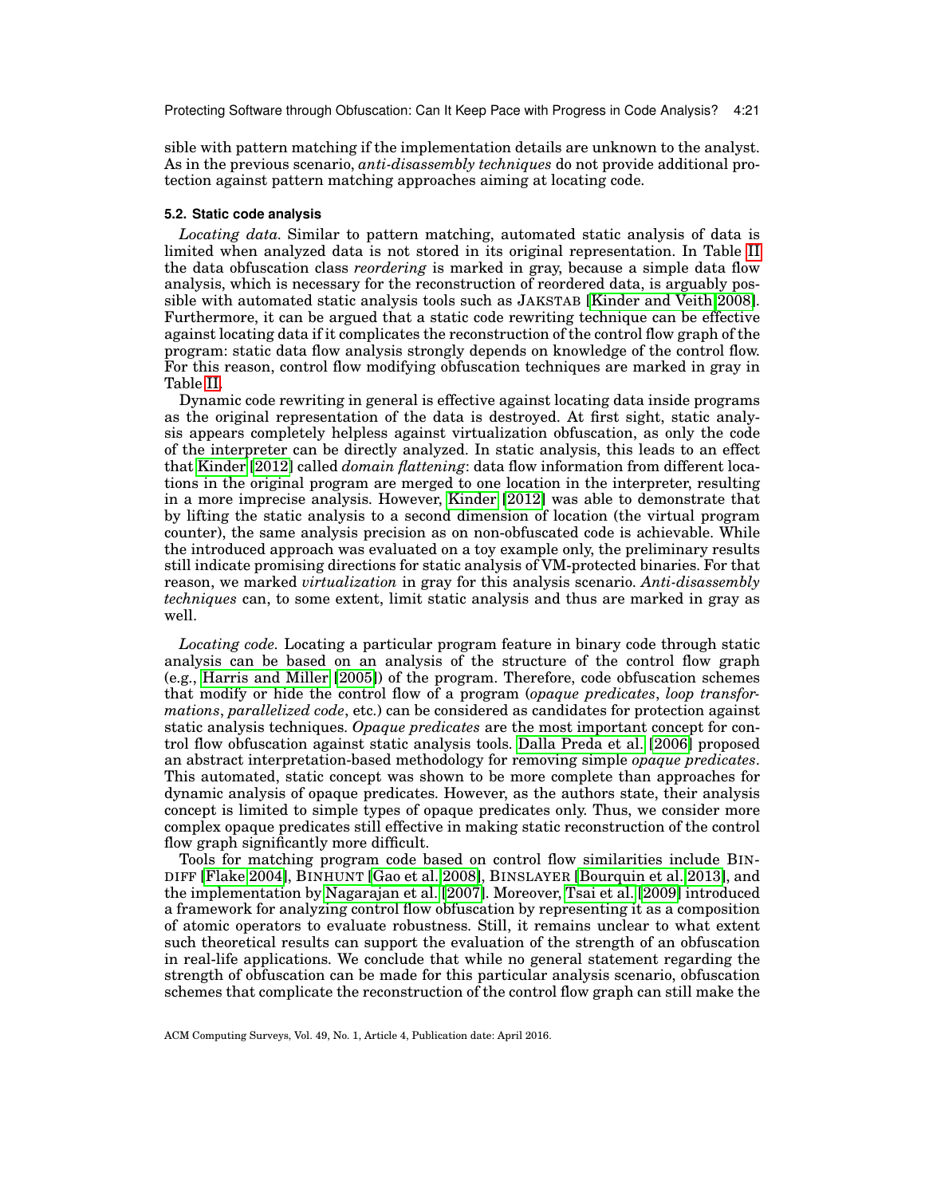sible with pattern matching if the implementation details are unknown to the analyst. As in the previous scenario, *anti-disassembly techniques* do not provide additional protection against pattern matching approaches aiming at locating code.

### 5.2. Static code analysis

*Locating data.* Similar to pattern matching, automated static analysis of data is limited when analyzed data is not stored in its original representation. In Table II the data obfuscation class *reordering* is marked in gray, because a simple data flow analysis, which is necessary for the reconstruction of reordered data, is arguably possible with automated static analysis tools such as JAKSTAB [Kinder and Veith 2008]. Furthermore, it can be argued that a static code rewriting technique can be effective against locating data if it complicates the reconstruction of the control flow graph of the program: static data flow analysis strongly depends on knowledge of the control flow. For this reason, control flow modifying obfuscation techniques are marked in gray in Table II.

Dynamic code rewriting in general is effective against locating data inside programs as the original representation of the data is destroyed. At first sight, static analysis appears completely helpless against virtualization obfuscation, as only the code of the interpreter can be directly analyzed. In static analysis, this leads to an effect that Kinder [2012] called *domain flattening*: data flow information from different locations in the original program are merged to one location in the interpreter, resulting in a more imprecise analysis. However, Kinder [2012] was able to demonstrate that by lifting the static analysis to a second dimension of location (the virtual program counter), the same analysis precision as on non-obfuscated code is achievable. While the introduced approach was evaluated on a toy example only, the preliminary results still indicate promising directions for static analysis of VM-protected binaries. For that reason, we marked *virtualization* in gray for this analysis scenario. *Anti-disassembly techniques* can, to some extent, limit static analysis and thus are marked in gray as well.

*Locating code.* Locating a particular program feature in binary code through static analysis can be based on an analysis of the structure of the control flow graph (e.g., Harris and Miller [2005]) of the program. Therefore, code obfuscation schemes that modify or hide the control flow of a program (*opaque predicates*, *loop transformations*, *parallelized code*, etc.) can be considered as candidates for protection against static analysis techniques. *Opaque predicates* are the most important concept for control flow obfuscation against static analysis tools. Dalla Preda et al. [2006] proposed an abstract interpretation-based methodology for removing simple *opaque predicates*. This automated, static concept was shown to be more complete than approaches for dynamic analysis of opaque predicates. However, as the authors state, their analysis concept is limited to simple types of opaque predicates only. Thus, we consider more complex opaque predicates still effective in making static reconstruction of the control flow graph significantly more difficult.

Tools for matching program code based on control flow similarities include BINDIFF [Flake 2004], BINHUNT [Gao et al. 2008], BINSLAYER [Bourquin et al. 2013], and the implementation by Nagarajan et al. [2007]. Moreover, Tsai et al. [2009] introduced a framework for analyzing control flow obfuscation by representing it as a composition of atomic operators to evaluate robustness. Still, it remains unclear to what extent such theoretical results can support the evaluation of the strength of an obfuscation in real-life applications. We conclude that while no general statement regarding the strength of obfuscation can be made for this particular analysis scenario, obfuscation schemes that complicate the reconstruction of the control flow graph can still make the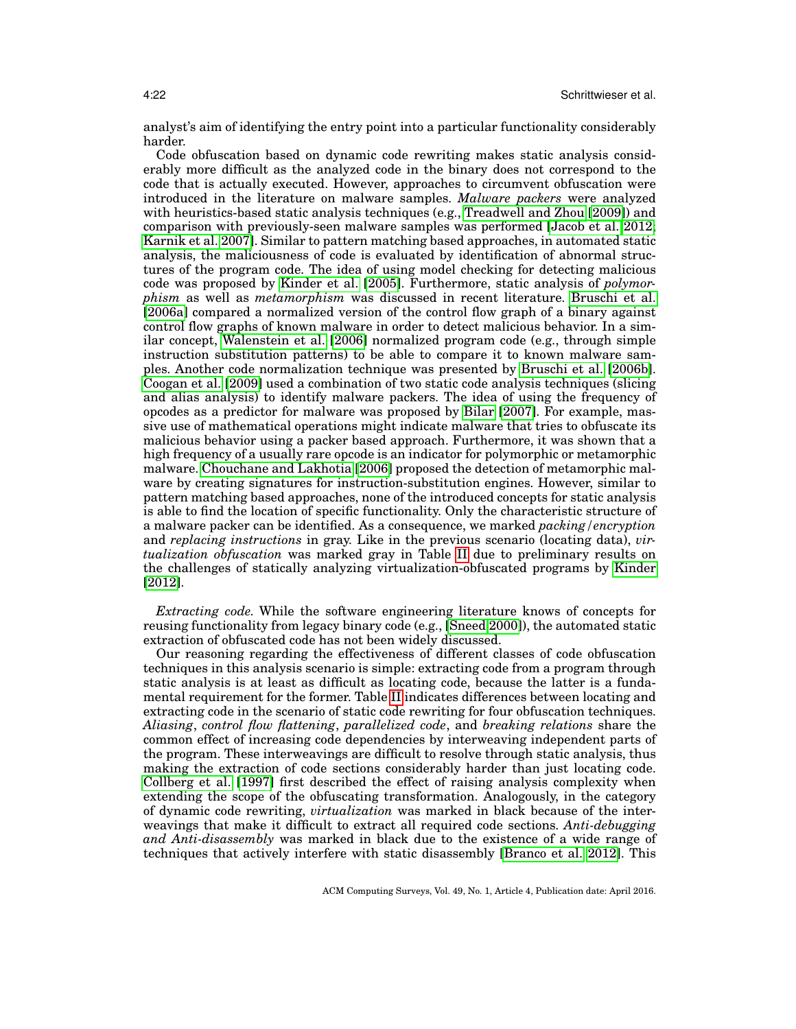analyst's aim of identifying the entry point into a particular functionality considerably harder.

Code obfuscation based on dynamic code rewriting makes static analysis considerably more difficult as the analyzed code in the binary does not correspond to the code that is actually executed. However, approaches to circumvent obfuscation were introduced in the literature on malware samples. *Malware packers* were analyzed with heuristics-based static analysis techniques (e.g., [Treadwell and Zhou [2009]]) and comparison with previously-seen malware samples was performed [Jacob et al. 2012; Karnik et al. 2007]. Similar to pattern matching based approaches, in automated static analysis, the maliciousness of code is evaluated by identification of abnormal structures of the program code. The idea of using model checking for detecting malicious code was proposed by Kinder et al. [2005]. Furthermore, static analysis of *polymorphism* as well as *metamorphism* was discussed in recent literature. Bruschi et al. [2006a] compared a normalized version of the control flow graph of a binary against control flow graphs of known malware in order to detect malicious behavior. In a similar concept, Walenstein et al. [2006] normalized program code (e.g., through simple instruction substitution patterns) to be able to compare it to known malware samples. Another code normalization technique was presented by Bruschi et al. [2006b]. Coogan et al. [2009] used a combination of two static code analysis techniques (slicing and alias analysis) to identify malware packers. The idea of using the frequency of opcodes as a predictor for malware was proposed by Bilar [2007]. For example, massive use of mathematical operations might indicate malware that tries to obfuscate its malicious behavior using a packer based approach. Furthermore, it was shown that a high frequency of a usually rare opcode is an indicator for polymorphic or metamorphic malware. Chouchane and Lakhotia [2006] proposed the detection of metamorphic malware by creating signatures for instruction-substitution engines. However, similar to pattern matching based approaches, none of the introduced concepts for static analysis is able to find the location of specific functionality. Only the characteristic structure of a malware packer can be identified. As a consequence, we marked *packing/encryption* and *replacing instructions* in gray. Like in the previous scenario (locating data), *virtualization obfuscation* was marked gray in Table II due to preliminary results on the challenges of statically analyzing virtualization-obfuscated programs by Kinder [2012].

*Extracting code.* While the software engineering literature knows of concepts for reusing functionality from legacy binary code (e.g., [Sneed 2000]), the automated static extraction of obfuscated code has not been widely discussed.

Our reasoning regarding the effectiveness of different classes of code obfuscation techniques in this analysis scenario is simple: extracting code from a program through static analysis is at least as difficult as locating code, because the latter is a fundamental requirement for the former. Table II indicates differences between locating and extracting code in the scenario of static code rewriting for four obfuscation techniques. *Aliasing*, *control flow flattening*, *parallelized code*, and *breaking relations* share the common effect of increasing code dependencies by interweaving independent parts of the program. These interweavings are difficult to resolve through static analysis, thus making the extraction of code sections considerably harder than just locating code. Collberg et al. [1997] first described the effect of raising analysis complexity when extending the scope of the obfuscating transformation. Analogously, in the category of dynamic code rewriting, *virtualization* was marked in black because of the interweavings that make it difficult to extract all required code sections. *Anti-debugging and Anti-disassembly* was marked in black due to the existence of a wide range of techniques that actively interfere with static disassembly [Branco et al. 2012]. This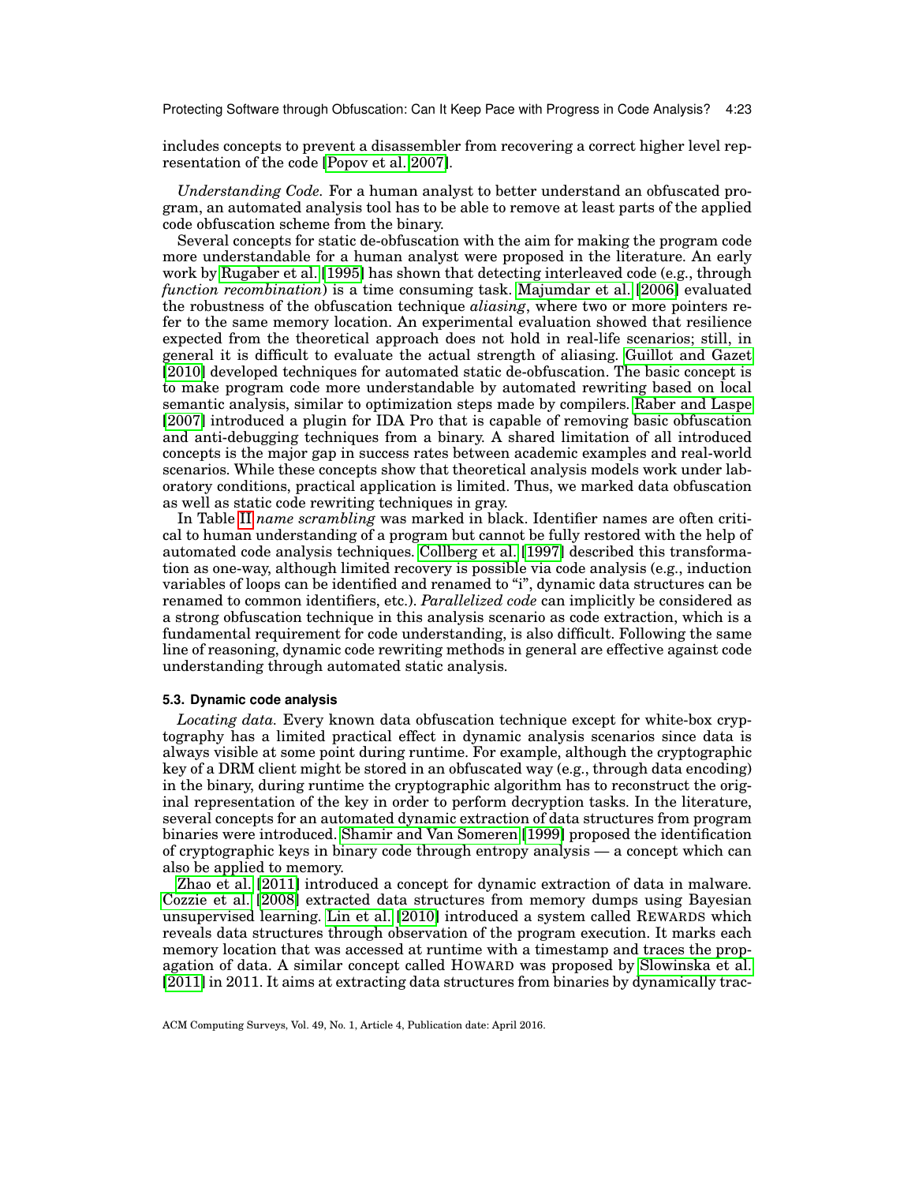includes concepts to prevent a disassembler from recovering a correct higher level representation of the code [Popov et al. 2007].

*Understanding Code.* For a human analyst to better understand an obfuscated program, an automated analysis tool has to be able to remove at least parts of the applied code obfuscation scheme from the binary.

Several concepts for static de-obfuscation with the aim for making the program code more understandable for a human analyst were proposed in the literature. An early work by Rugaber et al. [1995] has shown that detecting interleaved code (e.g., through *function recombination*) is a time consuming task. Majumdar et al. [2006] evaluated the robustness of the obfuscation technique *aliasing*, where two or more pointers refer to the same memory location. An experimental evaluation showed that resilience expected from the theoretical approach does not hold in real-life scenarios; still, in general it is difficult to evaluate the actual strength of aliasing. Guillot and Gazet [2010] developed techniques for automated static de-obfuscation. The basic concept is to make program code more understandable by automated rewriting based on local semantic analysis, similar to optimization steps made by compilers. Raber and Laspe [2007] introduced a plugin for IDA Pro that is capable of removing basic obfuscation and anti-debugging techniques from a binary. A shared limitation of all introduced concepts is the major gap in success rates between academic examples and real-world scenarios. While these concepts show that theoretical analysis models work under laboratory conditions, practical application is limited. Thus, we marked data obfuscation as well as static code rewriting techniques in gray.

In Table II *name scrambling* was marked in black. Identifier names are often critical to human understanding of a program but cannot be fully restored with the help of automated code analysis techniques. Collberg et al. [1997] described this transformation as one-way, although limited recovery is possible via code analysis (e.g., induction variables of loops can be identified and renamed to "i", dynamic data structures can be renamed to common identifiers, etc.). *Parallelized code* can implicitly be considered as a strong obfuscation technique in this analysis scenario as code extraction, which is a fundamental requirement for code understanding, is also difficult. Following the same line of reasoning, dynamic code rewriting methods in general are effective against code understanding through automated static analysis.

### 5.3. Dynamic code analysis

*Locating data.* Every known data obfuscation technique except for white-box cryptography has a limited practical effect in dynamic analysis scenarios since data is always visible at some point during runtime. For example, although the cryptographic key of a DRM client might be stored in an obfuscated way (e.g., through data encoding) in the binary, during runtime the cryptographic algorithm has to reconstruct the original representation of the key in order to perform decryption tasks. In the literature, several concepts for an automated dynamic extraction of data structures from program binaries were introduced. Shamir and Van Someren [1999] proposed the identification of cryptographic keys in binary code through entropy analysis — a concept which can also be applied to memory.

Zhao et al. [2011] introduced a concept for dynamic extraction of data in malware. Cozzie et al. [2008] extracted data structures from memory dumps using Bayesian unsupervised learning. Lin et al. [2010] introduced a system called REWARDS which reveals data structures through observation of the program execution. It marks each memory location that was accessed at runtime with a timestamp and traces the propagation of data. A similar concept called HOWARD was proposed by Slowinska et al. [2011] in 2011. It aims at extracting data structures from binaries by dynamically trac-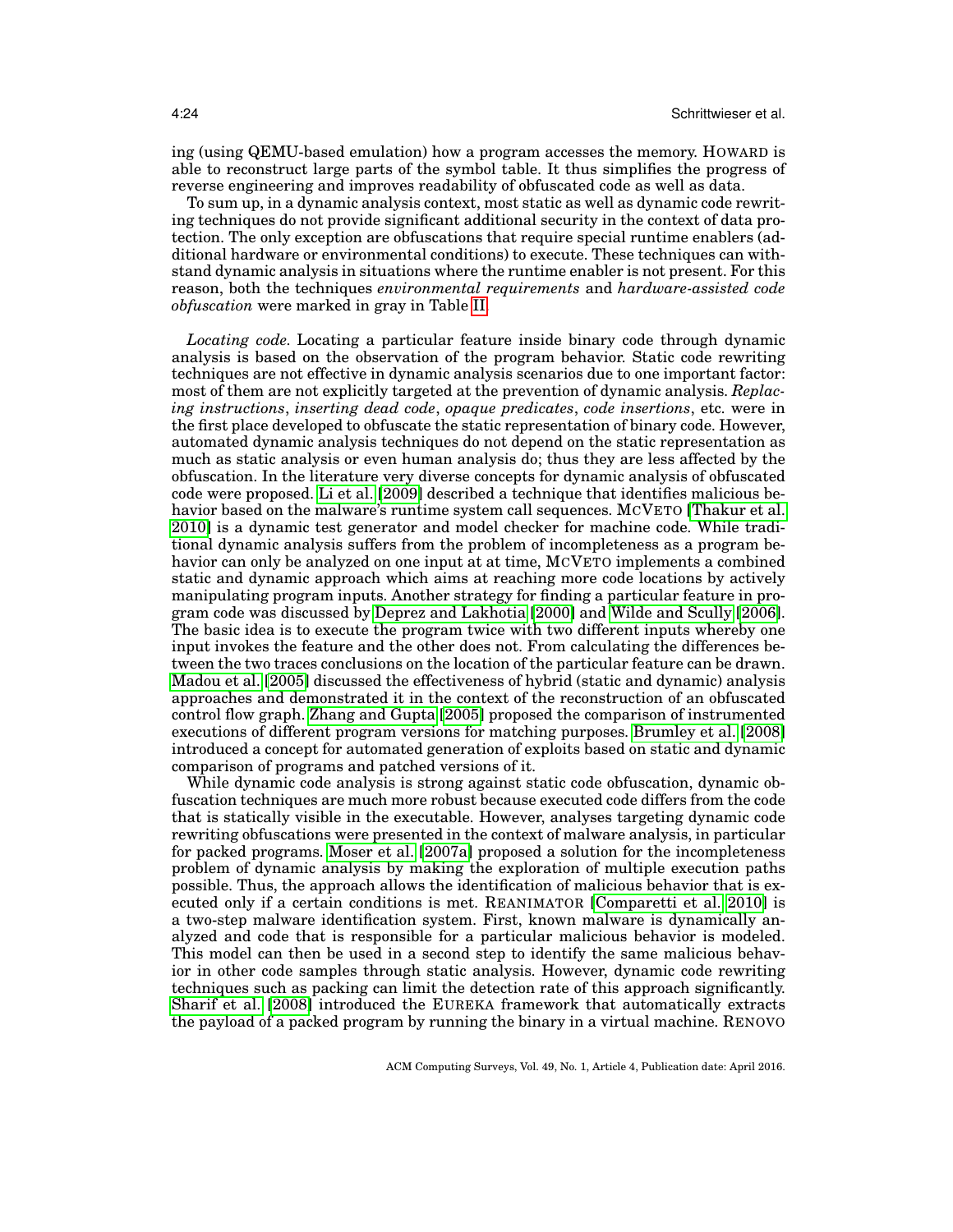ing (using QEMU-based emulation) how a program accesses the memory. HOWARD is able to reconstruct large parts of the symbol table. It thus simplifies the progress of reverse engineering and improves readability of obfuscated code as well as data.

To sum up, in a dynamic analysis context, most static as well as dynamic code rewriting techniques do not provide significant additional security in the context of data protection. The only exception are obfuscations that require special runtime enablers (additional hardware or environmental conditions) to execute. These techniques can withstand dynamic analysis in situations where the runtime enabler is not present. For this reason, both the techniques *environmental requirements* and *hardware-assisted code obfuscation* were marked in gray in Table II.

*Locating code.* Locating a particular feature inside binary code through dynamic analysis is based on the observation of the program behavior. Static code rewriting techniques are not effective in dynamic analysis scenarios due to one important factor: most of them are not explicitly targeted at the prevention of dynamic analysis. *Replacing instructions*, *inserting dead code*, *opaque predicates*, *code insertions*, etc. were in the first place developed to obfuscate the static representation of binary code. However, automated dynamic analysis techniques do not depend on the static representation as much as static analysis or even human analysis do; thus they are less affected by the obfuscation. In the literature very diverse concepts for dynamic analysis of obfuscated code were proposed. Li et al. [2009] described a technique that identifies malicious behavior based on the malware's runtime system call sequences. MCVETO [Thakur et al. 2010] is a dynamic test generator and model checker for machine code. While traditional dynamic analysis suffers from the problem of incompleteness as a program behavior can only be analyzed on one input at at time, MCVETO implements a combined static and dynamic approach which aims at reaching more code locations by actively manipulating program inputs. Another strategy for finding a particular feature in program code was discussed by Deprez and Lakhotia [2000] and Wilde and Scully [2006]. The basic idea is to execute the program twice with two different inputs whereby one input invokes the feature and the other does not. From calculating the differences between the two traces conclusions on the location of the particular feature can be drawn. Madou et al. [2005] discussed the effectiveness of hybrid (static and dynamic) analysis approaches and demonstrated it in the context of the reconstruction of an obfuscated control flow graph. Zhang and Gupta [2005] proposed the comparison of instrumented executions of different program versions for matching purposes. Brumley et al. [2008] introduced a concept for automated generation of exploits based on static and dynamic comparison of programs and patched versions of it.

While dynamic code analysis is strong against static code obfuscation, dynamic obfuscation techniques are much more robust because executed code differs from the code that is statically visible in the executable. However, analyses targeting dynamic code rewriting obfuscations were presented in the context of malware analysis, in particular for packed programs. Moser et al. [2007a] proposed a solution for the incompleteness problem of dynamic analysis by making the exploration of multiple execution paths possible. Thus, the approach allows the identification of malicious behavior that is executed only if a certain conditions is met. REANIMATOR [Comparetti et al. 2010] is a two-step malware identification system. First, known malware is dynamically analyzed and code that is responsible for a particular malicious behavior is modeled. This model can then be used in a second step to identify the same malicious behavior in other code samples through static analysis. However, dynamic code rewriting techniques such as packing can limit the detection rate of this approach significantly. Sharif et al. [2008] introduced the EUREKA framework that automatically extracts the payload of a packed program by running the binary in a virtual machine. RENOVO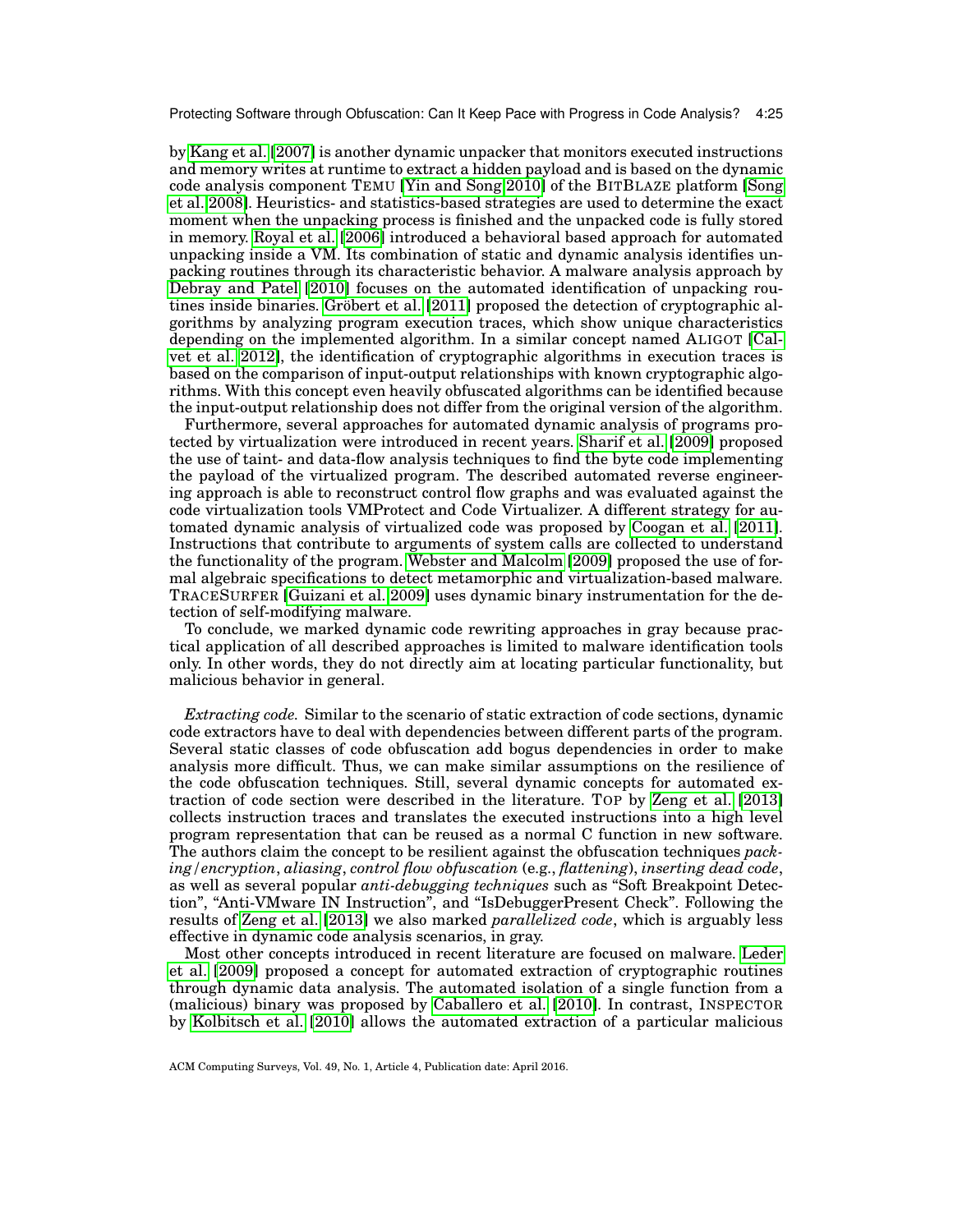by Kang et al. [2007] is another dynamic unpacker that monitors executed instructions and memory writes at runtime to extract a hidden payload and is based on the dynamic code analysis component TEMU [Yin and Song 2010] of the BITBLAZE platform [Song et al. 2008]. Heuristics- and statistics-based strategies are used to determine the exact moment when the unpacking process is finished and the unpacked code is fully stored in memory. Royal et al. [2006] introduced a behavioral based approach for automated unpacking inside a VM. Its combination of static and dynamic analysis identifies unpacking routines through its characteristic behavior. A malware analysis approach by Debray and Patel [2010] focuses on the automated identification of unpacking routines inside binaries. Gröbert et al. [2011] proposed the detection of cryptographic algorithms by analyzing program execution traces, which show unique characteristics depending on the implemented algorithm. In a similar concept named ALIGOT [Calvet et al. 2012], the identification of cryptographic algorithms in execution traces is based on the comparison of input-output relationships with known cryptographic algorithms. With this concept even heavily obfuscated algorithms can be identified because the input-output relationship does not differ from the original version of the algorithm.

Furthermore, several approaches for automated dynamic analysis of programs protected by virtualization were introduced in recent years. Sharif et al. [2009] proposed the use of taint- and data-flow analysis techniques to find the byte code implementing the payload of the virtualized program. The described automated reverse engineering approach is able to reconstruct control flow graphs and was evaluated against the code virtualization tools VMProtect and Code Virtualizer. A different strategy for automated dynamic analysis of virtualized code was proposed by Coogan et al. [2011]. Instructions that contribute to arguments of system calls are collected to understand the functionality of the program. Webster and Malcolm [2009] proposed the use of formal algebraic specifications to detect metamorphic and virtualization-based malware. TRACESURFER [Guizani et al. 2009] uses dynamic binary instrumentation for the detection of self-modifying malware.

To conclude, we marked dynamic code rewriting approaches in gray because practical application of all described approaches is limited to malware identification tools only. In other words, they do not directly aim at locating particular functionality, but malicious behavior in general.

*Extracting code.* Similar to the scenario of static extraction of code sections, dynamic code extractors have to deal with dependencies between different parts of the program. Several static classes of code obfuscation add bogus dependencies in order to make analysis more difficult. Thus, we can make similar assumptions on the resilience of the code obfuscation techniques. Still, several dynamic concepts for automated extraction of code section were described in the literature. TOP by Zeng et al. [2013] collects instruction traces and translates the executed instructions into a high level program representation that can be reused as a normal C function in new software. The authors claim the concept to be resilient against the obfuscation techniques *packing/encryption*, *aliasing*, *control flow obfuscation* (e.g., *flattening*), *inserting dead code*, as well as several popular *anti-debugging techniques* such as "Soft Breakpoint Detection", "Anti-VMware IN Instruction", and "IsDebuggerPresent Check". Following the results of Zeng et al. [2013] we also marked *parallelized code*, which is arguably less effective in dynamic code analysis scenarios, in gray.

Most other concepts introduced in recent literature are focused on malware. Leder et al. [2009] proposed a concept for automated extraction of cryptographic routines through dynamic data analysis. The automated isolation of a single function from a (malicious) binary was proposed by Caballero et al. [2010]. In contrast, INSPECTOR by Kolbitsch et al. [2010] allows the automated extraction of a particular malicious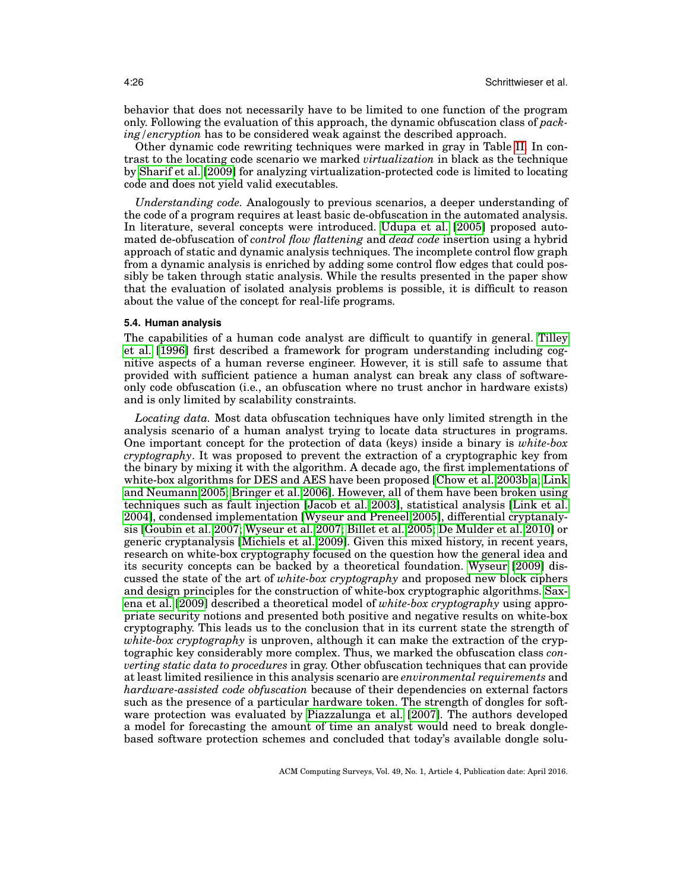behavior that does not necessarily have to be limited to one function of the program only. Following the evaluation of this approach, the dynamic obfuscation class of *packing/encryption* has to be considered weak against the described approach.

Other dynamic code rewriting techniques were marked in gray in Table II. In contrast to the locating code scenario we marked *virtualization* in black as the technique by Sharif et al. [2009] for analyzing virtualization-protected code is limited to locating code and does not yield valid executables.

*Understanding code.* Analogously to previous scenarios, a deeper understanding of the code of a program requires at least basic de-obfuscation in the automated analysis. In literature, several concepts were introduced. Udupa et al. [2005] proposed automated de-obfuscation of *control flow flattening* and *dead code* insertion using a hybrid approach of static and dynamic analysis techniques. The incomplete control flow graph from a dynamic analysis is enriched by adding some control flow edges that could possibly be taken through static analysis. While the results presented in the paper show that the evaluation of isolated analysis problems is possible, it is difficult to reason about the value of the concept for real-life programs.

### 5.4. Human analysis

The capabilities of a human code analyst are difficult to quantify in general. Tilley et al. [1996] first described a framework for program understanding including cognitive aspects of a human reverse engineer. However, it is still safe to assume that provided with sufficient patience a human analyst can break any class of software-only code obfuscation (i.e., an obfuscation where no trust anchor in hardware exists) and is only limited by scalability constraints.

*Locating data.* Most data obfuscation techniques have only limited strength in the analysis scenario of a human analyst trying to locate data structures in programs. One important concept for the protection of data (keys) inside a binary is *white-box cryptography*. It was proposed to prevent the extraction of a cryptographic key from the binary by mixing it with the algorithm. A decade ago, the first implementations of white-box algorithms for DES and AES have been proposed [Chow et al. 2003b,a; Link and Neumann 2005; Bringer et al. 2006]. However, all of them have been broken using techniques such as fault injection [Jacob et al. 2003], statistical analysis [Link et al. 2004], condensed implementation [Wyseur and Preneel 2005], differential cryptanalysis [Goubin et al. 2007; Wyseur et al. 2007; Billet et al. 2005; De Mulder et al. 2010] or generic cryptanalysis [Michiels et al. 2009]. Given this mixed history, in recent years, research on white-box cryptography focused on the question how the general idea and its security concepts can be backed by a theoretical foundation. Wyseur [2009] discussed the state of the art of *white-box cryptography* and proposed new block ciphers and design principles for the construction of white-box cryptographic algorithms. Saxena et al. [2009] described a theoretical model of *white-box cryptography* using appropriate security notions and presented both positive and negative results on white-box cryptography. This leads us to the conclusion that in its current state the strength of *white-box cryptography* is unproven, although it can make the extraction of the cryptographic key considerably more complex. Thus, we marked the obfuscation class *converting static data to procedures* in gray. Other obfuscation techniques that can provide at least limited resilience in this analysis scenario are *environmental requirements* and *hardware-assisted code obfuscation* because of their dependencies on external factors such as the presence of a particular hardware token. The strength of dongles for software protection was evaluated by Piazzalunga et al. [2007]. The authors developed a model for forecasting the amount of time an analyst would need to break dongle-based software protection schemes and concluded that today's available dongle solu-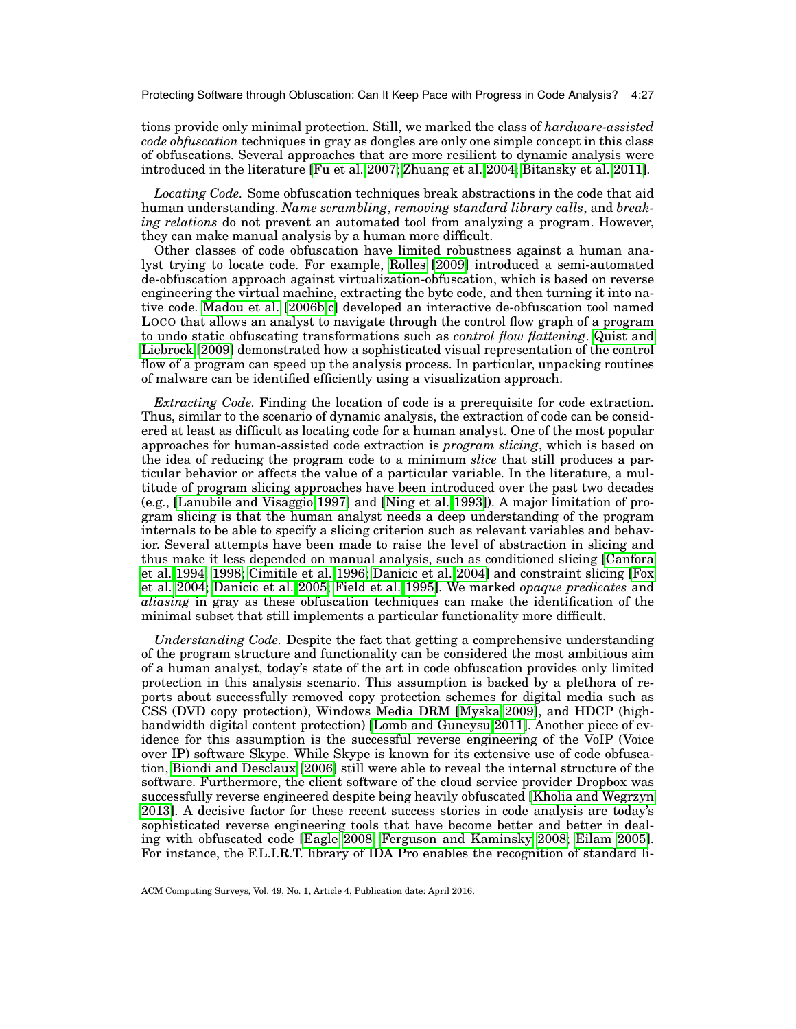tions provide only minimal protection. Still, we marked the class of *hardware-assisted code obfuscation* techniques in gray as dongles are only one simple concept in this class of obfuscations. Several approaches that are more resilient to dynamic analysis were introduced in the literature [Fu et al. 2007; Zhuang et al. 2004; Bitansky et al. 2011].

*Locating Code.* Some obfuscation techniques break abstractions in the code that aid human understanding. *Name scrambling*, *removing standard library calls*, and *breaking relations* do not prevent an automated tool from analyzing a program. However, they can make manual analysis by a human more difficult.

Other classes of code obfuscation have limited robustness against a human analyst trying to locate code. For example, Rolles [2009] introduced a semi-automated de-obfuscation approach against virtualization-obfuscation, which is based on reverse engineering the virtual machine, extracting the byte code, and then turning it into native code. Madou et al. [2006b,c] developed an interactive de-obfuscation tool named LOCO that allows an analyst to navigate through the control flow graph of a program to undo static obfuscating transformations such as *control flow flattening*. Quist and Liebrock [2009] demonstrated how a sophisticated visual representation of the control flow of a program can speed up the analysis process. In particular, unpacking routines of malware can be identified efficiently using a visualization approach.

*Extracting Code.* Finding the location of code is a prerequisite for code extraction. Thus, similar to the scenario of dynamic analysis, the extraction of code can be considered at least as difficult as locating code for a human analyst. One of the most popular approaches for human-assisted code extraction is *program slicing*, which is based on the idea of reducing the program code to a minimum *slice* that still produces a particular behavior or affects the value of a particular variable. In the literature, a multitude of program slicing approaches have been introduced over the past two decades (e.g., [Lanubile and Visaggio 1997] and [Ning et al. 1993]). A major limitation of program slicing is that the human analyst needs a deep understanding of the program internals to be able to specify a slicing criterion such as relevant variables and behavior. Several attempts have been made to raise the level of abstraction in slicing and thus make it less depended on manual analysis, such as conditioned slicing [Canfora et al. 1994, 1998; Cimitile et al. 1996; Danicic et al. 2004] and constraint slicing [Fox et al. 2004; Danicic et al. 2005; Field et al. 1995]. We marked *opaque predicates* and *aliasing* in gray as these obfuscation techniques can make the identification of the minimal subset that still implements a particular functionality more difficult.

*Understanding Code.* Despite the fact that getting a comprehensive understanding of the program structure and functionality can be considered the most ambitious aim of a human analyst, today's state of the art in code obfuscation provides only limited protection in this analysis scenario. This assumption is backed by a plethora of reports about successfully removed copy protection schemes for digital media such as CSS (DVD copy protection), Windows Media DRM [Myska 2009], and HDCP (high-bandwidth digital content protection) [Lomb and Guneysu 2011]. Another piece of evidence for this assumption is the successful reverse engineering of the VoIP (Voice over IP) software Skype. While Skype is known for its extensive use of code obfuscation, Biondi and Desclaux [2006] still were able to reveal the internal structure of the software. Furthermore, the client software of the cloud service provider Dropbox was successfully reverse engineered despite being heavily obfuscated [Kholia and Wegrzyn 2013]. A decisive factor for these recent success stories in code analysis are today's sophisticated reverse engineering tools that have become better and better in dealing with obfuscated code [Eagle 2008; Ferguson and Kaminsky 2008; Eilam 2005]. For instance, the F.L.I.R.T. library of IDA Pro enables the recognition of standard li-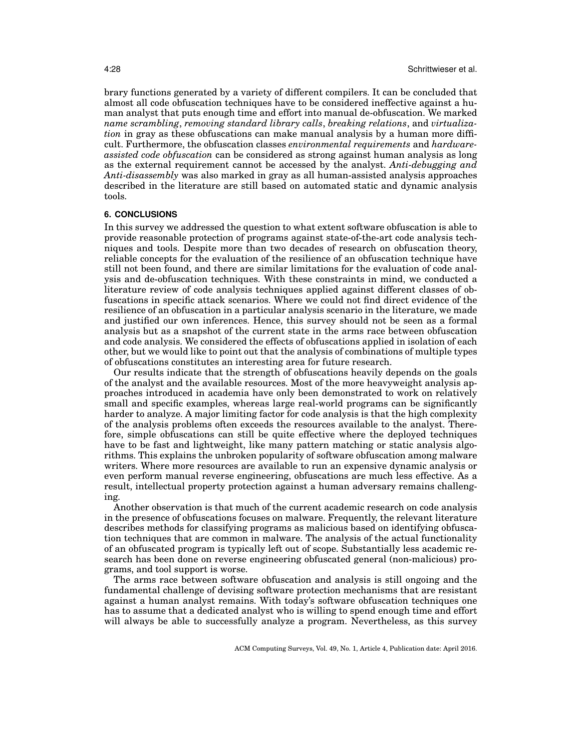brary functions generated by a variety of different compilers. It can be concluded that almost all code obfuscation techniques have to be considered ineffective against a human analyst that puts enough time and effort into manual de-obfuscation. We marked *name scrambling*, *removing standard library calls*, *breaking relations*, and *virtualization* in gray as these obfuscations can make manual analysis by a human more difficult. Furthermore, the obfuscation classes *environmental requirements* and *hardware-assisted code obfuscation* can be considered as strong against human analysis as long as the external requirement cannot be accessed by the analyst. *Anti-debugging and Anti-disassembly* was also marked in gray as all human-assisted analysis approaches described in the literature are still based on automated static and dynamic analysis tools.

## 6. CONCLUSIONS

In this survey we addressed the question to what extent software obfuscation is able to provide reasonable protection of programs against state-of-the-art code analysis techniques and tools. Despite more than two decades of research on obfuscation theory, reliable concepts for the evaluation of the resilience of an obfuscation technique have still not been found, and there are similar limitations for the evaluation of code analysis and de-obfuscation techniques. With these constraints in mind, we conducted a literature review of code analysis techniques applied against different classes of obfuscations in specific attack scenarios. Where we could not find direct evidence of the resilience of an obfuscation in a particular analysis scenario in the literature, we made and justified our own inferences. Hence, this survey should not be seen as a formal analysis but as a snapshot of the current state in the arms race between obfuscation and code analysis. We considered the effects of obfuscations applied in isolation of each other, but we would like to point out that the analysis of combinations of multiple types of obfuscations constitutes an interesting area for future research.

Our results indicate that the strength of obfuscations heavily depends on the goals of the analyst and the available resources. Most of the more heavyweight analysis approaches introduced in academia have only been demonstrated to work on relatively small and specific examples, whereas large real-world programs can be significantly harder to analyze. A major limiting factor for code analysis is that the high complexity of the analysis problems often exceeds the resources available to the analyst. Therefore, simple obfuscations can still be quite effective where the deployed techniques have to be fast and lightweight, like many pattern matching or static analysis algorithms. This explains the unbroken popularity of software obfuscation among malware writers. Where more resources are available to run an expensive dynamic analysis or even perform manual reverse engineering, obfuscations are much less effective. As a result, intellectual property protection against a human adversary remains challenging.

Another observation is that much of the current academic research on code analysis in the presence of obfuscations focuses on malware. Frequently, the relevant literature describes methods for classifying programs as malicious based on identifying obfuscation techniques that are common in malware. The analysis of the actual functionality of an obfuscated program is typically left out of scope. Substantially less academic research has been done on reverse engineering obfuscated general (non-malicious) programs, and tool support is worse.

The arms race between software obfuscation and analysis is still ongoing and the fundamental challenge of devising software protection mechanisms that are resistant against a human analyst remains. With today's software obfuscation techniques one has to assume that a dedicated analyst who is willing to spend enough time and effort will always be able to successfully analyze a program. Nevertheless, as this survey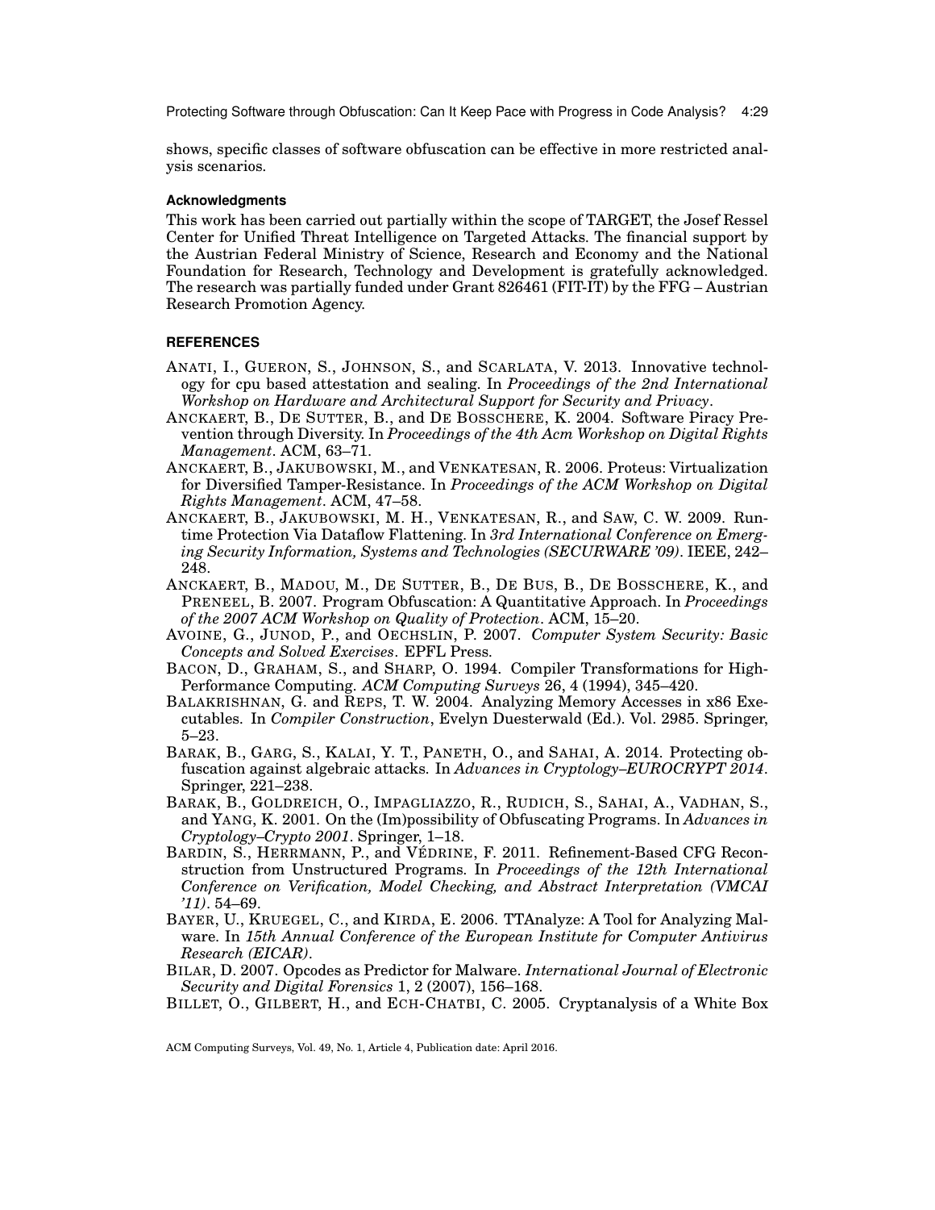shows, specific classes of software obfuscation can be effective in more restricted analysis scenarios.

### Acknowledgments

This work has been carried out partially within the scope of TARGET, the Josef Ressel Center for Unified Threat Intelligence on Targeted Attacks. The financial support by the Austrian Federal Ministry of Science, Research and Economy and the National Foundation for Research, Technology and Development is gratefully acknowledged. The research was partially funded under Grant 826461 (FIT-IT) by the FFG – Austrian Research Promotion Agency.

## REFERENCES

ANATI, I., GUERON, S., JOHNSON, S., and SCARLATA, V. 2013. Innovative technology for cpu based attestation and sealing. In *Proceedings of the 2nd International Workshop on Hardware and Architectural Support for Security and Privacy*.

ANCKAERT, B., DE SUTTER, B., and DE BOSSCHERE, K. 2004. Software Piracy Prevention through Diversity. In *Proceedings of the 4th Acm Workshop on Digital Rights Management*. ACM, 63–71.

ANCKAERT, B., JAKUBOWSKI, M., and VENKATESAN, R. 2006. Proteus: Virtualization for Diversified Tamper-Resistance. In *Proceedings of the ACM Workshop on Digital Rights Management*. ACM, 47–58.

ANCKAERT, B., JAKUBOWSKI, M. H., VENKATESAN, R., and SAW, C. W. 2009. Runtime Protection Via Dataflow Flattening. In *3rd International Conference on Emerging Security Information, Systems and Technologies (SECURWARE '09)*. IEEE, 242–248.

ANCKAERT, B., MADOU, M., DE SUTTER, B., DE BUS, B., DE BOSSCHERE, K., and PRENEEL, B. 2007. Program Obfuscation: A Quantitative Approach. In *Proceedings of the 2007 ACM Workshop on Quality of Protection*. ACM, 15–20.

AVOINE, G., JUNOD, P., and OECHSLIN, P. 2007. *Computer System Security: Basic Concepts and Solved Exercises*. EPFL Press.

BACON, D., GRAHAM, S., and SHARP, O. 1994. Compiler Transformations for High-Performance Computing. *ACM Computing Surveys* 26, 4 (1994), 345–420.

BALAKRISHNAN, G. and REPS, T. W. 2004. Analyzing Memory Accesses in x86 Executables. In *Compiler Construction*, Evelyn Duesterwald (Ed.). Vol. 2985. Springer, 5–23.

BARAK, B., GARG, S., KALAI, Y. T., PANETH, O., and SAHAI, A. 2014. Protecting obfuscation against algebraic attacks. In *Advances in Cryptology–EUROCRYPT 2014*. Springer, 221–238.

BARAK, B., GOLDREICH, O., IMPAGLIAZZO, R., RUDICH, S., SAHAI, A., VADHAN, S., and YANG, K. 2001. On the (Im)possibility of Obfuscating Programs. In *Advances in Cryptology–Crypto 2001*. Springer, 1–18.

BARDIN, S., HERRMANN, P., and VÉDRINE, F. 2011. Refinement-Based CFG Reconstruction from Unstructured Programs. In *Proceedings of the 12th International Conference on Verification, Model Checking, and Abstract Interpretation (VMCAI '11)*. 54–69.

BAYER, U., KRUEGEL, C., and KIRDA, E. 2006. TTAnalyze: A Tool for Analyzing Malware. In *15th Annual Conference of the European Institute for Computer Antivirus Research (EICAR)*.

BILAR, D. 2007. Opcodes as Predictor for Malware. *International Journal of Electronic Security and Digital Forensics* 1, 2 (2007), 156–168.

BILLET, O., GILBERT, H., and ECH-CHATBI, C. 2005. Cryptanalysis of a White Box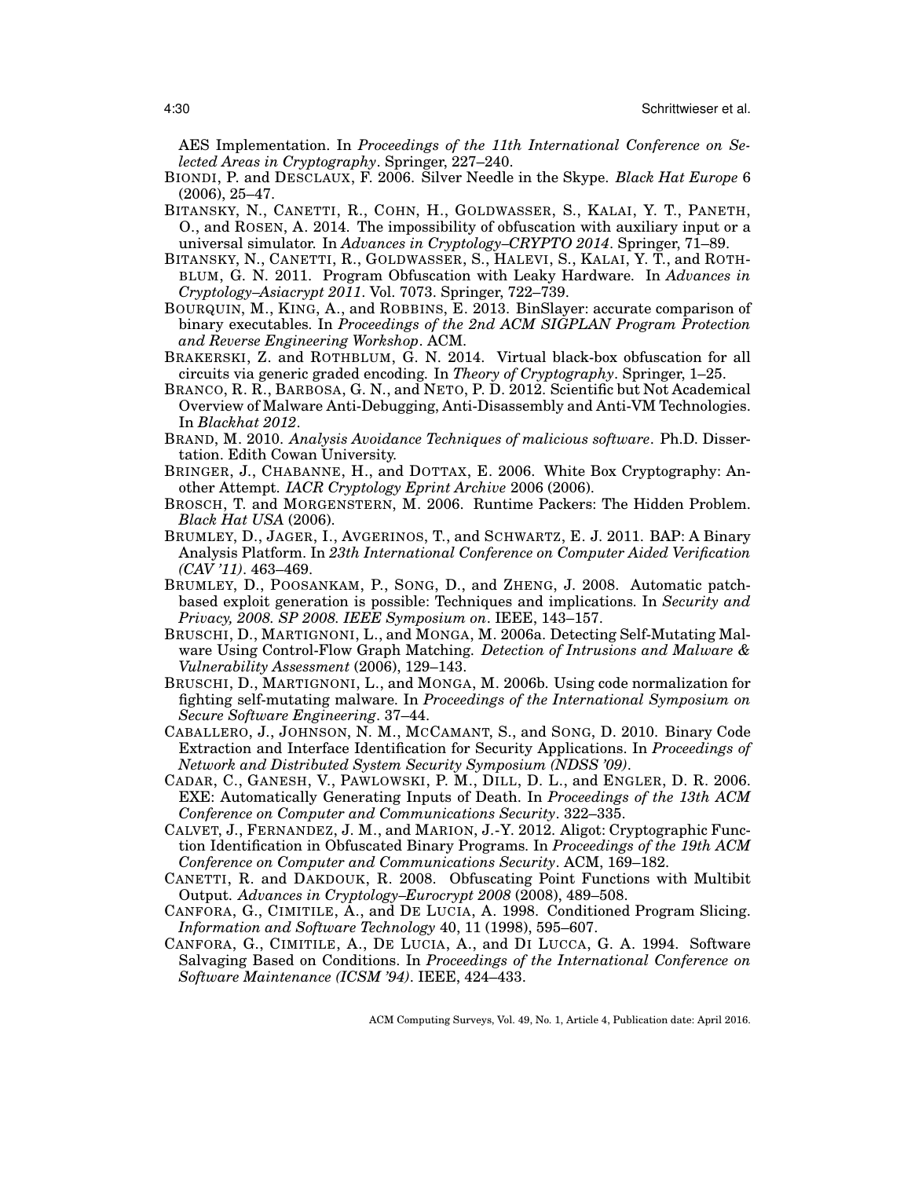AES Implementation. In *Proceedings of the 11th International Conference on Selected Areas in Cryptography*. Springer, 227–240.

BIONDI, P. and DESCLAUX, F. 2006. Silver Needle in the Skype. *Black Hat Europe* 6 (2006), 25–47.

BITANSKY, N., CANETTI, R., COHN, H., GOLDWASSER, S., KALAI, Y. T., PANETH, O., and ROSEN, A. 2014. The impossibility of obfuscation with auxiliary input or a universal simulator. In *Advances in Cryptology–CRYPTO 2014*. Springer, 71–89.

BITANSKY, N., CANETTI, R., GOLDWASSER, S., HALEVI, S., KALAI, Y. T., and ROTHBLUM, G. N. 2011. Program Obfuscation with Leaky Hardware. In *Advances in Cryptology–Asiacrypt 2011*. Vol. 7073. Springer, 722–739.

BOURQUIN, M., KING, A., and ROBBINS, E. 2013. BinSlayer: accurate comparison of binary executables. In *Proceedings of the 2nd ACM SIGPLAN Program Protection and Reverse Engineering Workshop*. ACM.

BRAKERSKI, Z. and ROTHBLUM, G. N. 2014. Virtual black-box obfuscation for all circuits via generic graded encoding. In *Theory of Cryptography*. Springer, 1–25.

BRANCO, R. R., BARBOSA, G. N., and NETO, P. D. 2012. Scientific but Not Academical Overview of Malware Anti-Debugging, Anti-Disassembly and Anti-VM Technologies. In *Blackhat 2012*.

BRAND, M. 2010. *Analysis Avoidance Techniques of malicious software*. Ph.D. Dissertation. Edith Cowan University.

BRINGER, J., CHABANNE, H., and DOTTAX, E. 2006. White Box Cryptography: Another Attempt. *IACR Cryptology Eprint Archive* 2006 (2006).

BROSCH, T. and MORGENSTERN, M. 2006. Runtime Packers: The Hidden Problem. *Black Hat USA* (2006).

BRUMLEY, D., JAGER, I., AVGERINOS, T., and SCHWARTZ, E. J. 2011. BAP: A Binary Analysis Platform. In *23th International Conference on Computer Aided Verification (CAV '11)*. 463–469.

BRUMLEY, D., POOSANKAM, P., SONG, D., and ZHENG, J. 2008. Automatic patch-based exploit generation is possible: Techniques and implications. In *Security and Privacy, 2008. SP 2008. IEEE Symposium on*. IEEE, 143–157.

BRUSCHI, D., MARTIGNONI, L., and MONGA, M. 2006a. Detecting Self-Mutating Malware Using Control-Flow Graph Matching. *Detection of Intrusions and Malware & Vulnerability Assessment* (2006), 129–143.

BRUSCHI, D., MARTIGNONI, L., and MONGA, M. 2006b. Using code normalization for fighting self-mutating malware. In *Proceedings of the International Symposium on Secure Software Engineering*. 37–44.

CABALLERO, J., JOHNSON, N. M., MCCAMANT, S., and SONG, D. 2010. Binary Code Extraction and Interface Identification for Security Applications. In *Proceedings of Network and Distributed System Security Symposium (NDSS '09)*.

CADAR, C., GANESH, V., PAWLOWSKI, P. M., DILL, D. L., and ENGLER, D. R. 2006. EXE: Automatically Generating Inputs of Death. In *Proceedings of the 13th ACM Conference on Computer and Communications Security*. 322–335.

CALVET, J., FERNANDEZ, J. M., and MARION, J.-Y. 2012. Aligot: Cryptographic Function Identification in Obfuscated Binary Programs. In *Proceedings of the 19th ACM Conference on Computer and Communications Security*. ACM, 169–182.

CANETTI, R. and DAKDOUK, R. 2008. Obfuscating Point Functions with Multibit Output. *Advances in Cryptology–Eurocrypt 2008* (2008), 489–508.

CANFORA, G., CIMITILE, A., and DE LUCIA, A. 1998. Conditioned Program Slicing. *Information and Software Technology* 40, 11 (1998), 595–607.

CANFORA, G., CIMITILE, A., DE LUCIA, A., and DI LUCCA, G. A. 1994. Software Salvaging Based on Conditions. In *Proceedings of the International Conference on Software Maintenance (ICSM '94)*. IEEE, 424–433.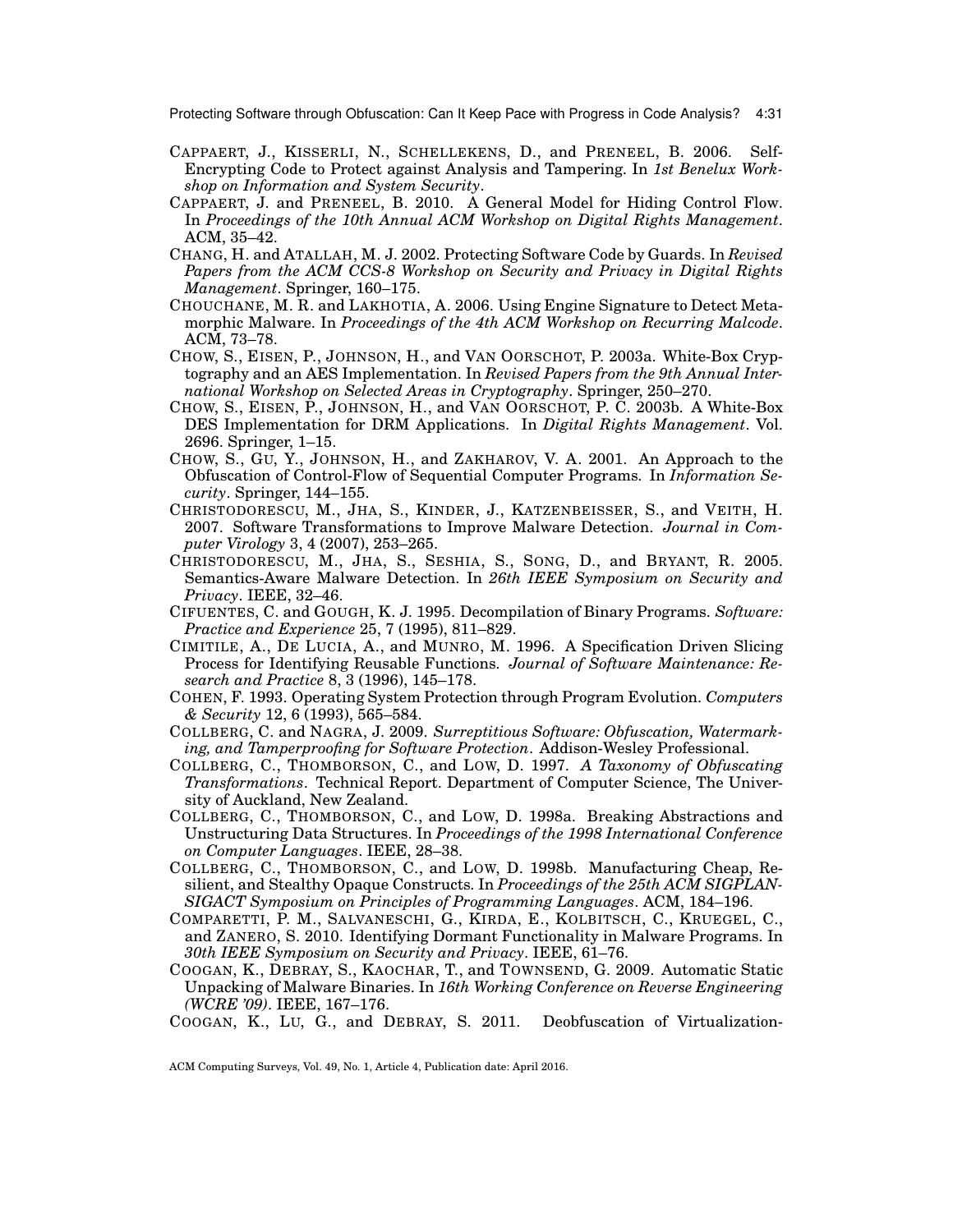CAPPAERT, J., KISSERLI, N., SCHELLEKENS, D., and PRENEEL, B. 2006. Self-Encrypting Code to Protect against Analysis and Tampering. In *1st Benelux Workshop on Information and System Security*.

CAPPAERT, J. and PRENEEL, B. 2010. A General Model for Hiding Control Flow. In *Proceedings of the 10th Annual ACM Workshop on Digital Rights Management*. ACM, 35–42.

CHANG, H. and ATALLAH, M. J. 2002. Protecting Software Code by Guards. In *Revised Papers from the ACM CCS-8 Workshop on Security and Privacy in Digital Rights Management*. Springer, 160–175.

CHOUCHANE, M. R. and LAKHOTIA, A. 2006. Using Engine Signature to Detect Metamorphic Malware. In *Proceedings of the 4th ACM Workshop on Recurring Malcode*. ACM, 73–78.

CHOW, S., EISEN, P., JOHNSON, H., and VAN OORSCHOT, P. 2003a. White-Box Cryptography and an AES Implementation. In *Revised Papers from the 9th Annual International Workshop on Selected Areas in Cryptography*. Springer, 250–270.

CHOW, S., EISEN, P., JOHNSON, H., and VAN OORSCHOT, P. C. 2003b. A White-Box DES Implementation for DRM Applications. In *Digital Rights Management*. Vol. 2696. Springer, 1–15.

CHOW, S., GU, Y., JOHNSON, H., and ZAKHAROV, V. A. 2001. An Approach to the Obfuscation of Control-Flow of Sequential Computer Programs. In *Information Security*. Springer, 144–155.

CHRISTODORESCU, M., JHA, S., KINDER, J., KATZENBEISSER, S., and VEITH, H. 2007. Software Transformations to Improve Malware Detection. *Journal in Computer Virology* 3, 4 (2007), 253–265.

CHRISTODORESCU, M., JHA, S., SESHIA, S., SONG, D., and BRYANT, R. 2005. Semantics-Aware Malware Detection. In *26th IEEE Symposium on Security and Privacy*. IEEE, 32–46.

CIFUENTES, C. and GOUGH, K. J. 1995. Decompilation of Binary Programs. *Software: Practice and Experience* 25, 7 (1995), 811–829.

CIMITILE, A., DE LUCIA, A., and MUNRO, M. 1996. A Specification Driven Slicing Process for Identifying Reusable Functions. *Journal of Software Maintenance: Research and Practice* 8, 3 (1996), 145–178.

COHEN, F. 1993. Operating System Protection through Program Evolution. *Computers & Security* 12, 6 (1993), 565–584.

COLLBERG, C. and NAGRA, J. 2009. *Surreptitious Software: Obfuscation, Watermarking, and Tamperproofing for Software Protection*. Addison-Wesley Professional.

COLLBERG, C., THOMBORSON, C., and LOW, D. 1997. *A Taxonomy of Obfuscating Transformations*. Technical Report. Department of Computer Science, The University of Auckland, New Zealand.

COLLBERG, C., THOMBORSON, C., and LOW, D. 1998a. Breaking Abstractions and Unstructuring Data Structures. In *Proceedings of the 1998 International Conference on Computer Languages*. IEEE, 28–38.

COLLBERG, C., THOMBORSON, C., and LOW, D. 1998b. Manufacturing Cheap, Resilient, and Stealthy Opaque Constructs. In *Proceedings of the 25th ACM SIGPLAN-SIGACT Symposium on Principles of Programming Languages*. ACM, 184–196.

COMPARETTI, P. M., SALVANESCHI, G., KIRDA, E., KOLBITSCH, C., KRUEGEL, C., and ZANERO, S. 2010. Identifying Dormant Functionality in Malware Programs. In *30th IEEE Symposium on Security and Privacy*. IEEE, 61–76.

COOGAN, K., DEBRAY, S., KAOCHAR, T., and TOWNSEND, G. 2009. Automatic Static Unpacking of Malware Binaries. In *16th Working Conference on Reverse Engineering (WCRE '09)*. IEEE, 167–176.

COOGAN, K., LU, G., and DEBRAY, S. 2011. Deobfuscation of Virtualization-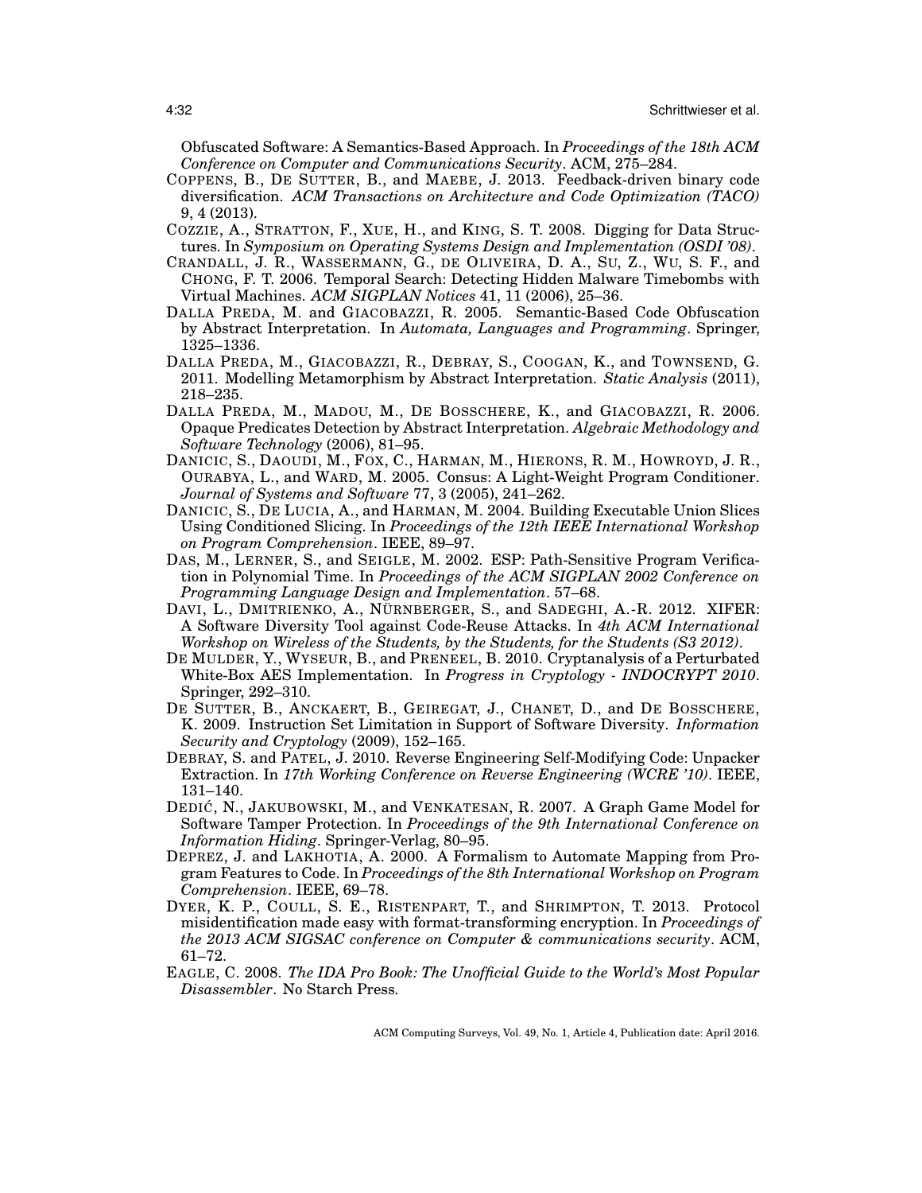Obfuscated Software: A Semantics-Based Approach. In *Proceedings of the 18th ACM Conference on Computer and Communications Security*. ACM, 275–284.

COPPENS, B., DE SUTTER, B., and MAEBE, J. 2013. Feedback-driven binary code diversification. *ACM Transactions on Architecture and Code Optimization (TACO)* 9, 4 (2013).

COZZIE, A., STRATTON, F., XUE, H., and KING, S. T. 2008. Digging for Data Structures. In *Symposium on Operating Systems Design and Implementation (OSDI '08)*.

CRANDALL, J. R., WASSERMANN, G., DE OLIVEIRA, D. A., SU, Z., WU, S. F., and CHONG, F. T. 2006. Temporal Search: Detecting Hidden Malware Timebombs with Virtual Machines. *ACM SIGPLAN Notices* 41, 11 (2006), 25–36.

DALLA PREDA, M. and GIACOBAZZI, R. 2005. Semantic-Based Code Obfuscation by Abstract Interpretation. In *Automata, Languages and Programming*. Springer, 1325–1336.

DALLA PREDA, M., GIACOBAZZI, R., DEBRAY, S., COOGAN, K., and TOWNSEND, G. 2011. Modelling Metamorphism by Abstract Interpretation. *Static Analysis* (2011), 218–235.

DALLA PREDA, M., MADOU, M., DE BOSSCHERE, K., and GIACOBAZZI, R. 2006. Opaque Predicates Detection by Abstract Interpretation. *Algebraic Methodology and Software Technology* (2006), 81–95.

DANICIC, S., DAOUDI, M., FOX, C., HARMAN, M., HIERONS, R. M., HOWROYD, J. R., OURABYA, L., and WARD, M. 2005. Consus: A Light-Weight Program Conditioner. *Journal of Systems and Software* 77, 3 (2005), 241–262.

DANICIC, S., DE LUCIA, A., and HARMAN, M. 2004. Building Executable Union Slices Using Conditioned Slicing. In *Proceedings of the 12th IEEE International Workshop on Program Comprehension*. IEEE, 89–97.

DAS, M., LERNER, S., and SEIGLE, M. 2002. ESP: Path-Sensitive Program Verification in Polynomial Time. In *Proceedings of the ACM SIGPLAN 2002 Conference on Programming Language Design and Implementation*. 57–68.

DAVI, L., DMITRIENKO, A., NÜRNBERGER, S., and SADEGHI, A.-R. 2012. XIFER: A Software Diversity Tool against Code-Reuse Attacks. In *4th ACM International Workshop on Wireless of the Students, by the Students, for the Students (S3 2012)*.

DE MULDER, Y., WYSEUR, B., and PRENEEL, B. 2010. Cryptanalysis of a Perturbated White-Box AES Implementation. In *Progress in Cryptology - INDOCRYPT 2010*. Springer, 292–310.

DE SUTTER, B., ANCKAERT, B., GEIREGAT, J., CHANET, D., and DE BOSSCHERE, K. 2009. Instruction Set Limitation in Support of Software Diversity. *Information Security and Cryptology* (2009), 152–165.

DEBRAY, S. and PATEL, J. 2010. Reverse Engineering Self-Modifying Code: Unpacker Extraction. In *17th Working Conference on Reverse Engineering (WCRE '10)*. IEEE, 131–140.

DEDIĆ, N., JAKUBOWSKI, M., and VENKATESAN, R. 2007. A Graph Game Model for Software Tamper Protection. In *Proceedings of the 9th International Conference on Information Hiding*. Springer-Verlag, 80–95.

DEPREZ, J. and LAKHOTIA, A. 2000. A Formalism to Automate Mapping from Program Features to Code. In *Proceedings of the 8th International Workshop on Program Comprehension*. IEEE, 69–78.

DYER, K. P., COULL, S. E., RISTENPART, T., and SHRIMPTON, T. 2013. Protocol misidentification made easy with format-transforming encryption. In *Proceedings of the 2013 ACM SIGSAC conference on Computer & communications security*. ACM, 61–72.

EAGLE, C. 2008. *The IDA Pro Book: The Unofficial Guide to the World's Most Popular Disassembler*. No Starch Press.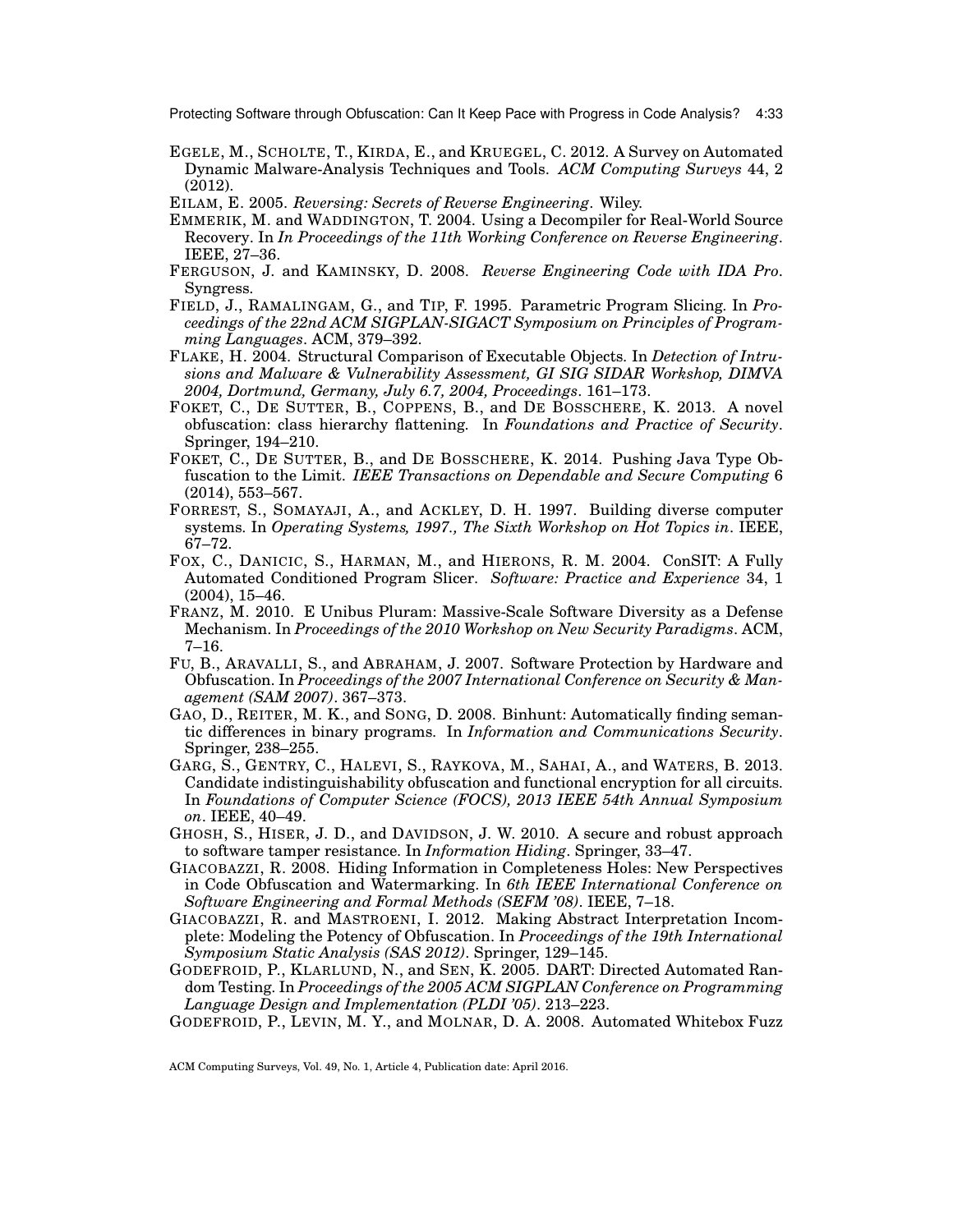EGELE, M., SCHOLTE, T., KIRDA, E., and KRUEGEL, C. 2012. A Survey on Automated Dynamic Malware-Analysis Techniques and Tools. *ACM Computing Surveys* 44, 2 (2012).

EILAM, E. 2005. *Reversing: Secrets of Reverse Engineering*. Wiley.

EMMERIK, M. and WADDINGTON, T. 2004. Using a Decompiler for Real-World Source Recovery. In *In Proceedings of the 11th Working Conference on Reverse Engineering*. IEEE, 27–36.

FERGUSON, J. and KAMINSKY, D. 2008. *Reverse Engineering Code with IDA Pro*. Syngress.

FIELD, J., RAMALINGAM, G., and TIP, F. 1995. Parametric Program Slicing. In *Proceedings of the 22nd ACM SIGPLAN-SIGACT Symposium on Principles of Programming Languages*. ACM, 379–392.

FLAKE, H. 2004. Structural Comparison of Executable Objects. In *Detection of Intrusions and Malware & Vulnerability Assessment, GI SIG SIDAR Workshop, DIMVA 2004, Dortmund, Germany, July 6.7, 2004, Proceedings*. 161–173.

FOKET, C., DE SUTTER, B., COPPENS, B., and DE BOSSCHERE, K. 2013. A novel obfuscation: class hierarchy flattening. In *Foundations and Practice of Security*. Springer, 194–210.

FOKET, C., DE SUTTER, B., and DE BOSSCHERE, K. 2014. Pushing Java Type Obfuscation to the Limit. *IEEE Transactions on Dependable and Secure Computing* 6 (2014), 553–567.

FORREST, S., SOMAYAJI, A., and ACKLEY, D. H. 1997. Building diverse computer systems. In *Operating Systems, 1997., The Sixth Workshop on Hot Topics in*. IEEE, 67–72.

FOX, C., DANICIC, S., HARMAN, M., and HIERONS, R. M. 2004. ConSIT: A Fully Automated Conditioned Program Slicer. *Software: Practice and Experience* 34, 1 (2004), 15–46.

FRANZ, M. 2010. E Unibus Pluram: Massive-Scale Software Diversity as a Defense Mechanism. In *Proceedings of the 2010 Workshop on New Security Paradigms*. ACM, 7–16.

FU, B., ARAVALLI, S., and ABRAHAM, J. 2007. Software Protection by Hardware and Obfuscation. In *Proceedings of the 2007 International Conference on Security & Management (SAM 2007)*. 367–373.

GAO, D., REITER, M. K., and SONG, D. 2008. Binhunt: Automatically finding semantic differences in binary programs. In *Information and Communications Security*. Springer, 238–255.

GARG, S., GENTRY, C., HALEVI, S., RAYKOVA, M., SAHAI, A., and WATERS, B. 2013. Candidate indistinguishability obfuscation and functional encryption for all circuits. In *Foundations of Computer Science (FOCS), 2013 IEEE 54th Annual Symposium on*. IEEE, 40–49.

GHOSH, S., HISER, J. D., and DAVIDSON, J. W. 2010. A secure and robust approach to software tamper resistance. In *Information Hiding*. Springer, 33–47.

GIACOBAZZI, R. 2008. Hiding Information in Completeness Holes: New Perspectives in Code Obfuscation and Watermarking. In *6th IEEE International Conference on Software Engineering and Formal Methods (SEFM '08)*. IEEE, 7–18.

GIACOBAZZI, R. and MASTROENI, I. 2012. Making Abstract Interpretation Incomplete: Modeling the Potency of Obfuscation. In *Proceedings of the 19th International Symposium Static Analysis (SAS 2012)*. Springer, 129–145.

GODEFROID, P., KLARLUND, N., and SEN, K. 2005. DART: Directed Automated Random Testing. In *Proceedings of the 2005 ACM SIGPLAN Conference on Programming Language Design and Implementation (PLDI '05)*. 213–223.

GODEFROID, P., LEVIN, M. Y., and MOLNAR, D. A. 2008. Automated Whitebox Fuzz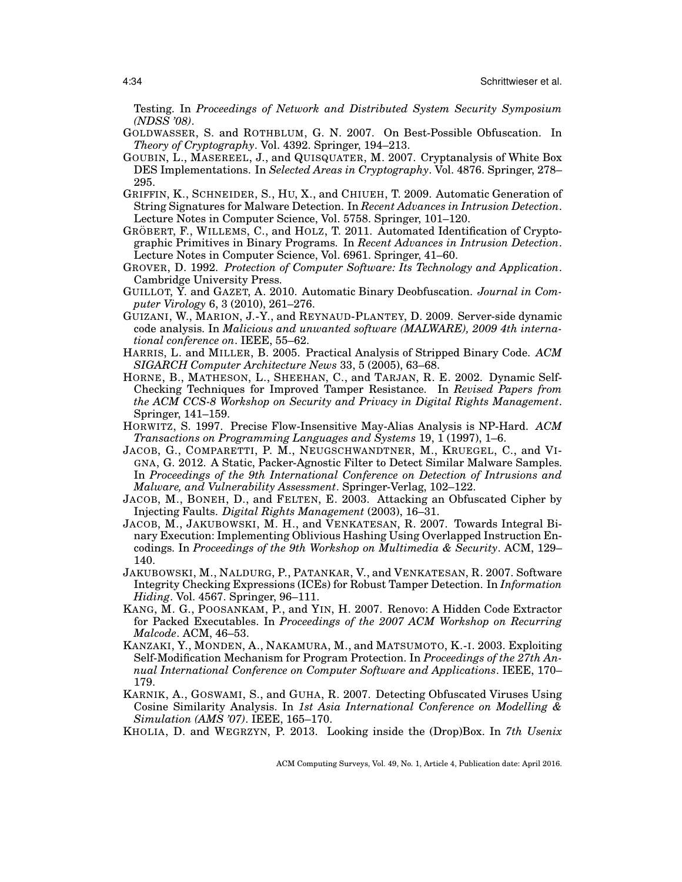Testing. In *Proceedings of Network and Distributed System Security Symposium (NDSS '08)*.

GOLDWASSER, S. and ROTHBLUM, G. N. 2007. On Best-Possible Obfuscation. In *Theory of Cryptography*. Vol. 4392. Springer, 194–213.

GOUBIN, L., MASEREEL, J., and QUISQUATER, M. 2007. Cryptanalysis of White Box DES Implementations. In *Selected Areas in Cryptography*. Vol. 4876. Springer, 278–295.

GRIFFIN, K., SCHNEIDER, S., HU, X., and CHIUEH, T. 2009. Automatic Generation of String Signatures for Malware Detection. In *Recent Advances in Intrusion Detection*. Lecture Notes in Computer Science, Vol. 5758. Springer, 101–120.

GRÖBERT, F., WILLEMS, C., and HOLZ, T. 2011. Automated Identification of Cryptographic Primitives in Binary Programs. In *Recent Advances in Intrusion Detection*. Lecture Notes in Computer Science, Vol. 6961. Springer, 41–60.

GROVER, D. 1992. *Protection of Computer Software: Its Technology and Application*. Cambridge University Press.

GUILLOT, Y. and GAZET, A. 2010. Automatic Binary Deobfuscation. *Journal in Computer Virology* 6, 3 (2010), 261–276.

GUIZANI, W., MARION, J.-Y., and REYNAUD-PLANTEY, D. 2009. Server-side dynamic code analysis. In *Malicious and unwanted software (MALWARE), 2009 4th international conference on*. IEEE, 55–62.

HARRIS, L. and MILLER, B. 2005. Practical Analysis of Stripped Binary Code. *ACM SIGARCH Computer Architecture News* 33, 5 (2005), 63–68.

HORNE, B., MATHESON, L., SHEEHAN, C., and TARJAN, R. E. 2002. Dynamic Self-Checking Techniques for Improved Tamper Resistance. In *Revised Papers from the ACM CCS-8 Workshop on Security and Privacy in Digital Rights Management*. Springer, 141–159.

HORWITZ, S. 1997. Precise Flow-Insensitive May-Alias Analysis is NP-Hard. *ACM Transactions on Programming Languages and Systems* 19, 1 (1997), 1–6.

JACOB, G., COMPARETTI, P. M., NEUGSCHWANDTNER, M., KRUEGEL, C., and VIGNA, G. 2012. A Static, Packer-Agnostic Filter to Detect Similar Malware Samples. In *Proceedings of the 9th International Conference on Detection of Intrusions and Malware, and Vulnerability Assessment*. Springer-Verlag, 102–122.

JACOB, M., BONEH, D., and FELTEN, E. 2003. Attacking an Obfuscated Cipher by Injecting Faults. *Digital Rights Management* (2003), 16–31.

JACOB, M., JAKUBOWSKI, M. H., and VENKATESAN, R. 2007. Towards Integral Binary Execution: Implementing Oblivious Hashing Using Overlapped Instruction Encodings. In *Proceedings of the 9th Workshop on Multimedia & Security*. ACM, 129–140.

JAKUBOWSKI, M., NALDURG, P., PATANKAR, V., and VENKATESAN, R. 2007. Software Integrity Checking Expressions (ICEs) for Robust Tamper Detection. In *Information Hiding*. Vol. 4567. Springer, 96–111.

KANG, M. G., POOSANKAM, P., and YIN, H. 2007. Renovo: A Hidden Code Extractor for Packed Executables. In *Proceedings of the 2007 ACM Workshop on Recurring Malcode*. ACM, 46–53.

KANZAKI, Y., MONDEN, A., NAKAMURA, M., and MATSUMOTO, K.-I. 2003. Exploiting Self-Modification Mechanism for Program Protection. In *Proceedings of the 27th Annual International Conference on Computer Software and Applications*. IEEE, 170–179.

KARNIK, A., GOSWAMI, S., and GUHA, R. 2007. Detecting Obfuscated Viruses Using Cosine Similarity Analysis. In *1st Asia International Conference on Modelling & Simulation (AMS '07)*. IEEE, 165–170.

KHOLIA, D. and WEGRZYN, P. 2013. Looking inside the (Drop)Box. In *7th Usenix*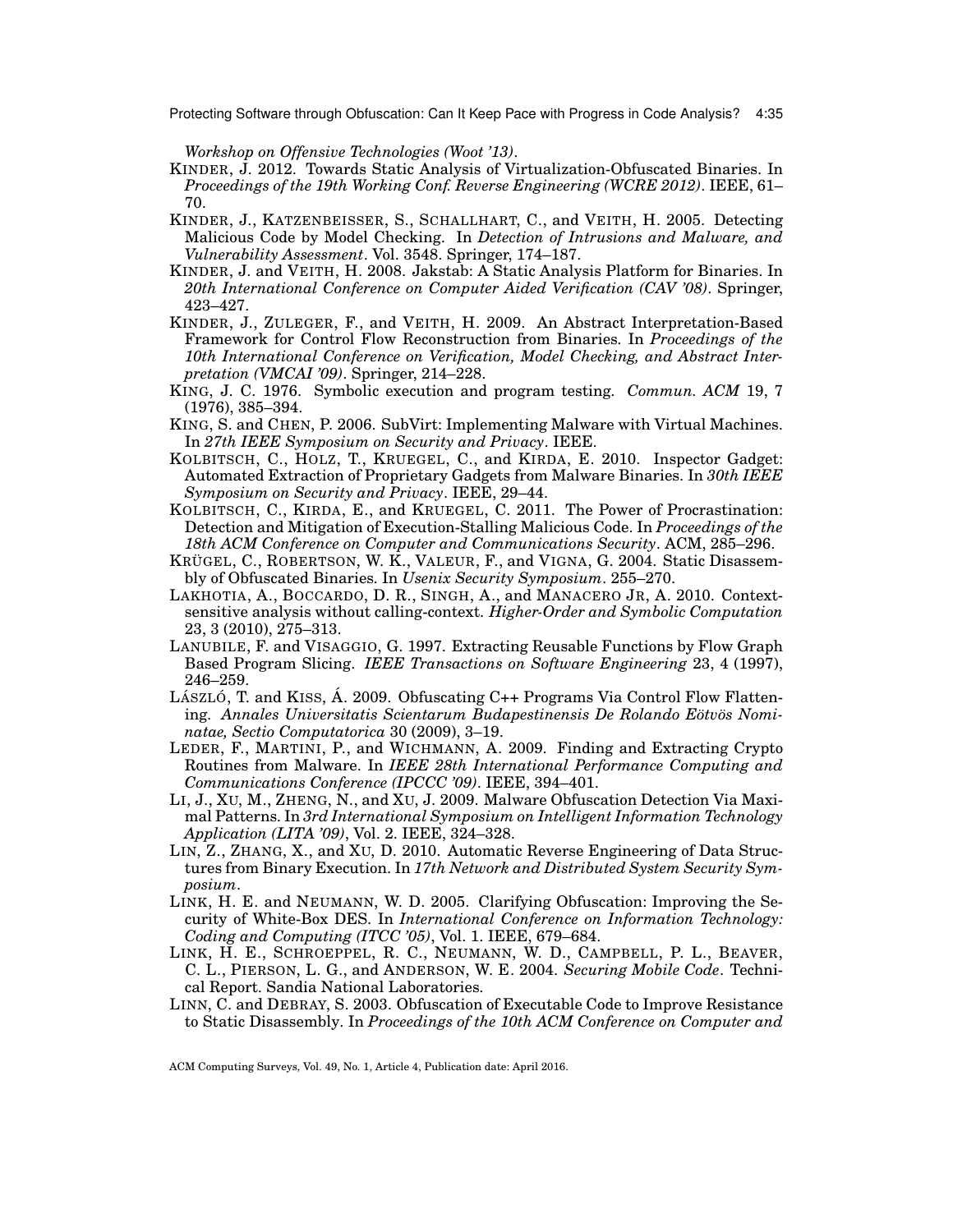*Workshop on Offensive Technologies (Woot '13)*.

KINDER, J. 2012. Towards Static Analysis of Virtualization-Obfuscated Binaries. In *Proceedings of the 19th Working Conf. Reverse Engineering (WCRE 2012)*. IEEE, 61–70.

KINDER, J., KATZENBEISSER, S., SCHALLHART, C., and VEITH, H. 2005. Detecting Malicious Code by Model Checking. In *Detection of Intrusions and Malware, and Vulnerability Assessment*. Vol. 3548. Springer, 174–187.

KINDER, J. and VEITH, H. 2008. Jakstab: A Static Analysis Platform for Binaries. In *20th International Conference on Computer Aided Verification (CAV '08)*. Springer, 423–427.

KINDER, J., ZULEGER, F., and VEITH, H. 2009. An Abstract Interpretation-Based Framework for Control Flow Reconstruction from Binaries. In *Proceedings of the 10th International Conference on Verification, Model Checking, and Abstract Interpretation (VMCAI '09)*. Springer, 214–228.

KING, J. C. 1976. Symbolic execution and program testing. *Commun. ACM* 19, 7 (1976), 385–394.

KING, S. and CHEN, P. 2006. SubVirt: Implementing Malware with Virtual Machines. In *27th IEEE Symposium on Security and Privacy*. IEEE.

KOLBITSCH, C., HOLZ, T., KRUEGEL, C., and KIRDA, E. 2010. Inspector Gadget: Automated Extraction of Proprietary Gadgets from Malware Binaries. In *30th IEEE Symposium on Security and Privacy*. IEEE, 29–44.

KOLBITSCH, C., KIRDA, E., and KRUEGEL, C. 2011. The Power of Procrastination: Detection and Mitigation of Execution-Stalling Malicious Code. In *Proceedings of the 18th ACM Conference on Computer and Communications Security*. ACM, 285–296.

KRÜGEL, C., ROBERTSON, W. K., VALEUR, F., and VIGNA, G. 2004. Static Disassembly of Obfuscated Binaries. In *Usenix Security Symposium*. 255–270.

LAKHOTIA, A., BOCCARDO, D. R., SINGH, A., and MANACERO JR, A. 2010. Context-sensitive analysis without calling-context. *Higher-Order and Symbolic Computation* 23, 3 (2010), 275–313.

LANUBILE, F. and VISAGGIO, G. 1997. Extracting Reusable Functions by Flow Graph Based Program Slicing. *IEEE Transactions on Software Engineering* 23, 4 (1997), 246–259.

LÁSZLÓ, T. and KISS, Á. 2009. Obfuscating C++ Programs Via Control Flow Flattening. *Annales Universitatis Scientarum Budapestinensis De Rolando Eötvös Nominatae, Sectio Computatorica* 30 (2009), 3–19.

LEDER, F., MARTINI, P., and WICHMANN, A. 2009. Finding and Extracting Crypto Routines from Malware. In *IEEE 28th International Performance Computing and Communications Conference (IPCCC '09)*. IEEE, 394–401.

LI, J., XU, M., ZHENG, N., and XU, J. 2009. Malware Obfuscation Detection Via Maximal Patterns. In *3rd International Symposium on Intelligent Information Technology Application (LITA '09)*, Vol. 2. IEEE, 324–328.

LIN, Z., ZHANG, X., and XU, D. 2010. Automatic Reverse Engineering of Data Structures from Binary Execution. In *17th Network and Distributed System Security Symposium*.

LINK, H. E. and NEUMANN, W. D. 2005. Clarifying Obfuscation: Improving the Security of White-Box DES. In *International Conference on Information Technology: Coding and Computing (ITCC '05)*, Vol. 1. IEEE, 679–684.

LINK, H. E., SCHROEPPEL, R. C., NEUMANN, W. D., CAMPBELL, P. L., BEAVER, C. L., PIERSON, L. G., and ANDERSON, W. E. 2004. *Securing Mobile Code*. Technical Report. Sandia National Laboratories.

LINN, C. and DEBRAY, S. 2003. Obfuscation of Executable Code to Improve Resistance to Static Disassembly. In *Proceedings of the 10th ACM Conference on Computer and*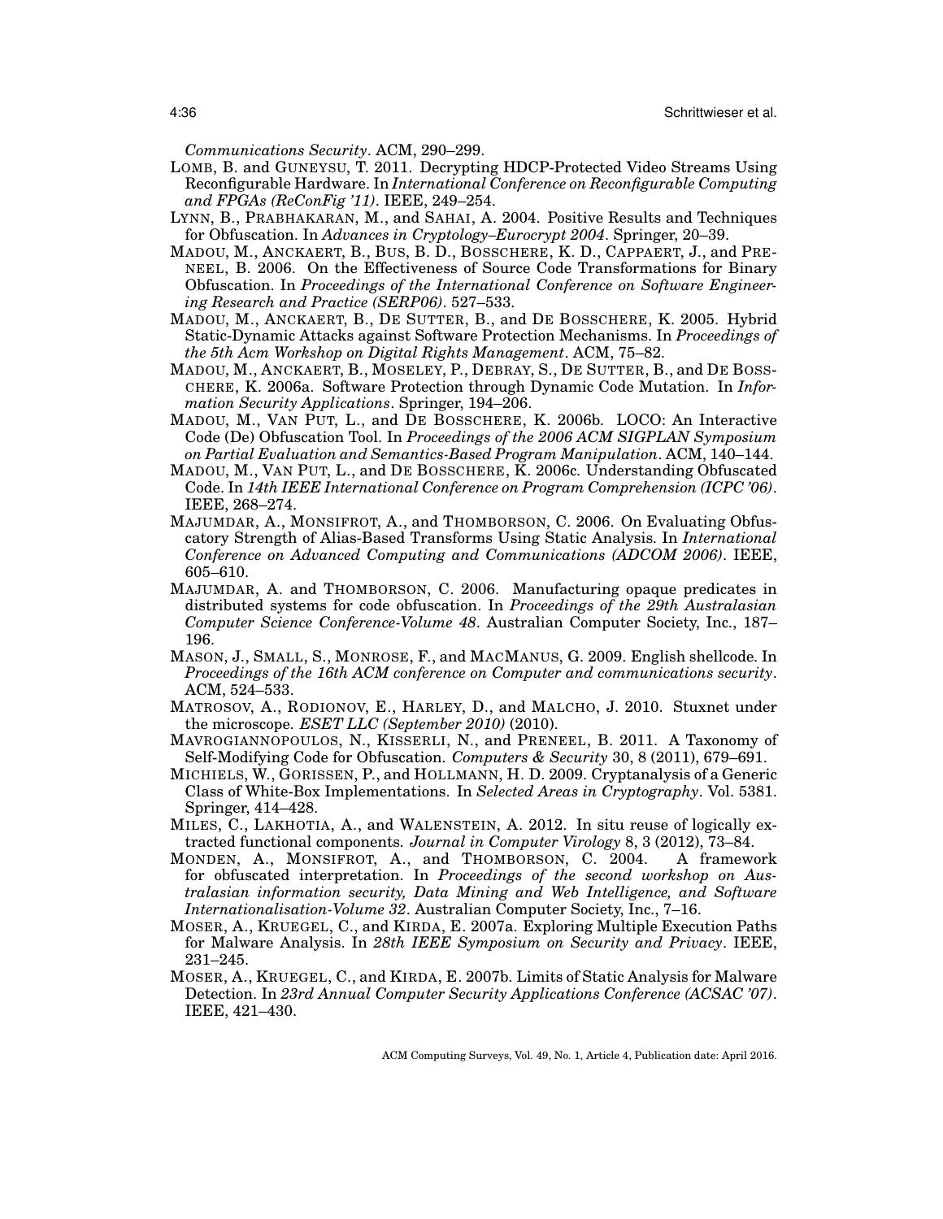*Communications Security*. ACM, 290–299.

LOMB, B. and GUNEYSU, T. 2011. Decrypting HDCP-Protected Video Streams Using Reconfigurable Hardware. In *International Conference on Reconfigurable Computing and FPGAs (ReConFig '11)*. IEEE, 249–254.

LYNN, B., PRABHAKARAN, M., and SAHAI, A. 2004. Positive Results and Techniques for Obfuscation. In *Advances in Cryptology–Eurocrypt 2004*. Springer, 20–39.

MADOU, M., ANCKAERT, B., BUS, B. D., BOSSCHERE, K. D., CAPPAERT, J., and PRENEEL, B. 2006. On the Effectiveness of Source Code Transformations for Binary Obfuscation. In *Proceedings of the International Conference on Software Engineering Research and Practice (SERP06)*. 527–533.

MADOU, M., ANCKAERT, B., DE SUTTER, B., and DE BOSSCHERE, K. 2005. Hybrid Static-Dynamic Attacks against Software Protection Mechanisms. In *Proceedings of the 5th Acm Workshop on Digital Rights Management*. ACM, 75–82.

MADOU, M., ANCKAERT, B., MOSELEY, P., DEBRAY, S., DE SUTTER, B., and DE BOSSCHERE, K. 2006a. Software Protection through Dynamic Code Mutation. In *Information Security Applications*. Springer, 194–206.

MADOU, M., VAN PUT, L., and DE BOSSCHERE, K. 2006b. LOCO: An Interactive Code (De) Obfuscation Tool. In *Proceedings of the 2006 ACM SIGPLAN Symposium on Partial Evaluation and Semantics-Based Program Manipulation*. ACM, 140–144.

MADOU, M., VAN PUT, L., and DE BOSSCHERE, K. 2006c. Understanding Obfuscated Code. In *14th IEEE International Conference on Program Comprehension (ICPC '06)*. IEEE, 268–274.

MAJUMDAR, A., MONSIFROT, A., and THOMBORSON, C. 2006. On Evaluating Obfuscatory Strength of Alias-Based Transforms Using Static Analysis. In *International Conference on Advanced Computing and Communications (ADCOM 2006)*. IEEE, 605–610.

MAJUMDAR, A. and THOMBORSON, C. 2006. Manufacturing opaque predicates in distributed systems for code obfuscation. In *Proceedings of the 29th Australasian Computer Science Conference-Volume 48*. Australian Computer Society, Inc., 187–196.

MASON, J., SMALL, S., MONROSE, F., and MACMANUS, G. 2009. English shellcode. In *Proceedings of the 16th ACM conference on Computer and communications security*. ACM, 524–533.

MATROSOV, A., RODIONOV, E., HARLEY, D., and MALCHO, J. 2010. Stuxnet under the microscope. *ESET LLC (September 2010)* (2010).

MAVROGIANNOPOULOS, N., KISSERLI, N., and PRENEEL, B. 2011. A Taxonomy of Self-Modifying Code for Obfuscation. *Computers & Security* 30, 8 (2011), 679–691.

MICHIELS, W., GORISSEN, P., and HOLLMANN, H. D. 2009. Cryptanalysis of a Generic Class of White-Box Implementations. In *Selected Areas in Cryptography*. Vol. 5381. Springer, 414–428.

MILES, C., LAKHOTIA, A., and WALENSTEIN, A. 2012. In situ reuse of logically extracted functional components. *Journal in Computer Virology* 8, 3 (2012), 73–84.

MONDEN, A., MONSIFROT, A., and THOMBORSON, C. 2004. A framework for obfuscated interpretation. In *Proceedings of the second workshop on Australasian information security, Data Mining and Web Intelligence, and Software Internationalisation-Volume 32*. Australian Computer Society, Inc., 7–16.

MOSER, A., KRUEGEL, C., and KIRDA, E. 2007a. Exploring Multiple Execution Paths for Malware Analysis. In *28th IEEE Symposium on Security and Privacy*. IEEE, 231–245.

MOSER, A., KRUEGEL, C., and KIRDA, E. 2007b. Limits of Static Analysis for Malware Detection. In *23rd Annual Computer Security Applications Conference (ACSAC '07)*. IEEE, 421–430.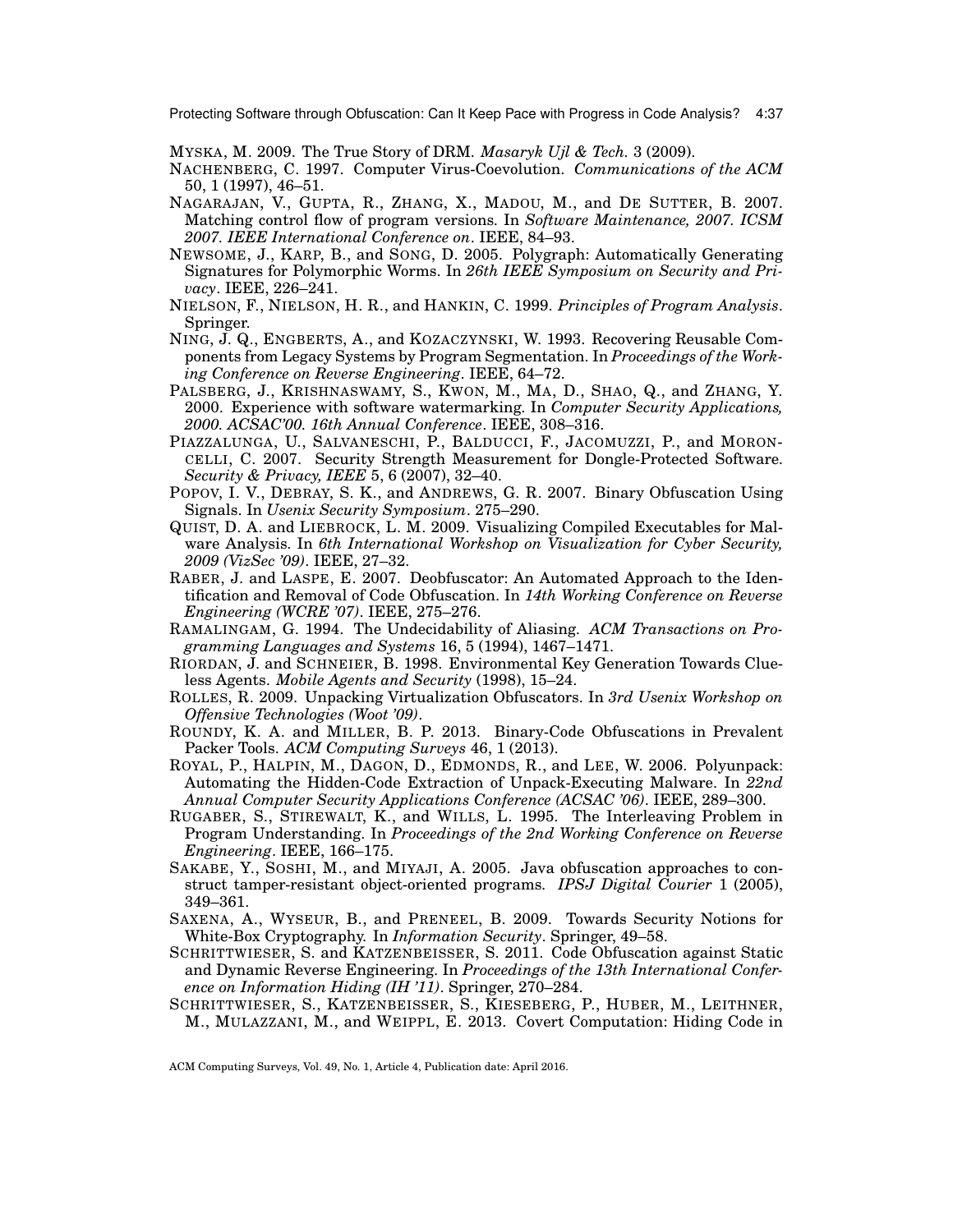MYSKA, M. 2009. The True Story of DRM. *Masaryk Ujl & Tech.* 3 (2009).

NACHENBERG, C. 1997. Computer Virus-Coevolution. *Communications of the ACM* 50, 1 (1997), 46–51.

NAGARAJAN, V., GUPTA, R., ZHANG, X., MADOU, M., and DE SUTTER, B. 2007. Matching control flow of program versions. In *Software Maintenance, 2007. ICSM 2007. IEEE International Conference on*. IEEE, 84–93.

NEWSOME, J., KARP, B., and SONG, D. 2005. Polygraph: Automatically Generating Signatures for Polymorphic Worms. In *26th IEEE Symposium on Security and Privacy*. IEEE, 226–241.

NIELSON, F., NIELSON, H. R., and HANKIN, C. 1999. *Principles of Program Analysis*. Springer.

NING, J. Q., ENGBERTS, A., and KOZACZYNSKI, W. 1993. Recovering Reusable Components from Legacy Systems by Program Segmentation. In *Proceedings of the Working Conference on Reverse Engineering*. IEEE, 64–72.

PALSBERG, J., KRISHNASWAMY, S., KWON, M., MA, D., SHAO, Q., and ZHANG, Y. 2000. Experience with software watermarking. In *Computer Security Applications, 2000. ACSAC'00. 16th Annual Conference*. IEEE, 308–316.

PIAZZALUNGA, U., SALVANESCHI, P., BALDUCCI, F., JACOMUZZI, P., and MORONCELLI, C. 2007. Security Strength Measurement for Dongle-Protected Software. *Security & Privacy, IEEE* 5, 6 (2007), 32–40.

POPOV, I. V., DEBRAY, S. K., and ANDREWS, G. R. 2007. Binary Obfuscation Using Signals. In *Usenix Security Symposium*. 275–290.

QUIST, D. A. and LIEBROCK, L. M. 2009. Visualizing Compiled Executables for Malware Analysis. In *6th International Workshop on Visualization for Cyber Security, 2009 (VizSec '09)*. IEEE, 27–32.

RABER, J. and LASPE, E. 2007. Deobfuscator: An Automated Approach to the Identification and Removal of Code Obfuscation. In *14th Working Conference on Reverse Engineering (WCRE '07)*. IEEE, 275–276.

RAMALINGAM, G. 1994. The Undecidability of Aliasing. *ACM Transactions on Programming Languages and Systems* 16, 5 (1994), 1467–1471.

RIORDAN, J. and SCHNEIER, B. 1998. Environmental Key Generation Towards Clueless Agents. *Mobile Agents and Security* (1998), 15–24.

ROLLES, R. 2009. Unpacking Virtualization Obfuscators. In *3rd Usenix Workshop on Offensive Technologies (Woot '09)*.

ROUNDY, K. A. and MILLER, B. P. 2013. Binary-Code Obfuscations in Prevalent Packer Tools. *ACM Computing Surveys* 46, 1 (2013).

ROYAL, P., HALPIN, M., DAGON, D., EDMONDS, R., and LEE, W. 2006. Polyunpack: Automating the Hidden-Code Extraction of Unpack-Executing Malware. In *22nd Annual Computer Security Applications Conference (ACSAC '06)*. IEEE, 289–300.

RUGABER, S., STIREWALT, K., and WILLS, L. 1995. The Interleaving Problem in Program Understanding. In *Proceedings of the 2nd Working Conference on Reverse Engineering*. IEEE, 166–175.

SAKABE, Y., SOSHI, M., and MIYAJI, A. 2005. Java obfuscation approaches to construct tamper-resistant object-oriented programs. *IPSJ Digital Courier* 1 (2005), 349–361.

SAXENA, A., WYSEUR, B., and PRENEEL, B. 2009. Towards Security Notions for White-Box Cryptography. In *Information Security*. Springer, 49–58.

SCHRITTWIESER, S. and KATZENBEISSER, S. 2011. Code Obfuscation against Static and Dynamic Reverse Engineering. In *Proceedings of the 13th International Conference on Information Hiding (IH '11)*. Springer, 270–284.

SCHRITTWIESER, S., KATZENBEISSER, S., KIESEBERG, P., HUBER, M., LEITHNER, M., MULAZZANI, M., and WEIPPL, E. 2013. Covert Computation: Hiding Code in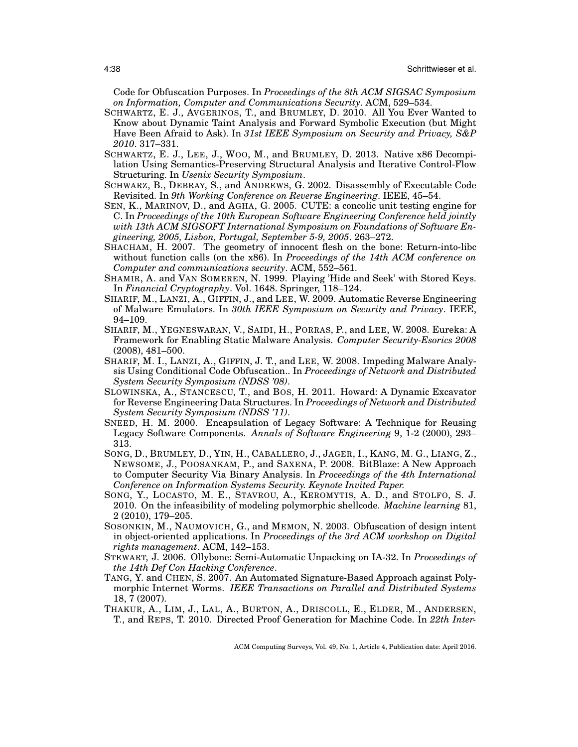Code for Obfuscation Purposes. In *Proceedings of the 8th ACM SIGSAC Symposium on Information, Computer and Communications Security*. ACM, 529–534.

SCHWARTZ, E. J., AVGERINOS, T., and BRUMLEY, D. 2010. All You Ever Wanted to Know about Dynamic Taint Analysis and Forward Symbolic Execution (but Might Have Been Afraid to Ask). In *31st IEEE Symposium on Security and Privacy, S&P 2010*. 317–331.

SCHWARTZ, E. J., LEE, J., WOO, M., and BRUMLEY, D. 2013. Native x86 Decompilation Using Semantics-Preserving Structural Analysis and Iterative Control-Flow Structuring. In *Usenix Security Symposium*.

SCHWARZ, B., DEBRAY, S., and ANDREWS, G. 2002. Disassembly of Executable Code Revisited. In *9th Working Conference on Reverse Engineering*. IEEE, 45–54.

SEN, K., MARINOV, D., and AGHA, G. 2005. CUTE: a concolic unit testing engine for C. In *Proceedings of the 10th European Software Engineering Conference held jointly with 13th ACM SIGSOFT International Symposium on Foundations of Software Engineering, 2005, Lisbon, Portugal, September 5-9, 2005*. 263–272.

SHACHAM, H. 2007. The geometry of innocent flesh on the bone: Return-into-libc without function calls (on the x86). In *Proceedings of the 14th ACM conference on Computer and communications security*. ACM, 552–561.

SHAMIR, A. and VAN SOMEREN, N. 1999. Playing 'Hide and Seek' with Stored Keys. In *Financial Cryptography*. Vol. 1648. Springer, 118–124.

SHARIF, M., LANZI, A., GIFFIN, J., and LEE, W. 2009. Automatic Reverse Engineering of Malware Emulators. In *30th IEEE Symposium on Security and Privacy*. IEEE, 94–109.

SHARIF, M., YEGNESWARAN, V., SAIDI, H., PORRAS, P., and LEE, W. 2008. Eureka: A Framework for Enabling Static Malware Analysis. *Computer Security-Esorics 2008* (2008), 481–500.

SHARIF, M. I., LANZI, A., GIFFIN, J. T., and LEE, W. 2008. Impeding Malware Analysis Using Conditional Code Obfuscation.. In *Proceedings of Network and Distributed System Security Symposium (NDSS '08)*.

SLOWINSKA, A., STANCESCU, T., and BOS, H. 2011. Howard: A Dynamic Excavator for Reverse Engineering Data Structures. In *Proceedings of Network and Distributed System Security Symposium (NDSS '11)*.

SNEED, H. M. 2000. Encapsulation of Legacy Software: A Technique for Reusing Legacy Software Components. *Annals of Software Engineering* 9, 1-2 (2000), 293–313.

SONG, D., BRUMLEY, D., YIN, H., CABALLERO, J., JAGER, I., KANG, M. G., LIANG, Z., NEWSOME, J., POOSANKAM, P., and SAXENA, P. 2008. BitBlaze: A New Approach to Computer Security Via Binary Analysis. In *Proceedings of the 4th International Conference on Information Systems Security. Keynote Invited Paper.*

SONG, Y., LOCASTO, M. E., STAVROU, A., KEROMYTIS, A. D., and STOLFO, S. J. 2010. On the infeasibility of modeling polymorphic shellcode. *Machine learning* 81, 2 (2010), 179–205.

SOSONKIN, M., NAUMOVICH, G., and MEMON, N. 2003. Obfuscation of design intent in object-oriented applications. In *Proceedings of the 3rd ACM workshop on Digital rights management*. ACM, 142–153.

STEWART, J. 2006. Ollybone: Semi-Automatic Unpacking on IA-32. In *Proceedings of the 14th Def Con Hacking Conference*.

TANG, Y. and CHEN, S. 2007. An Automated Signature-Based Approach against Polymorphic Internet Worms. *IEEE Transactions on Parallel and Distributed Systems* 18, 7 (2007).

THAKUR, A., LIM, J., LAL, A., BURTON, A., DRISCOLL, E., ELDER, M., ANDERSEN, T., and REPS, T. 2010. Directed Proof Generation for Machine Code. In *22th Inter-*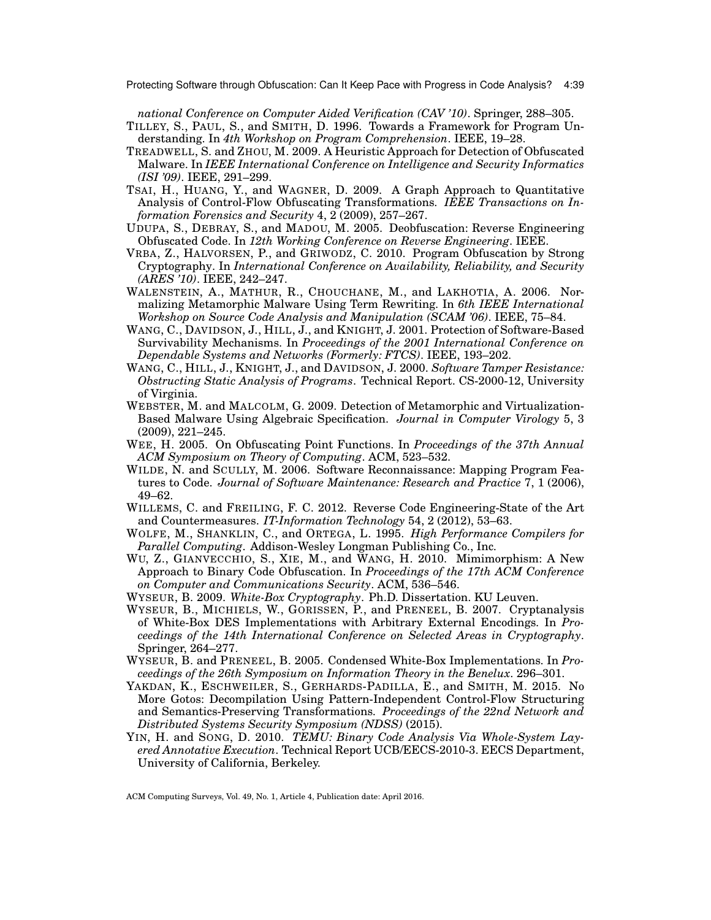*national Conference on Computer Aided Verification (CAV '10)*. Springer, 288–305.

TILLEY, S., PAUL, S., and SMITH, D. 1996. Towards a Framework for Program Understanding. In *4th Workshop on Program Comprehension*. IEEE, 19–28.

TREADWELL, S. and ZHOU, M. 2009. A Heuristic Approach for Detection of Obfuscated Malware. In *IEEE International Conference on Intelligence and Security Informatics (ISI '09)*. IEEE, 291–299.

TSAI, H., HUANG, Y., and WAGNER, D. 2009. A Graph Approach to Quantitative Analysis of Control-Flow Obfuscating Transformations. *IEEE Transactions on Information Forensics and Security* 4, 2 (2009), 257–267.

UDUPA, S., DEBRAY, S., and MADOU, M. 2005. Deobfuscation: Reverse Engineering Obfuscated Code. In *12th Working Conference on Reverse Engineering*. IEEE.

VRBA, Z., HALVORSEN, P., and GRIWODZ, C. 2010. Program Obfuscation by Strong Cryptography. In *International Conference on Availability, Reliability, and Security (ARES '10)*. IEEE, 242–247.

WALENSTEIN, A., MATHUR, R., CHOUCHANE, M., and LAKHOTIA, A. 2006. Normalizing Metamorphic Malware Using Term Rewriting. In *6th IEEE International Workshop on Source Code Analysis and Manipulation (SCAM '06)*. IEEE, 75–84.

WANG, C., DAVIDSON, J., HILL, J., and KNIGHT, J. 2001. Protection of Software-Based Survivability Mechanisms. In *Proceedings of the 2001 International Conference on Dependable Systems and Networks (Formerly: FTCS)*. IEEE, 193–202.

WANG, C., HILL, J., KNIGHT, J., and DAVIDSON, J. 2000. *Software Tamper Resistance: Obstructing Static Analysis of Programs*. Technical Report. CS-2000-12, University of Virginia.

WEBSTER, M. and MALCOLM, G. 2009. Detection of Metamorphic and Virtualization-Based Malware Using Algebraic Specification. *Journal in Computer Virology* 5, 3 (2009), 221–245.

WEE, H. 2005. On Obfuscating Point Functions. In *Proceedings of the 37th Annual ACM Symposium on Theory of Computing*. ACM, 523–532.

WILDE, N. and SCULLY, M. 2006. Software Reconnaissance: Mapping Program Features to Code. *Journal of Software Maintenance: Research and Practice* 7, 1 (2006), 49–62.

WILLEMS, C. and FREILING, F. C. 2012. Reverse Code Engineering-State of the Art and Countermeasures. *IT-Information Technology* 54, 2 (2012), 53–63.

WOLFE, M., SHANKLIN, C., and ORTEGA, L. 1995. *High Performance Compilers for Parallel Computing*. Addison-Wesley Longman Publishing Co., Inc.

WU, Z., GIANVECCHIO, S., XIE, M., and WANG, H. 2010. Mimimorphism: A New Approach to Binary Code Obfuscation. In *Proceedings of the 17th ACM Conference on Computer and Communications Security*. ACM, 536–546.

WYSEUR, B. 2009. *White-Box Cryptography*. Ph.D. Dissertation. KU Leuven.

WYSEUR, B., MICHIELS, W., GORISSEN, P., and PRENEEL, B. 2007. Cryptanalysis of White-Box DES Implementations with Arbitrary External Encodings. In *Proceedings of the 14th International Conference on Selected Areas in Cryptography*. Springer, 264–277.

WYSEUR, B. and PRENEEL, B. 2005. Condensed White-Box Implementations. In *Proceedings of the 26th Symposium on Information Theory in the Benelux*. 296–301.

YAKDAN, K., ESCHWEILER, S., GERHARDS-PADILLA, E., and SMITH, M. 2015. No More Gotos: Decompilation Using Pattern-Independent Control-Flow Structuring and Semantics-Preserving Transformations. *Proceedings of the 22nd Network and Distributed Systems Security Symposium (NDSS)* (2015).

YIN, H. and SONG, D. 2010. *TEMU: Binary Code Analysis Via Whole-System Layered Annotative Execution*. Technical Report UCB/EECS-2010-3. EECS Department, University of California, Berkeley.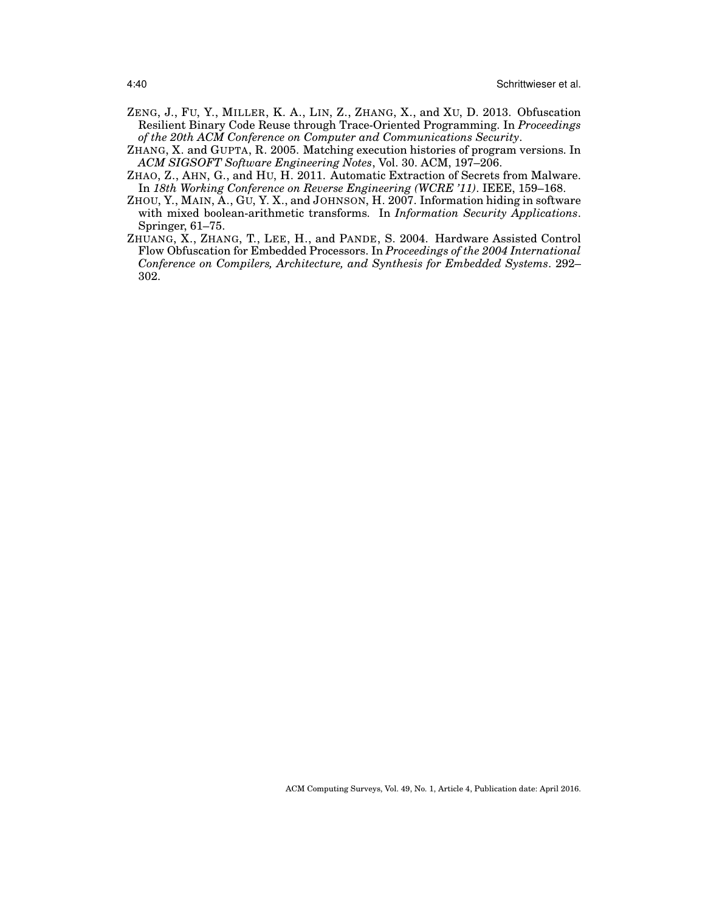ZENG, J., FU, Y., MILLER, K. A., LIN, Z., ZHANG, X., and XU, D. 2013. Obfuscation Resilient Binary Code Reuse through Trace-Oriented Programming. In *Proceedings of the 20th ACM Conference on Computer and Communications Security*.

ZHANG, X. and GUPTA, R. 2005. Matching execution histories of program versions. In *ACM SIGSOFT Software Engineering Notes*, Vol. 30. ACM, 197–206.

ZHAO, Z., AHN, G., and HU, H. 2011. Automatic Extraction of Secrets from Malware. In *18th Working Conference on Reverse Engineering (WCRE '11)*. IEEE, 159–168.

ZHOU, Y., MAIN, A., GU, Y. X., and JOHNSON, H. 2007. Information hiding in software with mixed boolean-arithmetic transforms. In *Information Security Applications*. Springer, 61–75.

ZHUANG, X., ZHANG, T., LEE, H., and PANDE, S. 2004. Hardware Assisted Control Flow Obfuscation for Embedded Processors. In *Proceedings of the 2004 International Conference on Compilers, Architecture, and Synthesis for Embedded Systems*. 292–302.